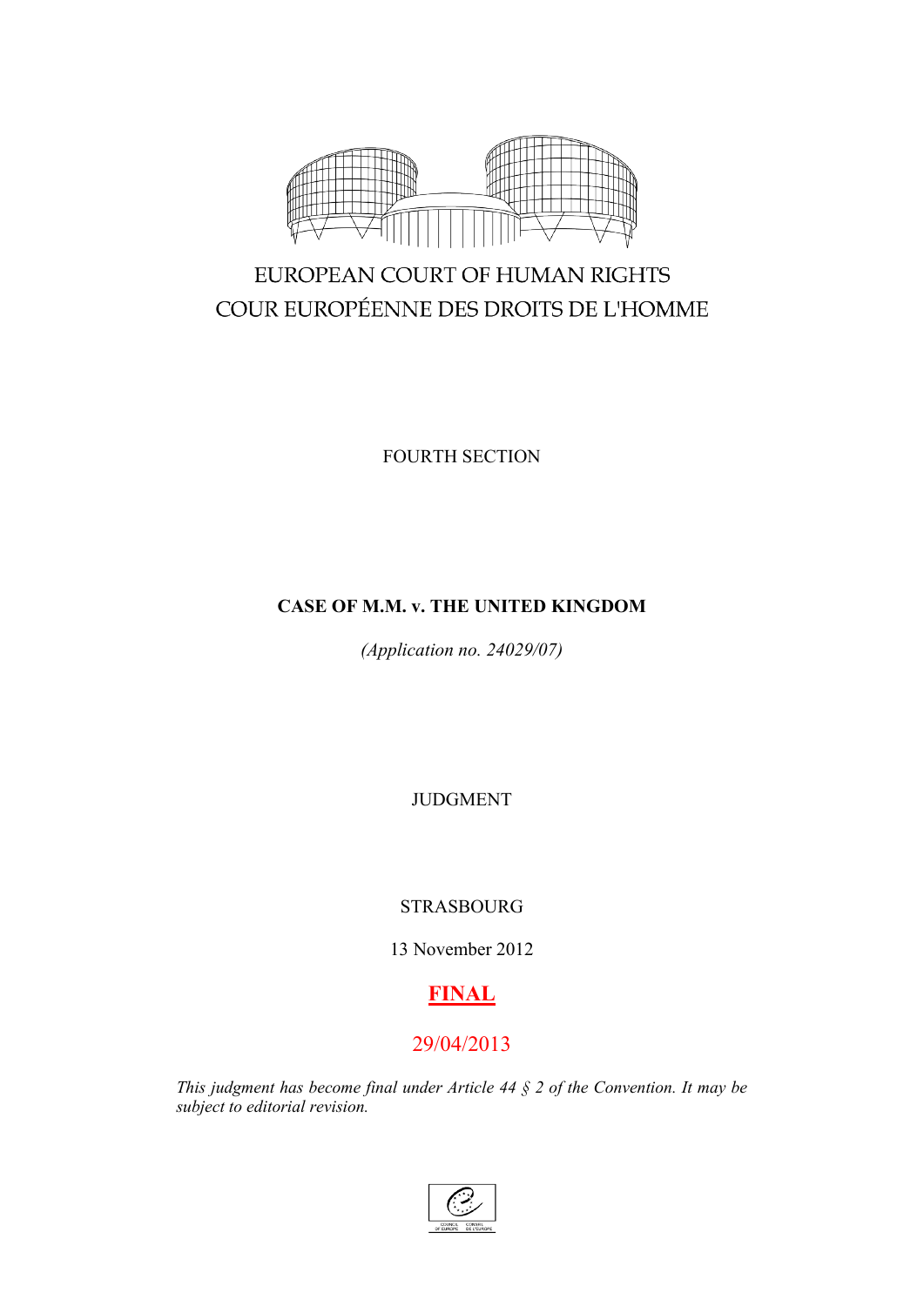EUROPEAN COURT OF HUMAN RIGHTS

COUR EUROPÉENNE DES DROITS DE L'HOMME

FOURTH SECTION

**CASE OF M.M. v. THE UNITED KINGDOM**

*(Application no. 24029/07)*

JUDGMENT

STRASBOURG

13 November 2012

**FINAL**

29/04/2013

*This judgment has become final under Article 44 § 2 of the Convention. It may be subject to editorial revision.*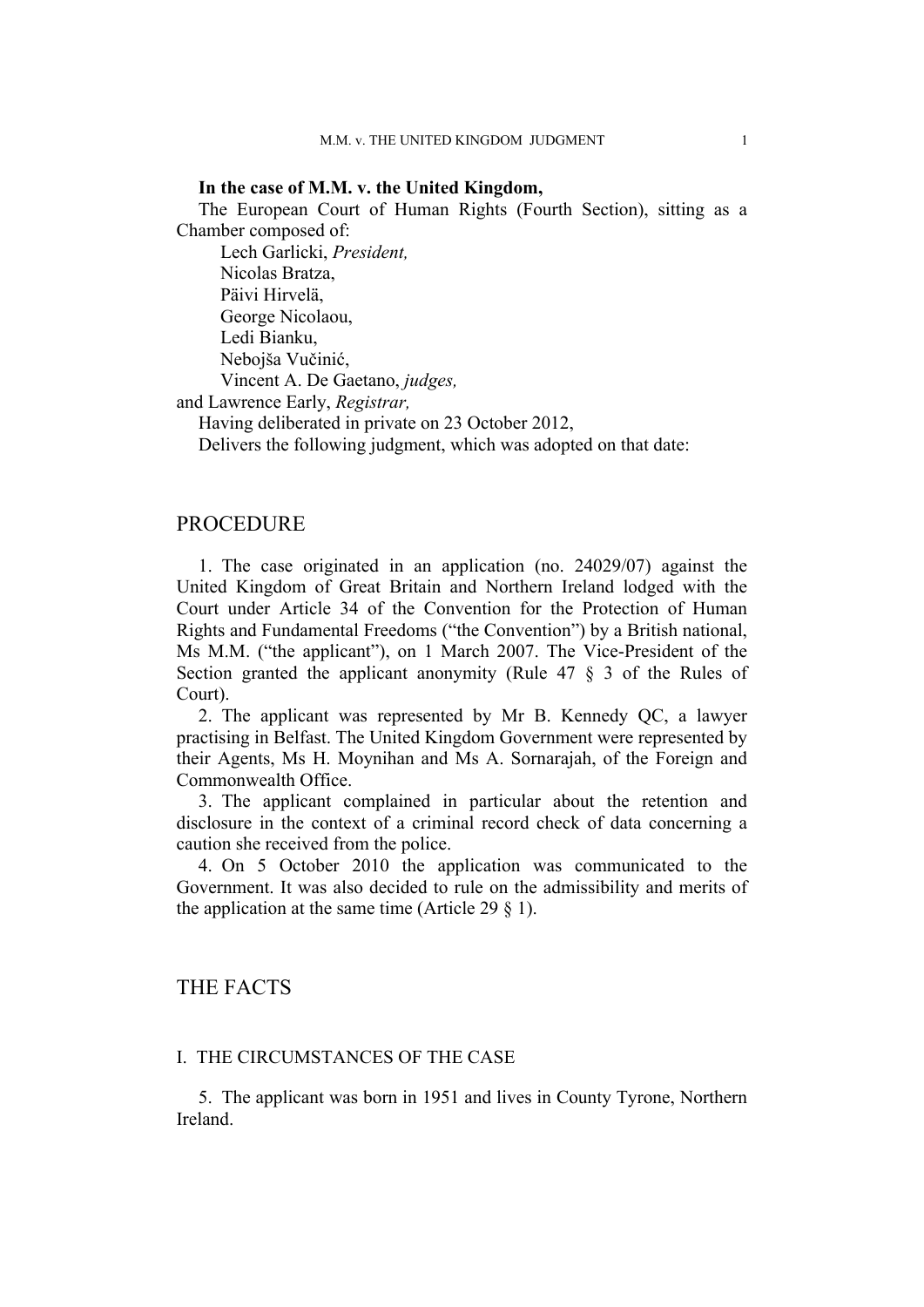**In the case of M.M. v. the United Kingdom,**

The European Court of Human Rights (Fourth Section), sitting as a Chamber composed of:

Lech Garlicki, *President,*
Nicolas Bratza,
Päivi Hirvelä,
George Nicolaou,
Ledi Bianku,
Nebojša Vučinić,
Vincent A. De Gaetano, *judges,*
and Lawrence Early, *Registrar,*

Having deliberated in private on 23 October 2012,

Delivers the following judgment, which was adopted on that date:

# PROCEDURE

1. The case originated in an application (no. 24029/07) against the United Kingdom of Great Britain and Northern Ireland lodged with the Court under Article 34 of the Convention for the Protection of Human Rights and Fundamental Freedoms ("the Convention") by a British national, Ms M.M. ("the applicant"), on 1 March 2007. The Vice-President of the Section granted the applicant anonymity (Rule 47 § 3 of the Rules of Court).

2. The applicant was represented by Mr B. Kennedy QC, a lawyer practising in Belfast. The United Kingdom Government were represented by their Agents, Ms H. Moynihan and Ms A. Sornarajah, of the Foreign and Commonwealth Office.

3. The applicant complained in particular about the retention and disclosure in the context of a criminal record check of data concerning a caution she received from the police.

4. On 5 October 2010 the application was communicated to the Government. It was also decided to rule on the admissibility and merits of the application at the same time (Article 29 § 1).

# THE FACTS

## I. THE CIRCUMSTANCES OF THE CASE

5. The applicant was born in 1951 and lives in County Tyrone, Northern Ireland.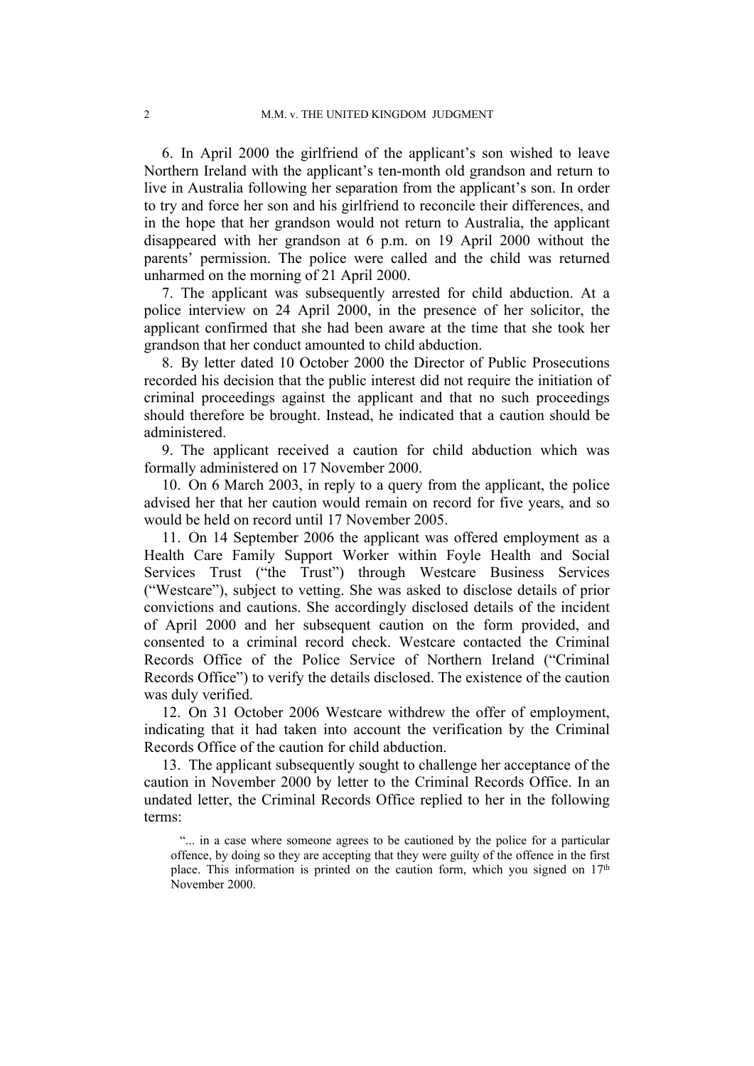6. In April 2000 the girlfriend of the applicant's son wished to leave Northern Ireland with the applicant's ten-month old grandson and return to live in Australia following her separation from the applicant's son. In order to try and force her son and his girlfriend to reconcile their differences, and in the hope that her grandson would not return to Australia, the applicant disappeared with her grandson at 6 p.m. on 19 April 2000 without the parents' permission. The police were called and the child was returned unharmed on the morning of 21 April 2000.

7. The applicant was subsequently arrested for child abduction. At a police interview on 24 April 2000, in the presence of her solicitor, the applicant confirmed that she had been aware at the time that she took her grandson that her conduct amounted to child abduction.

8. By letter dated 10 October 2000 the Director of Public Prosecutions recorded his decision that the public interest did not require the initiation of criminal proceedings against the applicant and that no such proceedings should therefore be brought. Instead, he indicated that a caution should be administered.

9. The applicant received a caution for child abduction which was formally administered on 17 November 2000.

10. On 6 March 2003, in reply to a query from the applicant, the police advised her that her caution would remain on record for five years, and so would be held on record until 17 November 2005.

11. On 14 September 2006 the applicant was offered employment as a Health Care Family Support Worker within Foyle Health and Social Services Trust ("the Trust") through Westcare Business Services ("Westcare"), subject to vetting. She was asked to disclose details of prior convictions and cautions. She accordingly disclosed details of the incident of April 2000 and her subsequent caution on the form provided, and consented to a criminal record check. Westcare contacted the Criminal Records Office of the Police Service of Northern Ireland ("Criminal Records Office") to verify the details disclosed. The existence of the caution was duly verified.

12. On 31 October 2006 Westcare withdrew the offer of employment, indicating that it had taken into account the verification by the Criminal Records Office of the caution for child abduction.

13. The applicant subsequently sought to challenge her acceptance of the caution in November 2000 by letter to the Criminal Records Office. In an undated letter, the Criminal Records Office replied to her in the following terms:

> "... in a case where someone agrees to be cautioned by the police for a particular offence, by doing so they are accepting that they were guilty of the offence in the first place. This information is printed on the caution form, which you signed on 17th November 2000.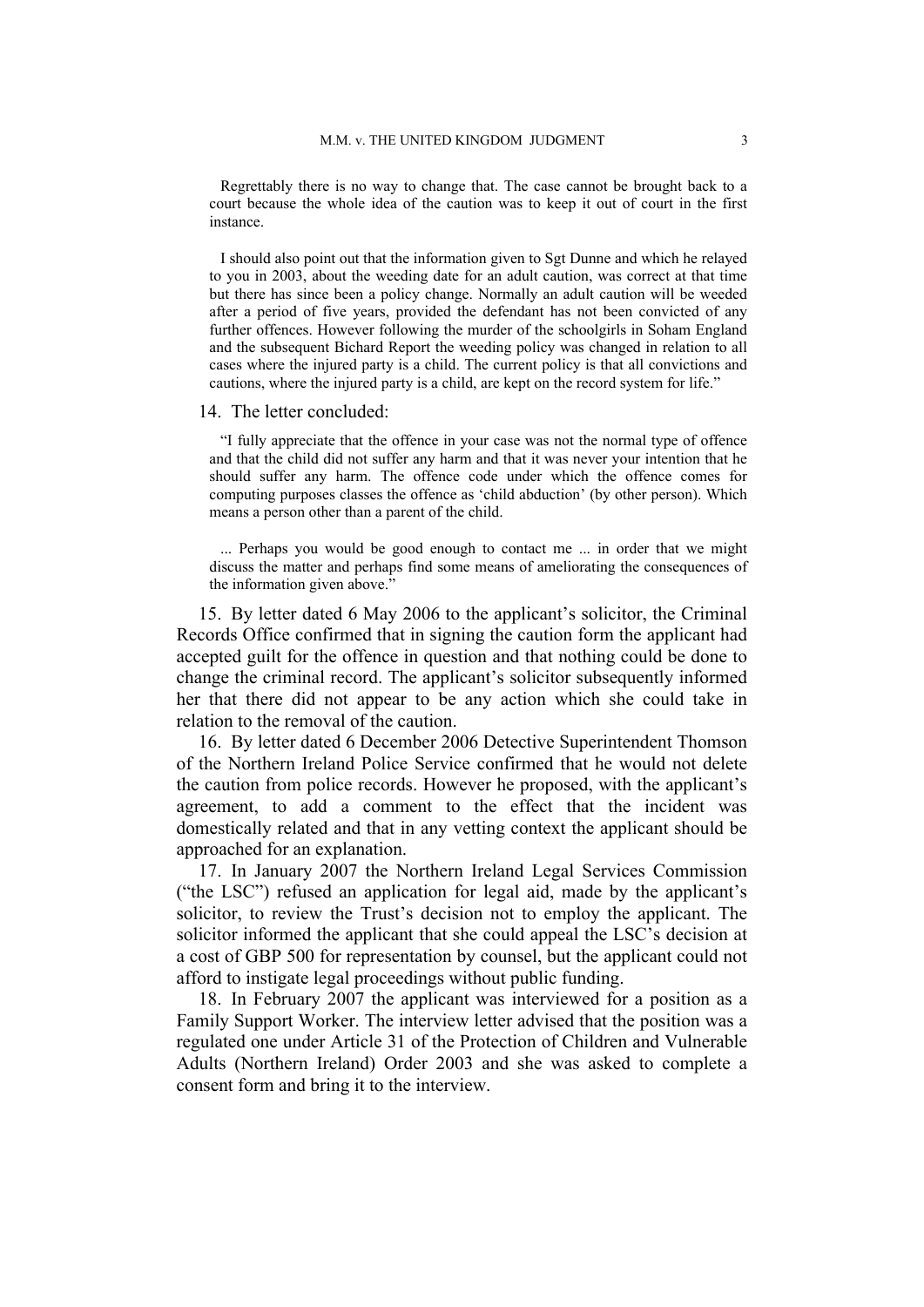Regrettably there is no way to change that. The case cannot be brought back to a court because the whole idea of the caution was to keep it out of court in the first instance.

I should also point out that the information given to Sgt Dunne and which he relayed to you in 2003, about the weeding date for an adult caution, was correct at that time but there has since been a policy change. Normally an adult caution will be weeded after a period of five years, provided the defendant has not been convicted of any further offences. However following the murder of the schoolgirls in Soham England and the subsequent Bichard Report the weeding policy was changed in relation to all cases where the injured party is a child. The current policy is that all convictions and cautions, where the injured party is a child, are kept on the record system for life."

14. The letter concluded:

"I fully appreciate that the offence in your case was not the normal type of offence and that the child did not suffer any harm and that it was never your intention that he should suffer any harm. The offence code under which the offence comes for computing purposes classes the offence as 'child abduction' (by other person). Which means a person other than a parent of the child.

... Perhaps you would be good enough to contact me ... in order that we might discuss the matter and perhaps find some means of ameliorating the consequences of the information given above."

15. By letter dated 6 May 2006 to the applicant's solicitor, the Criminal Records Office confirmed that in signing the caution form the applicant had accepted guilt for the offence in question and that nothing could be done to change the criminal record. The applicant's solicitor subsequently informed her that there did not appear to be any action which she could take in relation to the removal of the caution.

16. By letter dated 6 December 2006 Detective Superintendent Thomson of the Northern Ireland Police Service confirmed that he would not delete the caution from police records. However he proposed, with the applicant's agreement, to add a comment to the effect that the incident was domestically related and that in any vetting context the applicant should be approached for an explanation.

17. In January 2007 the Northern Ireland Legal Services Commission ("the LSC") refused an application for legal aid, made by the applicant's solicitor, to review the Trust's decision not to employ the applicant. The solicitor informed the applicant that she could appeal the LSC's decision at a cost of GBP 500 for representation by counsel, but the applicant could not afford to instigate legal proceedings without public funding.

18. In February 2007 the applicant was interviewed for a position as a Family Support Worker. The interview letter advised that the position was a regulated one under Article 31 of the Protection of Children and Vulnerable Adults (Northern Ireland) Order 2003 and she was asked to complete a consent form and bring it to the interview.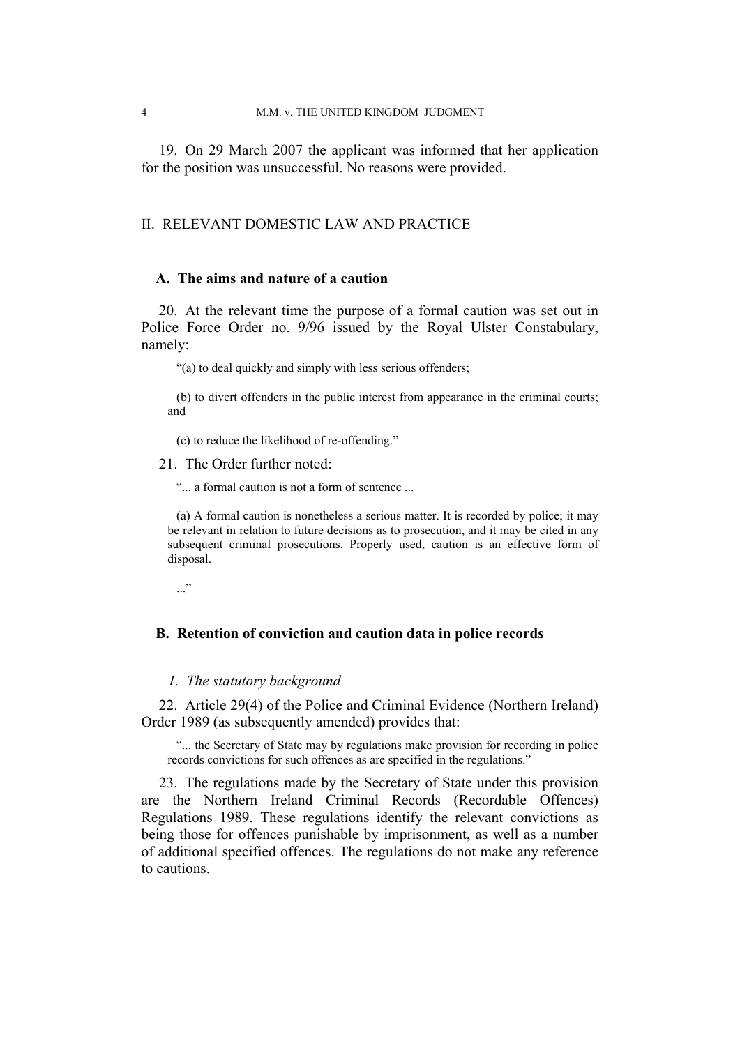19. On 29 March 2007 the applicant was informed that her application for the position was unsuccessful. No reasons were provided.

## II. RELEVANT DOMESTIC LAW AND PRACTICE

### A. The aims and nature of a caution

20. At the relevant time the purpose of a formal caution was set out in Police Force Order no. 9/96 issued by the Royal Ulster Constabulary, namely:

> "(a) to deal quickly and simply with less serious offenders;
>
> (b) to divert offenders in the public interest from appearance in the criminal courts; and
>
> (c) to reduce the likelihood of re-offending."

21. The Order further noted:

> "... a formal caution is not a form of sentence ...
>
> (a) A formal caution is nonetheless a serious matter. It is recorded by police; it may be relevant in relation to future decisions as to prosecution, and it may be cited in any subsequent criminal prosecutions. Properly used, caution is an effective form of disposal.
>
> ..."

### B. Retention of conviction and caution data in police records

#### *1. The statutory background*

22. Article 29(4) of the Police and Criminal Evidence (Northern Ireland) Order 1989 (as subsequently amended) provides that:

> "... the Secretary of State may by regulations make provision for recording in police records convictions for such offences as are specified in the regulations."

23. The regulations made by the Secretary of State under this provision are the Northern Ireland Criminal Records (Recordable Offences) Regulations 1989. These regulations identify the relevant convictions as being those for offences punishable by imprisonment, as well as a number of additional specified offences. The regulations do not make any reference to cautions.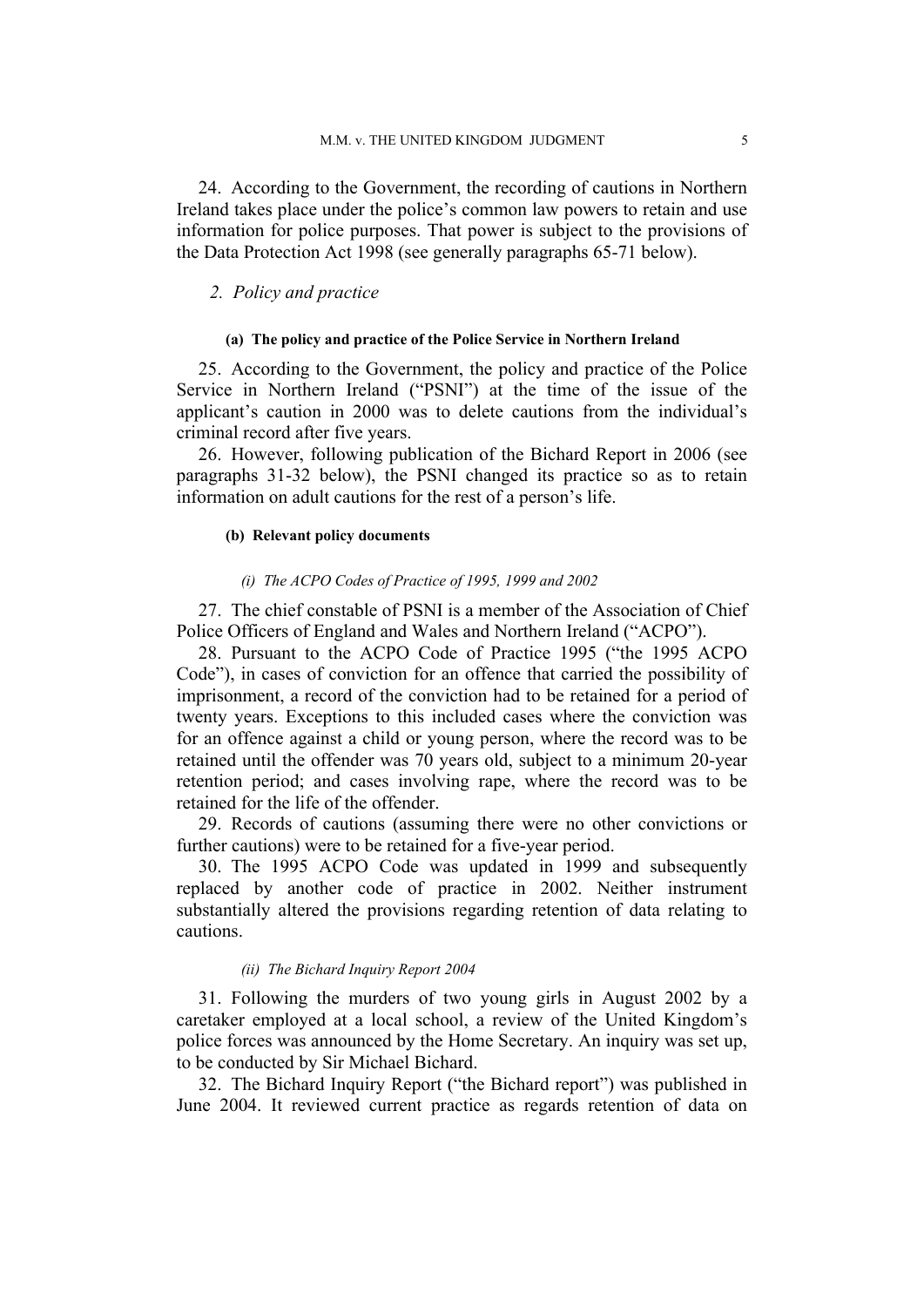24. According to the Government, the recording of cautions in Northern Ireland takes place under the police's common law powers to retain and use information for police purposes. That power is subject to the provisions of the Data Protection Act 1998 (see generally paragraphs 65-71 below).

### *2. Policy and practice*

#### (a) The policy and practice of the Police Service in Northern Ireland

25. According to the Government, the policy and practice of the Police Service in Northern Ireland ("PSNI") at the time of the issue of the applicant's caution in 2000 was to delete cautions from the individual's criminal record after five years.

26. However, following publication of the Bichard Report in 2006 (see paragraphs 31-32 below), the PSNI changed its practice so as to retain information on adult cautions for the rest of a person's life.

#### (b) Relevant policy documents

##### *(i) The ACPO Codes of Practice of 1995, 1999 and 2002*

27. The chief constable of PSNI is a member of the Association of Chief Police Officers of England and Wales and Northern Ireland ("ACPO").

28. Pursuant to the ACPO Code of Practice 1995 ("the 1995 ACPO Code"), in cases of conviction for an offence that carried the possibility of imprisonment, a record of the conviction had to be retained for a period of twenty years. Exceptions to this included cases where the conviction was for an offence against a child or young person, where the record was to be retained until the offender was 70 years old, subject to a minimum 20-year retention period; and cases involving rape, where the record was to be retained for the life of the offender.

29. Records of cautions (assuming there were no other convictions or further cautions) were to be retained for a five-year period.

30. The 1995 ACPO Code was updated in 1999 and subsequently replaced by another code of practice in 2002. Neither instrument substantially altered the provisions regarding retention of data relating to cautions.

##### *(ii) The Bichard Inquiry Report 2004*

31. Following the murders of two young girls in August 2002 by a caretaker employed at a local school, a review of the United Kingdom's police forces was announced by the Home Secretary. An inquiry was set up, to be conducted by Sir Michael Bichard.

32. The Bichard Inquiry Report ("the Bichard report") was published in June 2004. It reviewed current practice as regards retention of data on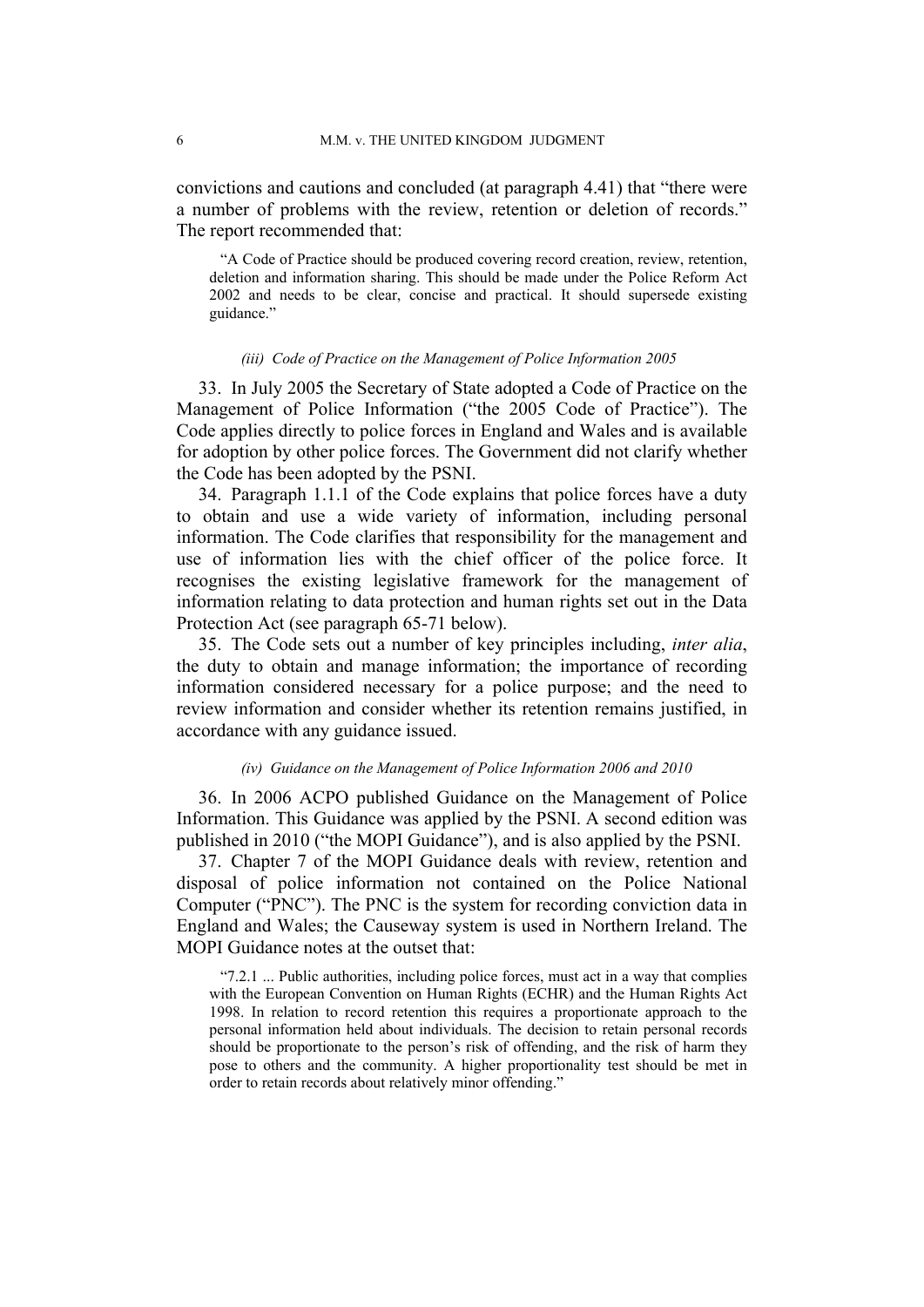convictions and cautions and concluded (at paragraph 4.41) that "there were a number of problems with the review, retention or deletion of records." The report recommended that:

> "A Code of Practice should be produced covering record creation, review, retention, deletion and information sharing. This should be made under the Police Reform Act 2002 and needs to be clear, concise and practical. It should supersede existing guidance."

#### *(iii) Code of Practice on the Management of Police Information 2005*

33. In July 2005 the Secretary of State adopted a Code of Practice on the Management of Police Information ("the 2005 Code of Practice"). The Code applies directly to police forces in England and Wales and is available for adoption by other police forces. The Government did not clarify whether the Code has been adopted by the PSNI.

34. Paragraph 1.1.1 of the Code explains that police forces have a duty to obtain and use a wide variety of information, including personal information. The Code clarifies that responsibility for the management and use of information lies with the chief officer of the police force. It recognises the existing legislative framework for the management of information relating to data protection and human rights set out in the Data Protection Act (see paragraph 65-71 below).

35. The Code sets out a number of key principles including, *inter alia*, the duty to obtain and manage information; the importance of recording information considered necessary for a police purpose; and the need to review information and consider whether its retention remains justified, in accordance with any guidance issued.

#### *(iv) Guidance on the Management of Police Information 2006 and 2010*

36. In 2006 ACPO published Guidance on the Management of Police Information. This Guidance was applied by the PSNI. A second edition was published in 2010 ("the MOPI Guidance"), and is also applied by the PSNI.

37. Chapter 7 of the MOPI Guidance deals with review, retention and disposal of police information not contained on the Police National Computer ("PNC"). The PNC is the system for recording conviction data in England and Wales; the Causeway system is used in Northern Ireland. The MOPI Guidance notes at the outset that:

> "7.2.1 ... Public authorities, including police forces, must act in a way that complies with the European Convention on Human Rights (ECHR) and the Human Rights Act 1998. In relation to record retention this requires a proportionate approach to the personal information held about individuals. The decision to retain personal records should be proportionate to the person's risk of offending, and the risk of harm they pose to others and the community. A higher proportionality test should be met in order to retain records about relatively minor offending."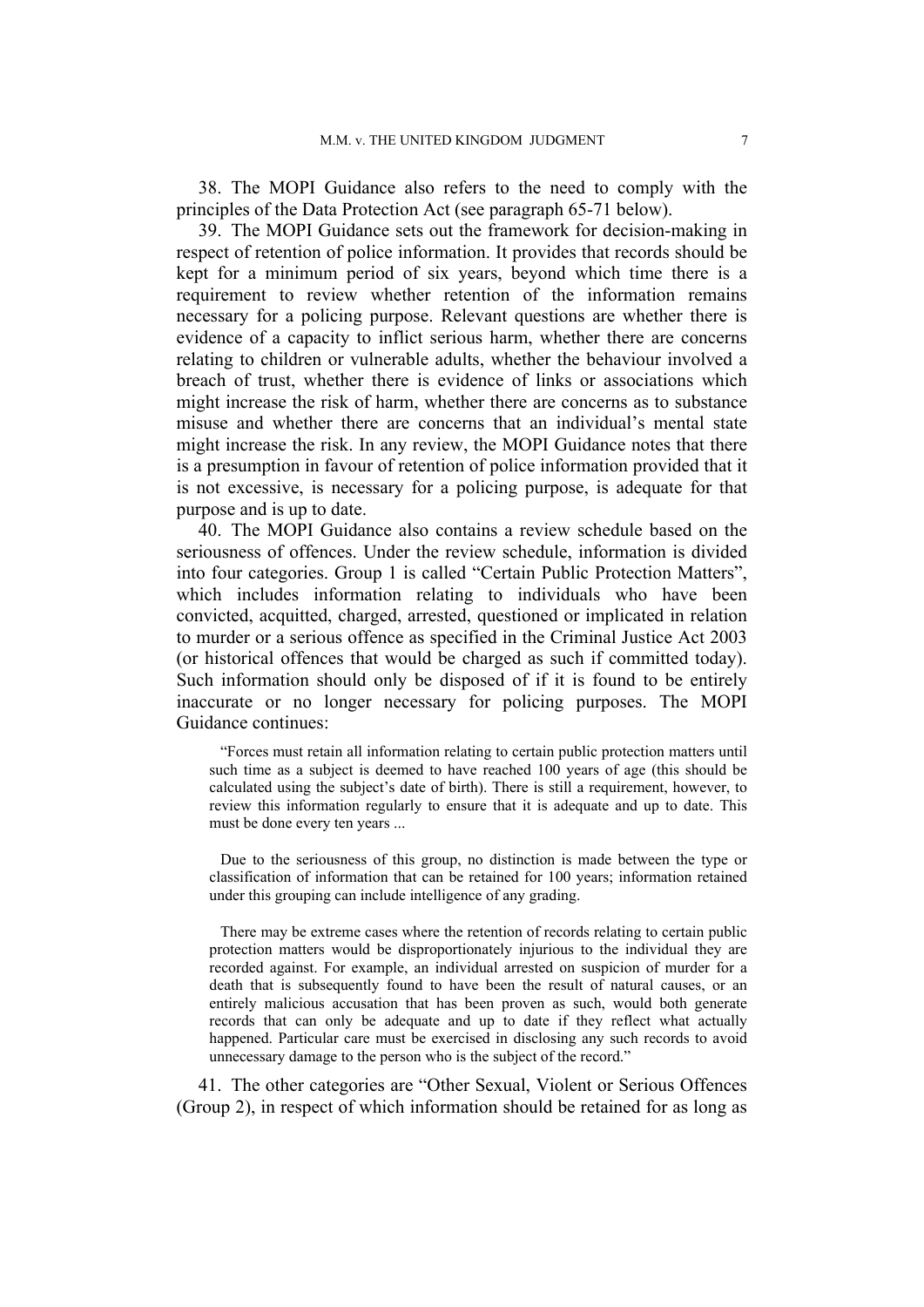38. The MOPI Guidance also refers to the need to comply with the principles of the Data Protection Act (see paragraph 65-71 below).

39. The MOPI Guidance sets out the framework for decision-making in respect of retention of police information. It provides that records should be kept for a minimum period of six years, beyond which time there is a requirement to review whether retention of the information remains necessary for a policing purpose. Relevant questions are whether there is evidence of a capacity to inflict serious harm, whether there are concerns relating to children or vulnerable adults, whether the behaviour involved a breach of trust, whether there is evidence of links or associations which might increase the risk of harm, whether there are concerns as to substance misuse and whether there are concerns that an individual's mental state might increase the risk. In any review, the MOPI Guidance notes that there is a presumption in favour of retention of police information provided that it is not excessive, is necessary for a policing purpose, is adequate for that purpose and is up to date.

40. The MOPI Guidance also contains a review schedule based on the seriousness of offences. Under the review schedule, information is divided into four categories. Group 1 is called "Certain Public Protection Matters", which includes information relating to individuals who have been convicted, acquitted, charged, arrested, questioned or implicated in relation to murder or a serious offence as specified in the Criminal Justice Act 2003 (or historical offences that would be charged as such if committed today). Such information should only be disposed of if it is found to be entirely inaccurate or no longer necessary for policing purposes. The MOPI Guidance continues:

> "Forces must retain all information relating to certain public protection matters until such time as a subject is deemed to have reached 100 years of age (this should be calculated using the subject's date of birth). There is still a requirement, however, to review this information regularly to ensure that it is adequate and up to date. This must be done every ten years ...
>
> Due to the seriousness of this group, no distinction is made between the type or classification of information that can be retained for 100 years; information retained under this grouping can include intelligence of any grading.
>
> There may be extreme cases where the retention of records relating to certain public protection matters would be disproportionately injurious to the individual they are recorded against. For example, an individual arrested on suspicion of murder for a death that is subsequently found to have been the result of natural causes, or an entirely malicious accusation that has been proven as such, would both generate records that can only be adequate and up to date if they reflect what actually happened. Particular care must be exercised in disclosing any such records to avoid unnecessary damage to the person who is the subject of the record."

41. The other categories are "Other Sexual, Violent or Serious Offences (Group 2), in respect of which information should be retained for as long as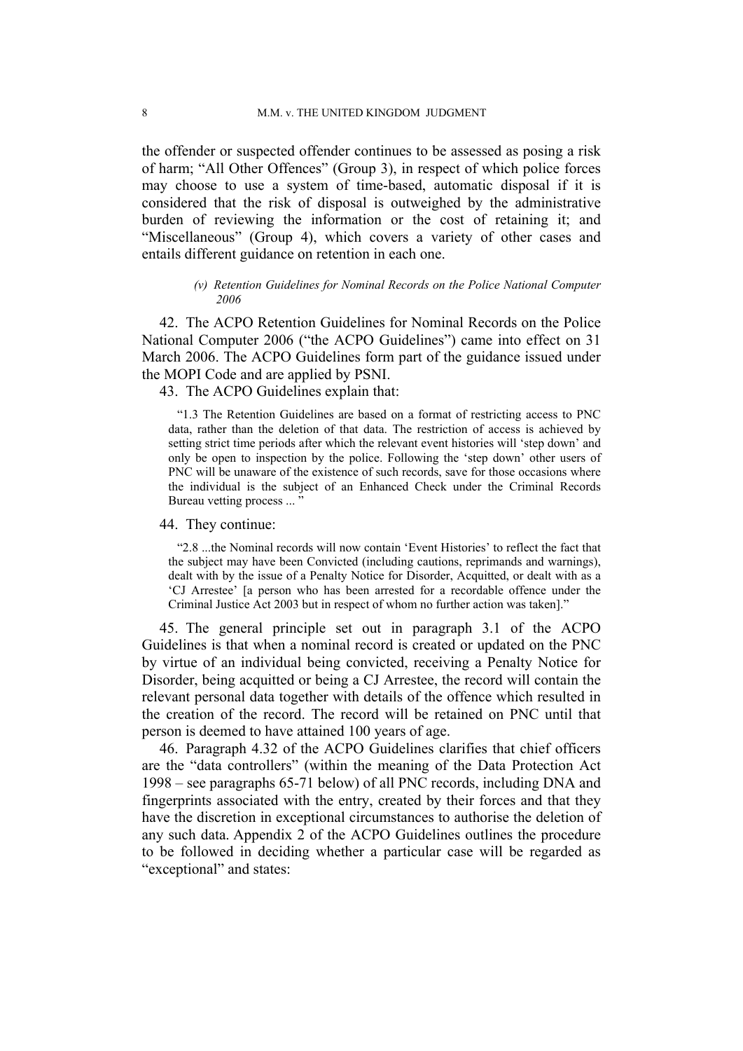the offender or suspected offender continues to be assessed as posing a risk of harm; "All Other Offences" (Group 3), in respect of which police forces may choose to use a system of time-based, automatic disposal if it is considered that the risk of disposal is outweighed by the administrative burden of reviewing the information or the cost of retaining it; and "Miscellaneous" (Group 4), which covers a variety of other cases and entails different guidance on retention in each one.

*(v) Retention Guidelines for Nominal Records on the Police National Computer 2006*

42. The ACPO Retention Guidelines for Nominal Records on the Police National Computer 2006 ("the ACPO Guidelines") came into effect on 31 March 2006. The ACPO Guidelines form part of the guidance issued under the MOPI Code and are applied by PSNI.

43. The ACPO Guidelines explain that:

> "1.3 The Retention Guidelines are based on a format of restricting access to PNC data, rather than the deletion of that data. The restriction of access is achieved by setting strict time periods after which the relevant event histories will 'step down' and only be open to inspection by the police. Following the 'step down' other users of PNC will be unaware of the existence of such records, save for those occasions where the individual is the subject of an Enhanced Check under the Criminal Records Bureau vetting process ... "

44. They continue:

> "2.8 ...the Nominal records will now contain 'Event Histories' to reflect the fact that the subject may have been Convicted (including cautions, reprimands and warnings), dealt with by the issue of a Penalty Notice for Disorder, Acquitted, or dealt with as a 'CJ Arrestee' [a person who has been arrested for a recordable offence under the Criminal Justice Act 2003 but in respect of whom no further action was taken]."

45. The general principle set out in paragraph 3.1 of the ACPO Guidelines is that when a nominal record is created or updated on the PNC by virtue of an individual being convicted, receiving a Penalty Notice for Disorder, being acquitted or being a CJ Arrestee, the record will contain the relevant personal data together with details of the offence which resulted in the creation of the record. The record will be retained on PNC until that person is deemed to have attained 100 years of age.

46. Paragraph 4.32 of the ACPO Guidelines clarifies that chief officers are the "data controllers" (within the meaning of the Data Protection Act 1998 – see paragraphs 65-71 below) of all PNC records, including DNA and fingerprints associated with the entry, created by their forces and that they have the discretion in exceptional circumstances to authorise the deletion of any such data. Appendix 2 of the ACPO Guidelines outlines the procedure to be followed in deciding whether a particular case will be regarded as "exceptional" and states: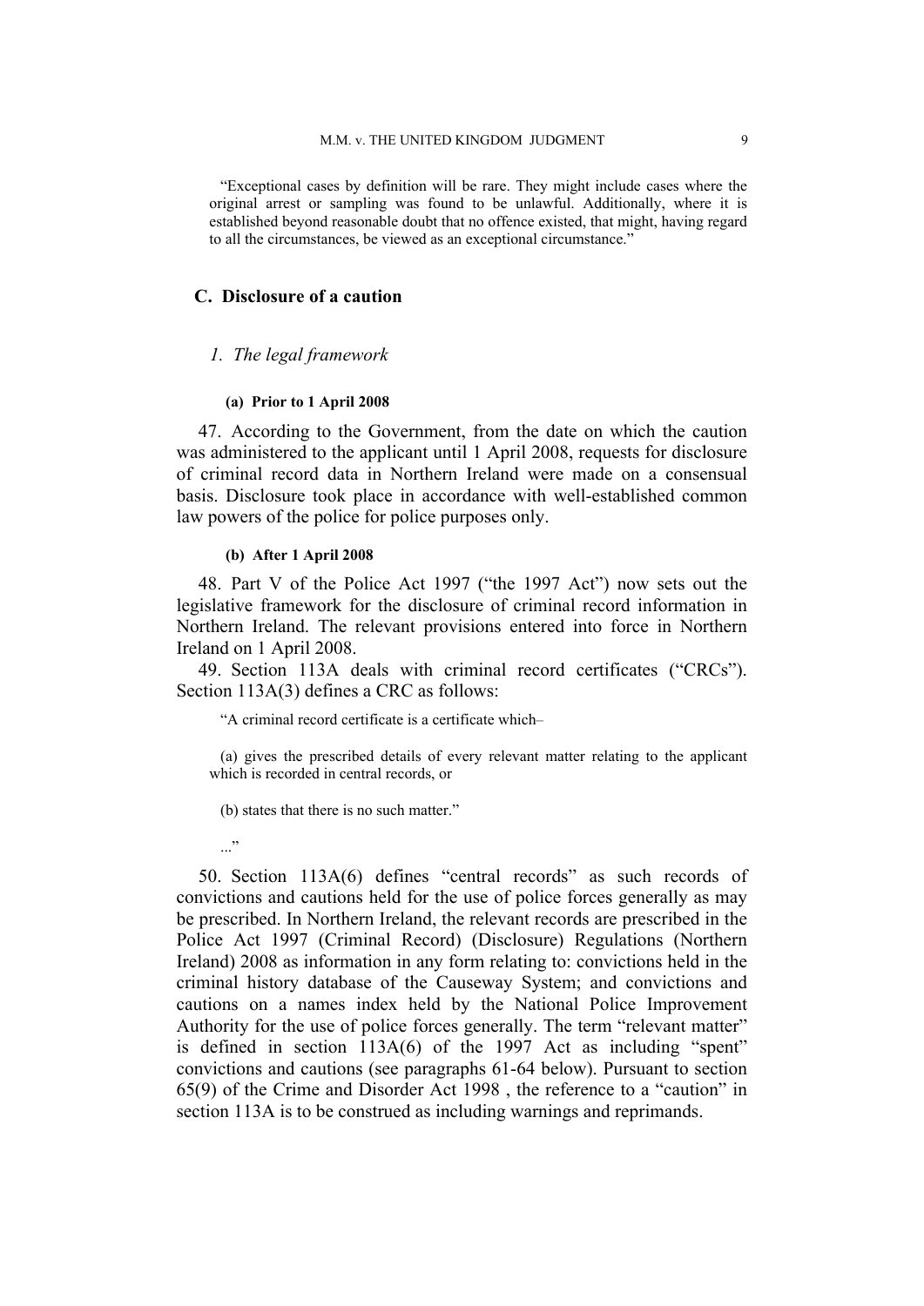"Exceptional cases by definition will be rare. They might include cases where the original arrest or sampling was found to be unlawful. Additionally, where it is established beyond reasonable doubt that no offence existed, that might, having regard to all the circumstances, be viewed as an exceptional circumstance."

## C. Disclosure of a caution

### *1. The legal framework*

#### (a) Prior to 1 April 2008

47. According to the Government, from the date on which the caution was administered to the applicant until 1 April 2008, requests for disclosure of criminal record data in Northern Ireland were made on a consensual basis. Disclosure took place in accordance with well-established common law powers of the police for police purposes only.

#### (b) After 1 April 2008

48. Part V of the Police Act 1997 ("the 1997 Act") now sets out the legislative framework for the disclosure of criminal record information in Northern Ireland. The relevant provisions entered into force in Northern Ireland on 1 April 2008.

49. Section 113A deals with criminal record certificates ("CRCs"). Section 113A(3) defines a CRC as follows:

> "A criminal record certificate is a certificate which–
>
> (a) gives the prescribed details of every relevant matter relating to the applicant which is recorded in central records, or
>
> (b) states that there is no such matter."
>
> ..."

50. Section 113A(6) defines "central records" as such records of convictions and cautions held for the use of police forces generally as may be prescribed. In Northern Ireland, the relevant records are prescribed in the Police Act 1997 (Criminal Record) (Disclosure) Regulations (Northern Ireland) 2008 as information in any form relating to: convictions held in the criminal history database of the Causeway System; and convictions and cautions on a names index held by the National Police Improvement Authority for the use of police forces generally. The term "relevant matter" is defined in section 113A(6) of the 1997 Act as including "spent" convictions and cautions (see paragraphs 61-64 below). Pursuant to section 65(9) of the Crime and Disorder Act 1998 , the reference to a "caution" in section 113A is to be construed as including warnings and reprimands.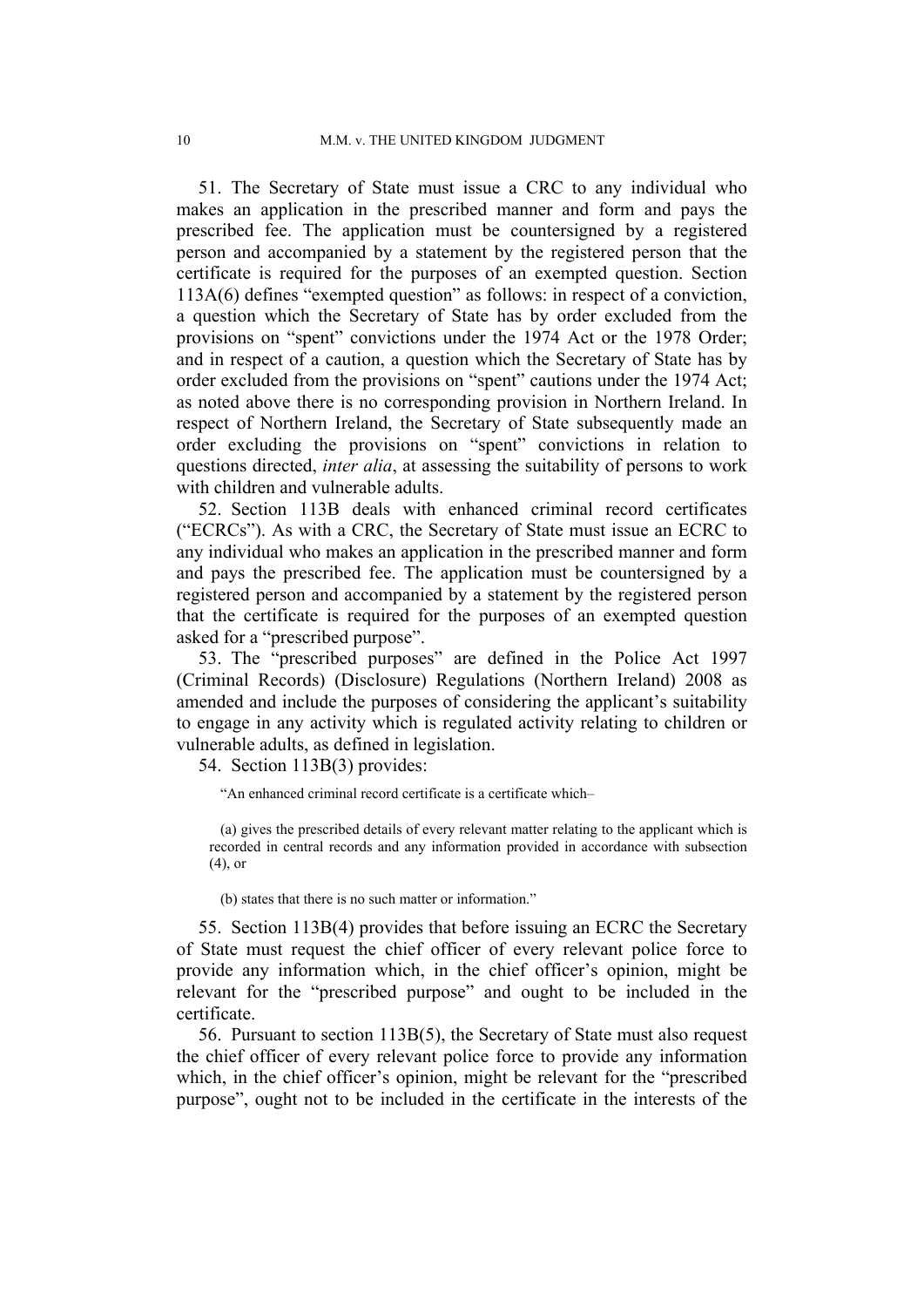51. The Secretary of State must issue a CRC to any individual who makes an application in the prescribed manner and form and pays the prescribed fee. The application must be countersigned by a registered person and accompanied by a statement by the registered person that the certificate is required for the purposes of an exempted question. Section 113A(6) defines "exempted question" as follows: in respect of a conviction, a question which the Secretary of State has by order excluded from the provisions on "spent" convictions under the 1974 Act or the 1978 Order; and in respect of a caution, a question which the Secretary of State has by order excluded from the provisions on "spent" cautions under the 1974 Act; as noted above there is no corresponding provision in Northern Ireland. In respect of Northern Ireland, the Secretary of State subsequently made an order excluding the provisions on "spent" convictions in relation to questions directed, *inter alia*, at assessing the suitability of persons to work with children and vulnerable adults.

52. Section 113B deals with enhanced criminal record certificates ("ECRCs"). As with a CRC, the Secretary of State must issue an ECRC to any individual who makes an application in the prescribed manner and form and pays the prescribed fee. The application must be countersigned by a registered person and accompanied by a statement by the registered person that the certificate is required for the purposes of an exempted question asked for a "prescribed purpose".

53. The "prescribed purposes" are defined in the Police Act 1997 (Criminal Records) (Disclosure) Regulations (Northern Ireland) 2008 as amended and include the purposes of considering the applicant's suitability to engage in any activity which is regulated activity relating to children or vulnerable adults, as defined in legislation.

54. Section 113B(3) provides:

> "An enhanced criminal record certificate is a certificate which–
>
> (a) gives the prescribed details of every relevant matter relating to the applicant which is recorded in central records and any information provided in accordance with subsection (4), or
>
> (b) states that there is no such matter or information."

55. Section 113B(4) provides that before issuing an ECRC the Secretary of State must request the chief officer of every relevant police force to provide any information which, in the chief officer's opinion, might be relevant for the "prescribed purpose" and ought to be included in the certificate.

56. Pursuant to section 113B(5), the Secretary of State must also request the chief officer of every relevant police force to provide any information which, in the chief officer's opinion, might be relevant for the "prescribed purpose", ought not to be included in the certificate in the interests of the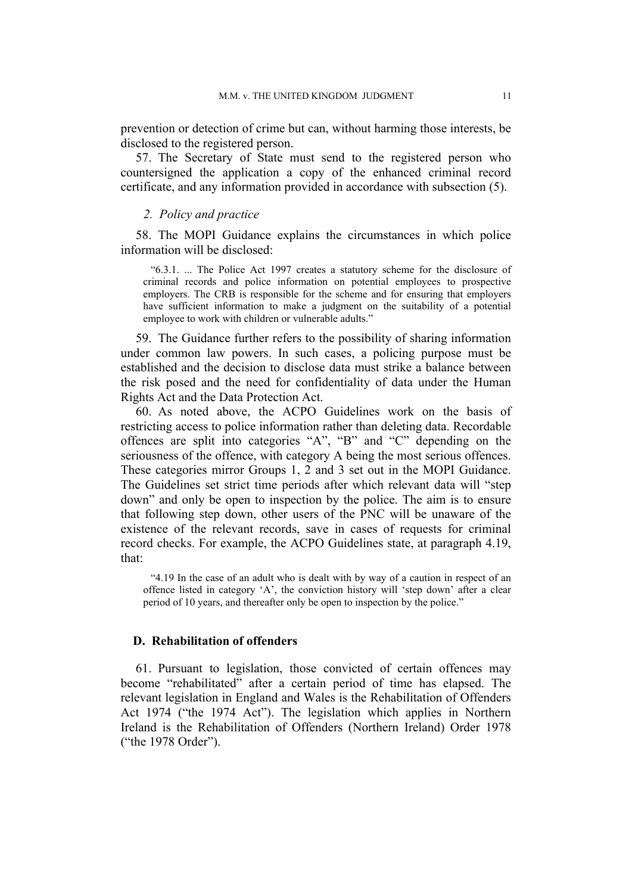prevention or detection of crime but can, without harming those interests, be disclosed to the registered person.

57. The Secretary of State must send to the registered person who countersigned the application a copy of the enhanced criminal record certificate, and any information provided in accordance with subsection (5).

### *2. Policy and practice*

58. The MOPI Guidance explains the circumstances in which police information will be disclosed:

> "6.3.1. ... The Police Act 1997 creates a statutory scheme for the disclosure of criminal records and police information on potential employees to prospective employers. The CRB is responsible for the scheme and for ensuring that employers have sufficient information to make a judgment on the suitability of a potential employee to work with children or vulnerable adults."

59. The Guidance further refers to the possibility of sharing information under common law powers. In such cases, a policing purpose must be established and the decision to disclose data must strike a balance between the risk posed and the need for confidentiality of data under the Human Rights Act and the Data Protection Act.

60. As noted above, the ACPO Guidelines work on the basis of restricting access to police information rather than deleting data. Recordable offences are split into categories "A", "B" and "C" depending on the seriousness of the offence, with category A being the most serious offences. These categories mirror Groups 1, 2 and 3 set out in the MOPI Guidance. The Guidelines set strict time periods after which relevant data will "step down" and only be open to inspection by the police. The aim is to ensure that following step down, other users of the PNC will be unaware of the existence of the relevant records, save in cases of requests for criminal record checks. For example, the ACPO Guidelines state, at paragraph 4.19, that:

> "4.19 In the case of an adult who is dealt with by way of a caution in respect of an offence listed in category 'A', the conviction history will 'step down' after a clear period of 10 years, and thereafter only be open to inspection by the police."

## D. Rehabilitation of offenders

61. Pursuant to legislation, those convicted of certain offences may become "rehabilitated" after a certain period of time has elapsed. The relevant legislation in England and Wales is the Rehabilitation of Offenders Act 1974 ("the 1974 Act"). The legislation which applies in Northern Ireland is the Rehabilitation of Offenders (Northern Ireland) Order 1978 ("the 1978 Order").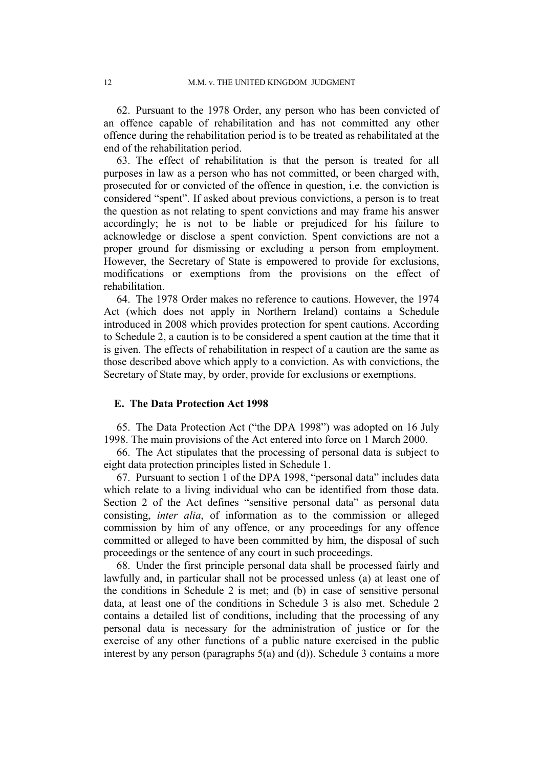62. Pursuant to the 1978 Order, any person who has been convicted of an offence capable of rehabilitation and has not committed any other offence during the rehabilitation period is to be treated as rehabilitated at the end of the rehabilitation period.

63. The effect of rehabilitation is that the person is treated for all purposes in law as a person who has not committed, or been charged with, prosecuted for or convicted of the offence in question, i.e. the conviction is considered "spent". If asked about previous convictions, a person is to treat the question as not relating to spent convictions and may frame his answer accordingly; he is not to be liable or prejudiced for his failure to acknowledge or disclose a spent conviction. Spent convictions are not a proper ground for dismissing or excluding a person from employment. However, the Secretary of State is empowered to provide for exclusions, modifications or exemptions from the provisions on the effect of rehabilitation.

64. The 1978 Order makes no reference to cautions. However, the 1974 Act (which does not apply in Northern Ireland) contains a Schedule introduced in 2008 which provides protection for spent cautions. According to Schedule 2, a caution is to be considered a spent caution at the time that it is given. The effects of rehabilitation in respect of a caution are the same as those described above which apply to a conviction. As with convictions, the Secretary of State may, by order, provide for exclusions or exemptions.

## E. The Data Protection Act 1998

65. The Data Protection Act ("the DPA 1998") was adopted on 16 July 1998. The main provisions of the Act entered into force on 1 March 2000.

66. The Act stipulates that the processing of personal data is subject to eight data protection principles listed in Schedule 1.

67. Pursuant to section 1 of the DPA 1998, "personal data" includes data which relate to a living individual who can be identified from those data. Section 2 of the Act defines "sensitive personal data" as personal data consisting, *inter alia*, of information as to the commission or alleged commission by him of any offence, or any proceedings for any offence committed or alleged to have been committed by him, the disposal of such proceedings or the sentence of any court in such proceedings.

68. Under the first principle personal data shall be processed fairly and lawfully and, in particular shall not be processed unless (a) at least one of the conditions in Schedule 2 is met; and (b) in case of sensitive personal data, at least one of the conditions in Schedule 3 is also met. Schedule 2 contains a detailed list of conditions, including that the processing of any personal data is necessary for the administration of justice or for the exercise of any other functions of a public nature exercised in the public interest by any person (paragraphs 5(a) and (d)). Schedule 3 contains a more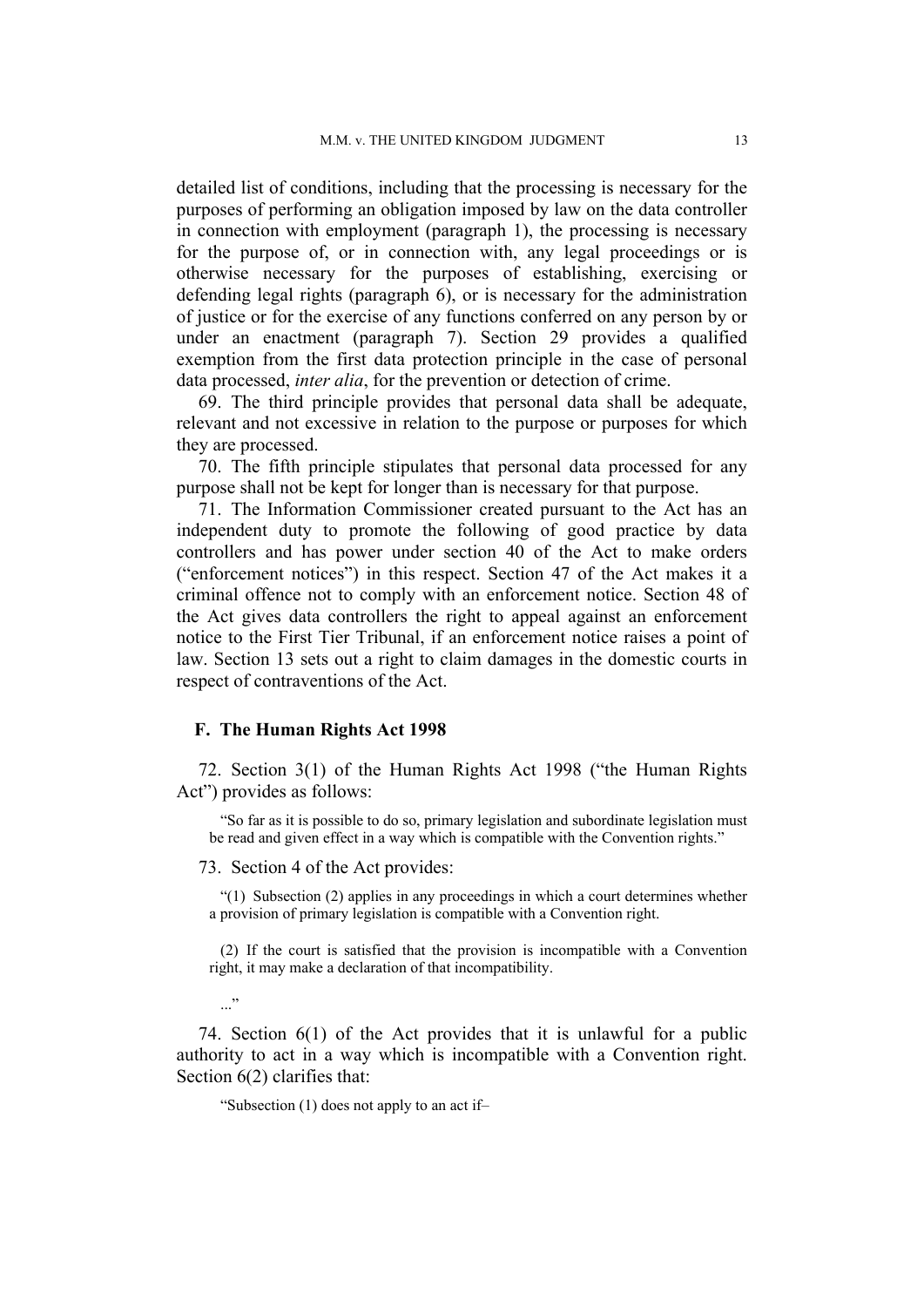detailed list of conditions, including that the processing is necessary for the purposes of performing an obligation imposed by law on the data controller in connection with employment (paragraph 1), the processing is necessary for the purpose of, or in connection with, any legal proceedings or is otherwise necessary for the purposes of establishing, exercising or defending legal rights (paragraph 6), or is necessary for the administration of justice or for the exercise of any functions conferred on any person by or under an enactment (paragraph 7). Section 29 provides a qualified exemption from the first data protection principle in the case of personal data processed, *inter alia*, for the prevention or detection of crime.

69. The third principle provides that personal data shall be adequate, relevant and not excessive in relation to the purpose or purposes for which they are processed.

70. The fifth principle stipulates that personal data processed for any purpose shall not be kept for longer than is necessary for that purpose.

71. The Information Commissioner created pursuant to the Act has an independent duty to promote the following of good practice by data controllers and has power under section 40 of the Act to make orders ("enforcement notices") in this respect. Section 47 of the Act makes it a criminal offence not to comply with an enforcement notice. Section 48 of the Act gives data controllers the right to appeal against an enforcement notice to the First Tier Tribunal, if an enforcement notice raises a point of law. Section 13 sets out a right to claim damages in the domestic courts in respect of contraventions of the Act.

## F. The Human Rights Act 1998

72. Section 3(1) of the Human Rights Act 1998 ("the Human Rights Act") provides as follows:

> "So far as it is possible to do so, primary legislation and subordinate legislation must be read and given effect in a way which is compatible with the Convention rights."

73. Section 4 of the Act provides:

> "(1) Subsection (2) applies in any proceedings in which a court determines whether a provision of primary legislation is compatible with a Convention right.
>
> (2) If the court is satisfied that the provision is incompatible with a Convention right, it may make a declaration of that incompatibility.
>
> ..."

74. Section 6(1) of the Act provides that it is unlawful for a public authority to act in a way which is incompatible with a Convention right. Section 6(2) clarifies that:

> "Subsection (1) does not apply to an act if–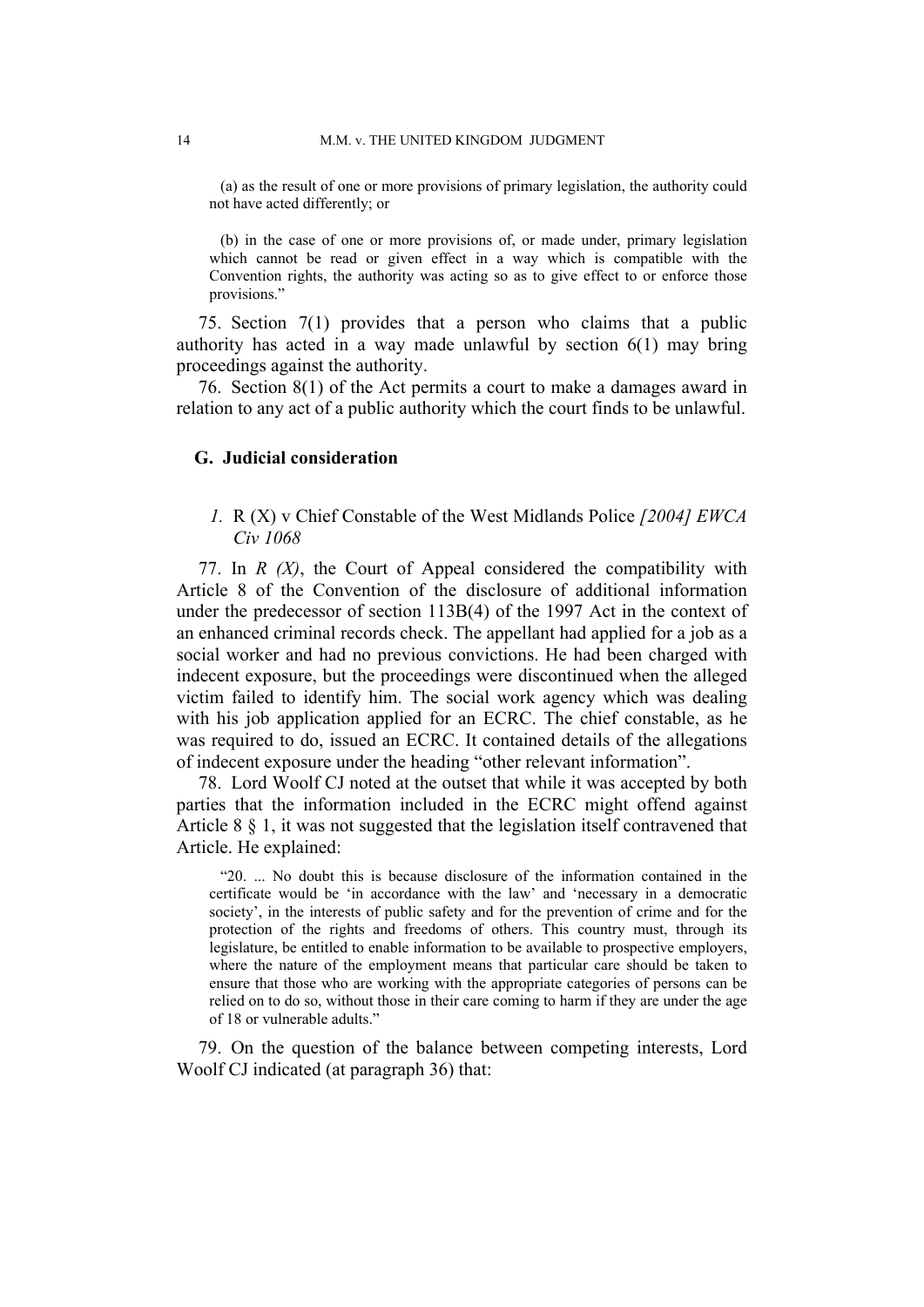(a) as the result of one or more provisions of primary legislation, the authority could not have acted differently; or

(b) in the case of one or more provisions of, or made under, primary legislation which cannot be read or given effect in a way which is compatible with the Convention rights, the authority was acting so as to give effect to or enforce those provisions."

75. Section 7(1) provides that a person who claims that a public authority has acted in a way made unlawful by section 6(1) may bring proceedings against the authority.

76. Section 8(1) of the Act permits a court to make a damages award in relation to any act of a public authority which the court finds to be unlawful.

### G. Judicial consideration

#### *1.* R (X) v Chief Constable of the West Midlands Police *[2004] EWCA Civ 1068*

77. In *R (X)*, the Court of Appeal considered the compatibility with Article 8 of the Convention of the disclosure of additional information under the predecessor of section 113B(4) of the 1997 Act in the context of an enhanced criminal records check. The appellant had applied for a job as a social worker and had no previous convictions. He had been charged with indecent exposure, but the proceedings were discontinued when the alleged victim failed to identify him. The social work agency which was dealing with his job application applied for an ECRC. The chief constable, as he was required to do, issued an ECRC. It contained details of the allegations of indecent exposure under the heading "other relevant information".

78. Lord Woolf CJ noted at the outset that while it was accepted by both parties that the information included in the ECRC might offend against Article 8 § 1, it was not suggested that the legislation itself contravened that Article. He explained:

"20. ... No doubt this is because disclosure of the information contained in the certificate would be 'in accordance with the law' and 'necessary in a democratic society', in the interests of public safety and for the prevention of crime and for the protection of the rights and freedoms of others. This country must, through its legislature, be entitled to enable information to be available to prospective employers, where the nature of the employment means that particular care should be taken to ensure that those who are working with the appropriate categories of persons can be relied on to do so, without those in their care coming to harm if they are under the age of 18 or vulnerable adults."

79. On the question of the balance between competing interests, Lord Woolf CJ indicated (at paragraph 36) that: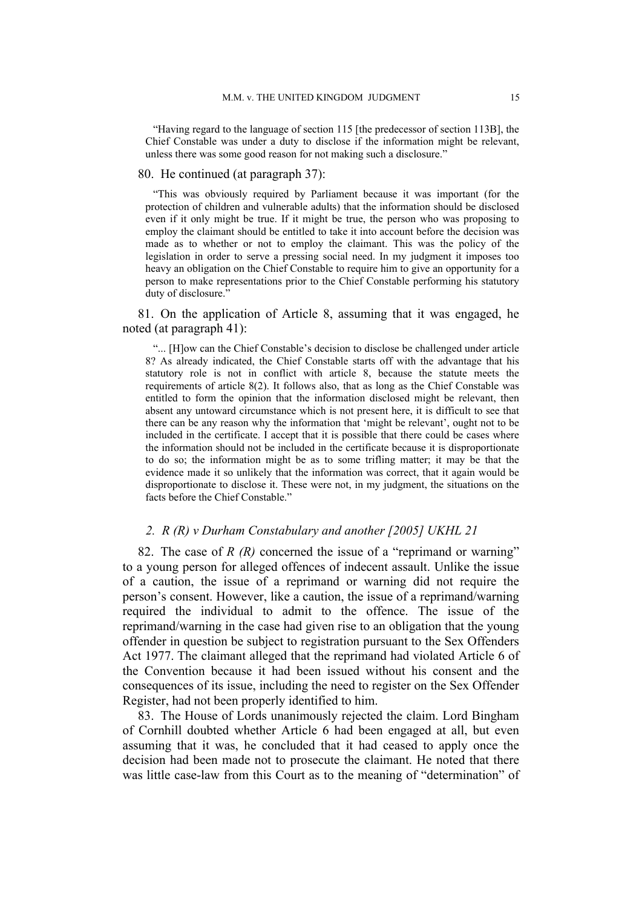> "Having regard to the language of section 115 [the predecessor of section 113B], the Chief Constable was under a duty to disclose if the information might be relevant, unless there was some good reason for not making such a disclosure."

80. He continued (at paragraph 37):

> "This was obviously required by Parliament because it was important (for the protection of children and vulnerable adults) that the information should be disclosed even if it only might be true. If it might be true, the person who was proposing to employ the claimant should be entitled to take it into account before the decision was made as to whether or not to employ the claimant. This was the policy of the legislation in order to serve a pressing social need. In my judgment it imposes too heavy an obligation on the Chief Constable to require him to give an opportunity for a person to make representations prior to the Chief Constable performing his statutory duty of disclosure."

81. On the application of Article 8, assuming that it was engaged, he noted (at paragraph 41):

> "... [H]ow can the Chief Constable's decision to disclose be challenged under article 8? As already indicated, the Chief Constable starts off with the advantage that his statutory role is not in conflict with article 8, because the statute meets the requirements of article 8(2). It follows also, that as long as the Chief Constable was entitled to form the opinion that the information disclosed might be relevant, then absent any untoward circumstance which is not present here, it is difficult to see that there can be any reason why the information that 'might be relevant', ought not to be included in the certificate. I accept that it is possible that there could be cases where the information should not be included in the certificate because it is disproportionate to do so; the information might be as to some trifling matter; it may be that the evidence made it so unlikely that the information was correct, that it again would be disproportionate to disclose it. These were not, in my judgment, the situations on the facts before the Chief Constable."

### *2. R (R) v Durham Constabulary and another [2005] UKHL 21*

82. The case of *R (R)* concerned the issue of a "reprimand or warning" to a young person for alleged offences of indecent assault. Unlike the issue of a caution, the issue of a reprimand or warning did not require the person's consent. However, like a caution, the issue of a reprimand/warning required the individual to admit to the offence. The issue of the reprimand/warning in the case had given rise to an obligation that the young offender in question be subject to registration pursuant to the Sex Offenders Act 1977. The claimant alleged that the reprimand had violated Article 6 of the Convention because it had been issued without his consent and the consequences of its issue, including the need to register on the Sex Offender Register, had not been properly identified to him.

83. The House of Lords unanimously rejected the claim. Lord Bingham of Cornhill doubted whether Article 6 had been engaged at all, but even assuming that it was, he concluded that it had ceased to apply once the decision had been made not to prosecute the claimant. He noted that there was little case-law from this Court as to the meaning of "determination" of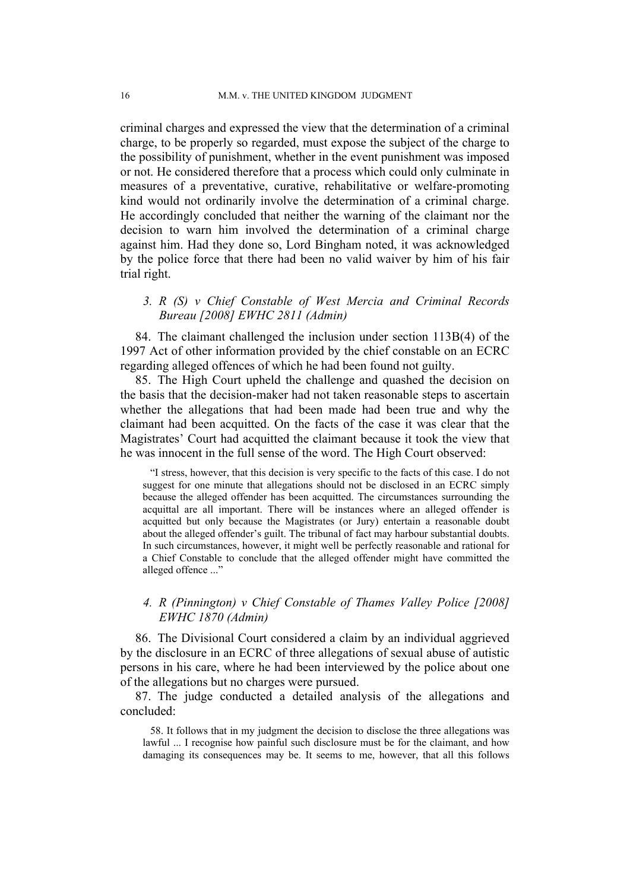criminal charges and expressed the view that the determination of a criminal charge, to be properly so regarded, must expose the subject of the charge to the possibility of punishment, whether in the event punishment was imposed or not. He considered therefore that a process which could only culminate in measures of a preventative, curative, rehabilitative or welfare-promoting kind would not ordinarily involve the determination of a criminal charge. He accordingly concluded that neither the warning of the claimant nor the decision to warn him involved the determination of a criminal charge against him. Had they done so, Lord Bingham noted, it was acknowledged by the police force that there had been no valid waiver by him of his fair trial right.

### *3. R (S) v Chief Constable of West Mercia and Criminal Records Bureau [2008] EWHC 2811 (Admin)*

84. The claimant challenged the inclusion under section 113B(4) of the 1997 Act of other information provided by the chief constable on an ECRC regarding alleged offences of which he had been found not guilty.

85. The High Court upheld the challenge and quashed the decision on the basis that the decision-maker had not taken reasonable steps to ascertain whether the allegations that had been made had been true and why the claimant had been acquitted. On the facts of the case it was clear that the Magistrates' Court had acquitted the claimant because it took the view that he was innocent in the full sense of the word. The High Court observed:

> "I stress, however, that this decision is very specific to the facts of this case. I do not suggest for one minute that allegations should not be disclosed in an ECRC simply because the alleged offender has been acquitted. The circumstances surrounding the acquittal are all important. There will be instances where an alleged offender is acquitted but only because the Magistrates (or Jury) entertain a reasonable doubt about the alleged offender's guilt. The tribunal of fact may harbour substantial doubts. In such circumstances, however, it might well be perfectly reasonable and rational for a Chief Constable to conclude that the alleged offender might have committed the alleged offence ..."

### *4. R (Pinnington) v Chief Constable of Thames Valley Police [2008] EWHC 1870 (Admin)*

86. The Divisional Court considered a claim by an individual aggrieved by the disclosure in an ECRC of three allegations of sexual abuse of autistic persons in his care, where he had been interviewed by the police about one of the allegations but no charges were pursued.

87. The judge conducted a detailed analysis of the allegations and concluded:

> 58. It follows that in my judgment the decision to disclose the three allegations was lawful ... I recognise how painful such disclosure must be for the claimant, and how damaging its consequences may be. It seems to me, however, that all this follows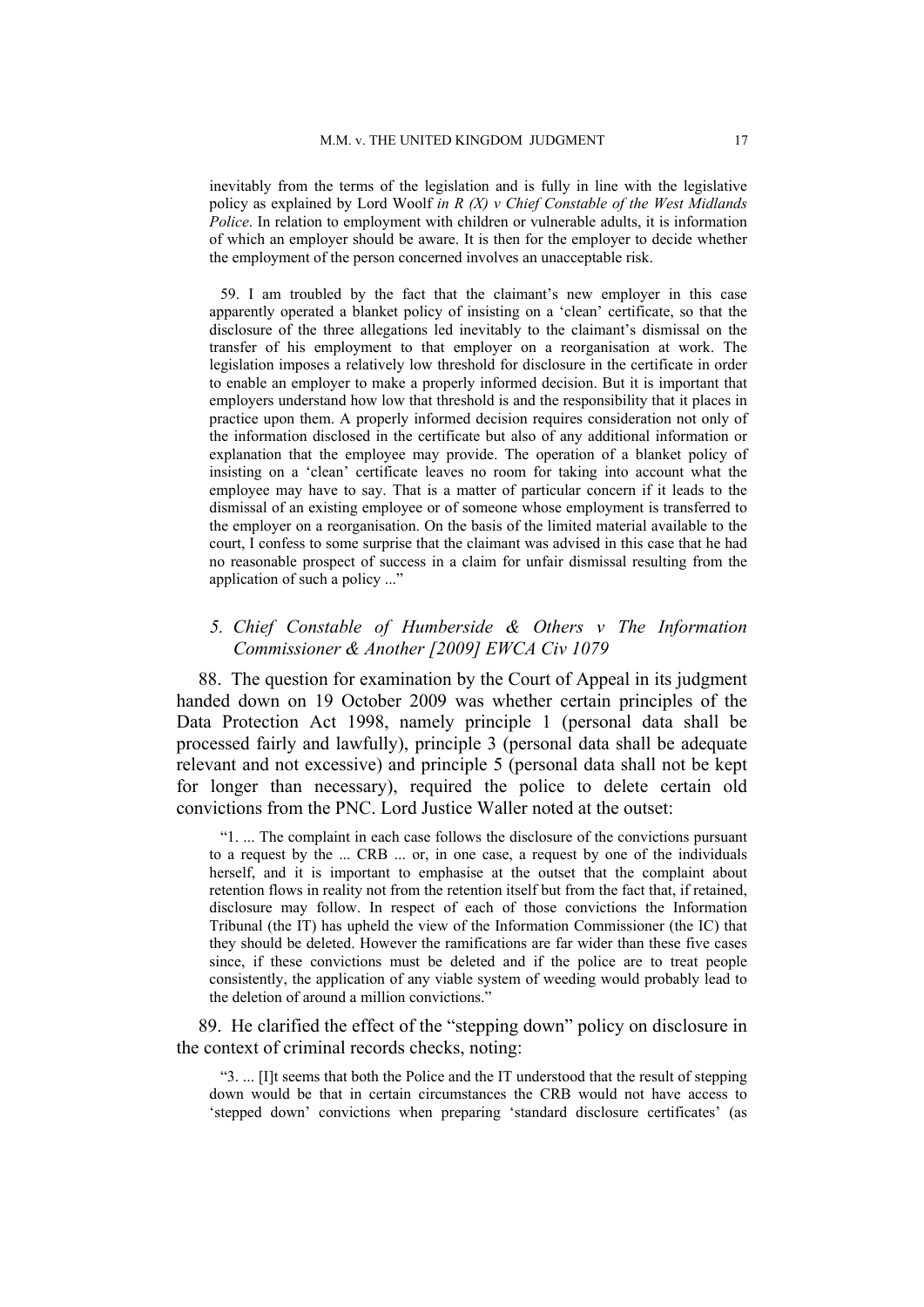inevitably from the terms of the legislation and is fully in line with the legislative policy as explained by Lord Woolf *in R (X) v Chief Constable of the West Midlands Police*. In relation to employment with children or vulnerable adults, it is information of which an employer should be aware. It is then for the employer to decide whether the employment of the person concerned involves an unacceptable risk.

59. I am troubled by the fact that the claimant's new employer in this case apparently operated a blanket policy of insisting on a 'clean' certificate, so that the disclosure of the three allegations led inevitably to the claimant's dismissal on the transfer of his employment to that employer on a reorganisation at work. The legislation imposes a relatively low threshold for disclosure in the certificate in order to enable an employer to make a properly informed decision. But it is important that employers understand how low that threshold is and the responsibility that it places in practice upon them. A properly informed decision requires consideration not only of the information disclosed in the certificate but also of any additional information or explanation that the employee may provide. The operation of a blanket policy of insisting on a 'clean' certificate leaves no room for taking into account what the employee may have to say. That is a matter of particular concern if it leads to the dismissal of an existing employee or of someone whose employment is transferred to the employer on a reorganisation. On the basis of the limited material available to the court, I confess to some surprise that the claimant was advised in this case that he had no reasonable prospect of success in a claim for unfair dismissal resulting from the application of such a policy ..."

### *5. Chief Constable of Humberside & Others v The Information Commissioner & Another [2009] EWCA Civ 1079*

88. The question for examination by the Court of Appeal in its judgment handed down on 19 October 2009 was whether certain principles of the Data Protection Act 1998, namely principle 1 (personal data shall be processed fairly and lawfully), principle 3 (personal data shall be adequate relevant and not excessive) and principle 5 (personal data shall not be kept for longer than necessary), required the police to delete certain old convictions from the PNC. Lord Justice Waller noted at the outset:

"1. ... The complaint in each case follows the disclosure of the convictions pursuant to a request by the ... CRB ... or, in one case, a request by one of the individuals herself, and it is important to emphasise at the outset that the complaint about retention flows in reality not from the retention itself but from the fact that, if retained, disclosure may follow. In respect of each of those convictions the Information Tribunal (the IT) has upheld the view of the Information Commissioner (the IC) that they should be deleted. However the ramifications are far wider than these five cases since, if these convictions must be deleted and if the police are to treat people consistently, the application of any viable system of weeding would probably lead to the deletion of around a million convictions."

89. He clarified the effect of the "stepping down" policy on disclosure in the context of criminal records checks, noting:

"3. ... [I]t seems that both the Police and the IT understood that the result of stepping down would be that in certain circumstances the CRB would not have access to 'stepped down' convictions when preparing 'standard disclosure certificates' (as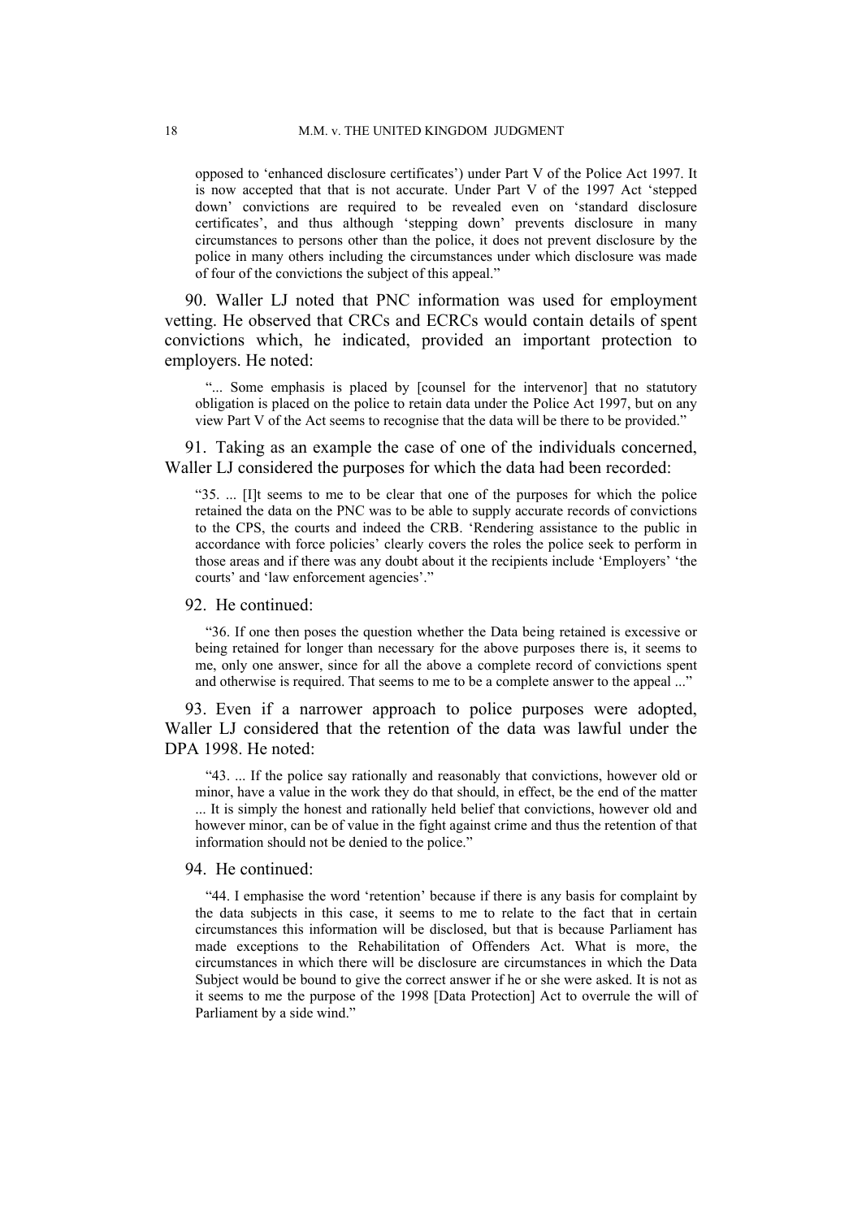> opposed to 'enhanced disclosure certificates') under Part V of the Police Act 1997. It is now accepted that that is not accurate. Under Part V of the 1997 Act 'stepped down' convictions are required to be revealed even on 'standard disclosure certificates', and thus although 'stepping down' prevents disclosure in many circumstances to persons other than the police, it does not prevent disclosure by the police in many others including the circumstances under which disclosure was made of four of the convictions the subject of this appeal."

90. Waller LJ noted that PNC information was used for employment vetting. He observed that CRCs and ECRCs would contain details of spent convictions which, he indicated, provided an important protection to employers. He noted:

> "... Some emphasis is placed by [counsel for the intervenor] that no statutory obligation is placed on the police to retain data under the Police Act 1997, but on any view Part V of the Act seems to recognise that the data will be there to be provided."

91. Taking as an example the case of one of the individuals concerned, Waller LJ considered the purposes for which the data had been recorded:

> "35. ... [I]t seems to me to be clear that one of the purposes for which the police retained the data on the PNC was to be able to supply accurate records of convictions to the CPS, the courts and indeed the CRB. 'Rendering assistance to the public in accordance with force policies' clearly covers the roles the police seek to perform in those areas and if there was any doubt about it the recipients include 'Employers' 'the courts' and 'law enforcement agencies'."

92. He continued:

> "36. If one then poses the question whether the Data being retained is excessive or being retained for longer than necessary for the above purposes there is, it seems to me, only one answer, since for all the above a complete record of convictions spent and otherwise is required. That seems to me to be a complete answer to the appeal ..."

93. Even if a narrower approach to police purposes were adopted, Waller LJ considered that the retention of the data was lawful under the DPA 1998. He noted:

> "43. ... If the police say rationally and reasonably that convictions, however old or minor, have a value in the work they do that should, in effect, be the end of the matter ... It is simply the honest and rationally held belief that convictions, however old and however minor, can be of value in the fight against crime and thus the retention of that information should not be denied to the police."

94. He continued:

> "44. I emphasise the word 'retention' because if there is any basis for complaint by the data subjects in this case, it seems to me to relate to the fact that in certain circumstances this information will be disclosed, but that is because Parliament has made exceptions to the Rehabilitation of Offenders Act. What is more, the circumstances in which there will be disclosure are circumstances in which the Data Subject would be bound to give the correct answer if he or she were asked. It is not as it seems to me the purpose of the 1998 [Data Protection] Act to overrule the will of Parliament by a side wind."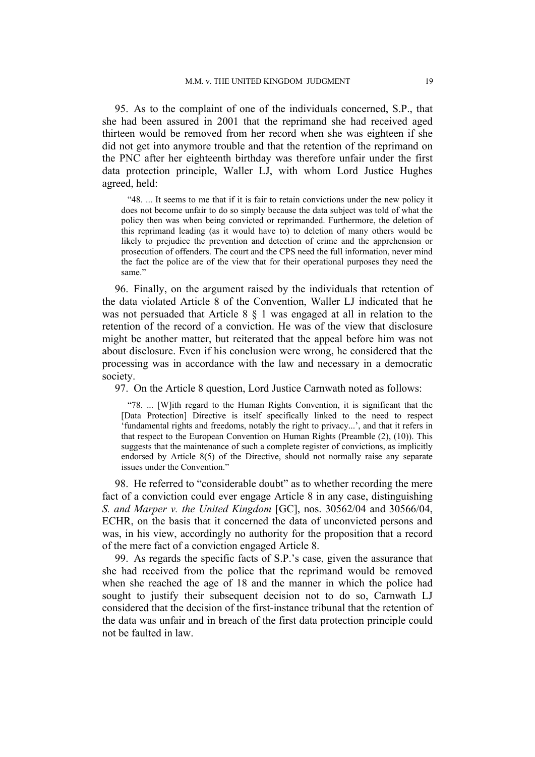95. As to the complaint of one of the individuals concerned, S.P., that she had been assured in 2001 that the reprimand she had received aged thirteen would be removed from her record when she was eighteen if she did not get into anymore trouble and that the retention of the reprimand on the PNC after her eighteenth birthday was therefore unfair under the first data protection principle, Waller LJ, with whom Lord Justice Hughes agreed, held:

> "48. ... It seems to me that if it is fair to retain convictions under the new policy it does not become unfair to do so simply because the data subject was told of what the policy then was when being convicted or reprimanded. Furthermore, the deletion of this reprimand leading (as it would have to) to deletion of many others would be likely to prejudice the prevention and detection of crime and the apprehension or prosecution of offenders. The court and the CPS need the full information, never mind the fact the police are of the view that for their operational purposes they need the same."

96. Finally, on the argument raised by the individuals that retention of the data violated Article 8 of the Convention, Waller LJ indicated that he was not persuaded that Article 8 § 1 was engaged at all in relation to the retention of the record of a conviction. He was of the view that disclosure might be another matter, but reiterated that the appeal before him was not about disclosure. Even if his conclusion were wrong, he considered that the processing was in accordance with the law and necessary in a democratic society.

97. On the Article 8 question, Lord Justice Carnwath noted as follows:

> "78. ... [W]ith regard to the Human Rights Convention, it is significant that the [Data Protection] Directive is itself specifically linked to the need to respect 'fundamental rights and freedoms, notably the right to privacy...', and that it refers in that respect to the European Convention on Human Rights (Preamble (2), (10)). This suggests that the maintenance of such a complete register of convictions, as implicitly endorsed by Article 8(5) of the Directive, should not normally raise any separate issues under the Convention."

98. He referred to "considerable doubt" as to whether recording the mere fact of a conviction could ever engage Article 8 in any case, distinguishing *S. and Marper v. the United Kingdom* [GC], nos. 30562/04 and 30566/04, ECHR, on the basis that it concerned the data of unconvicted persons and was, in his view, accordingly no authority for the proposition that a record of the mere fact of a conviction engaged Article 8.

99. As regards the specific facts of S.P.'s case, given the assurance that she had received from the police that the reprimand would be removed when she reached the age of 18 and the manner in which the police had sought to justify their subsequent decision not to do so, Carnwath LJ considered that the decision of the first-instance tribunal that the retention of the data was unfair and in breach of the first data protection principle could not be faulted in law.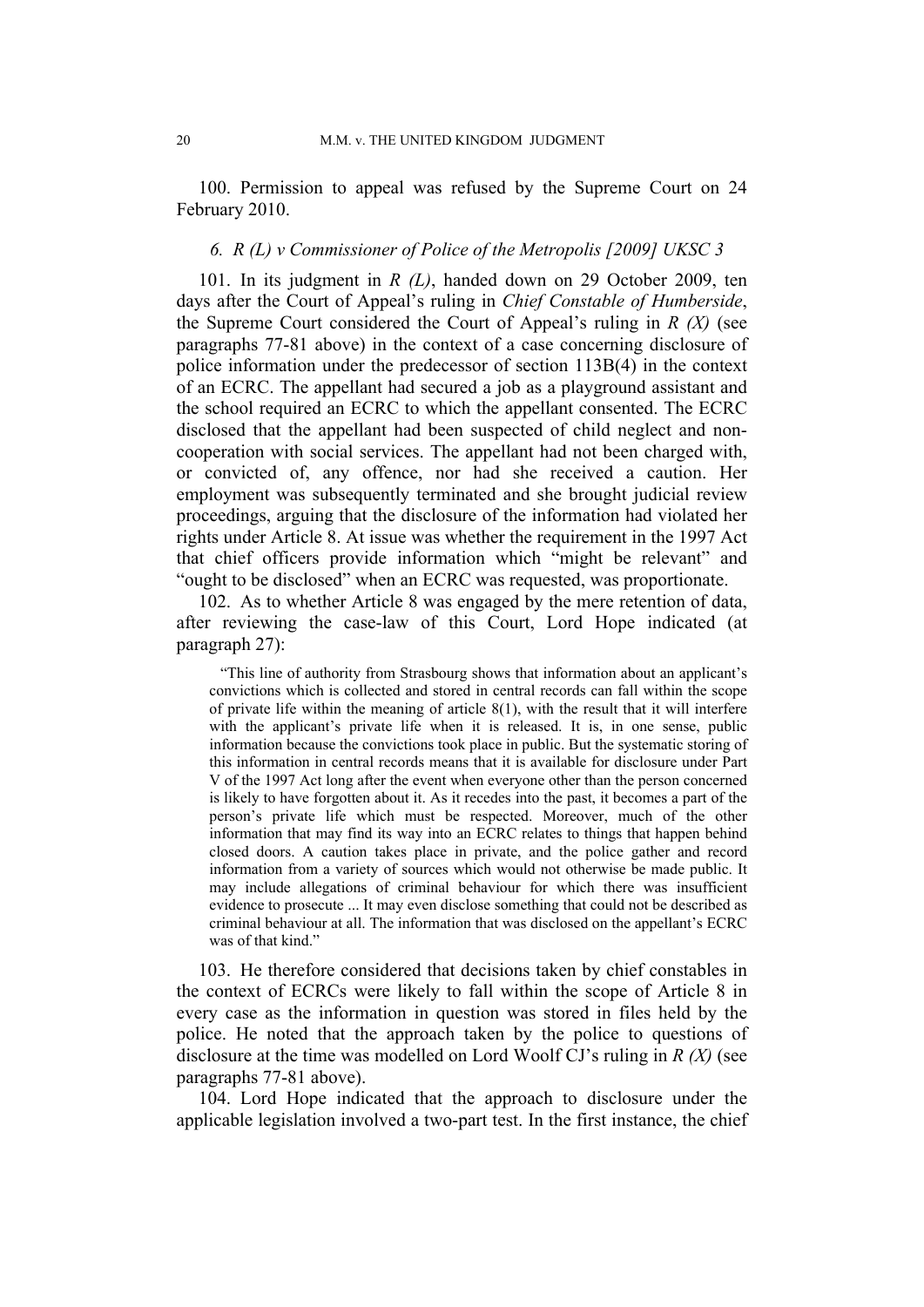100. Permission to appeal was refused by the Supreme Court on 24 February 2010.

### 6. *R (L) v Commissioner of Police of the Metropolis [2009] UKSC 3*

101. In its judgment in *R (L)*, handed down on 29 October 2009, ten days after the Court of Appeal's ruling in *Chief Constable of Humberside*, the Supreme Court considered the Court of Appeal's ruling in *R (X)* (see paragraphs 77-81 above) in the context of a case concerning disclosure of police information under the predecessor of section 113B(4) in the context of an ECRC. The appellant had secured a job as a playground assistant and the school required an ECRC to which the appellant consented. The ECRC disclosed that the appellant had been suspected of child neglect and non-cooperation with social services. The appellant had not been charged with, or convicted of, any offence, nor had she received a caution. Her employment was subsequently terminated and she brought judicial review proceedings, arguing that the disclosure of the information had violated her rights under Article 8. At issue was whether the requirement in the 1997 Act that chief officers provide information which "might be relevant" and "ought to be disclosed" when an ECRC was requested, was proportionate.

102. As to whether Article 8 was engaged by the mere retention of data, after reviewing the case-law of this Court, Lord Hope indicated (at paragraph 27):

> "This line of authority from Strasbourg shows that information about an applicant's convictions which is collected and stored in central records can fall within the scope of private life within the meaning of article 8(1), with the result that it will interfere with the applicant's private life when it is released. It is, in one sense, public information because the convictions took place in public. But the systematic storing of this information in central records means that it is available for disclosure under Part V of the 1997 Act long after the event when everyone other than the person concerned is likely to have forgotten about it. As it recedes into the past, it becomes a part of the person's private life which must be respected. Moreover, much of the other information that may find its way into an ECRC relates to things that happen behind closed doors. A caution takes place in private, and the police gather and record information from a variety of sources which would not otherwise be made public. It may include allegations of criminal behaviour for which there was insufficient evidence to prosecute ... It may even disclose something that could not be described as criminal behaviour at all. The information that was disclosed on the appellant's ECRC was of that kind."

103. He therefore considered that decisions taken by chief constables in the context of ECRCs were likely to fall within the scope of Article 8 in every case as the information in question was stored in files held by the police. He noted that the approach taken by the police to questions of disclosure at the time was modelled on Lord Woolf CJ's ruling in *R (X)* (see paragraphs 77-81 above).

104. Lord Hope indicated that the approach to disclosure under the applicable legislation involved a two-part test. In the first instance, the chief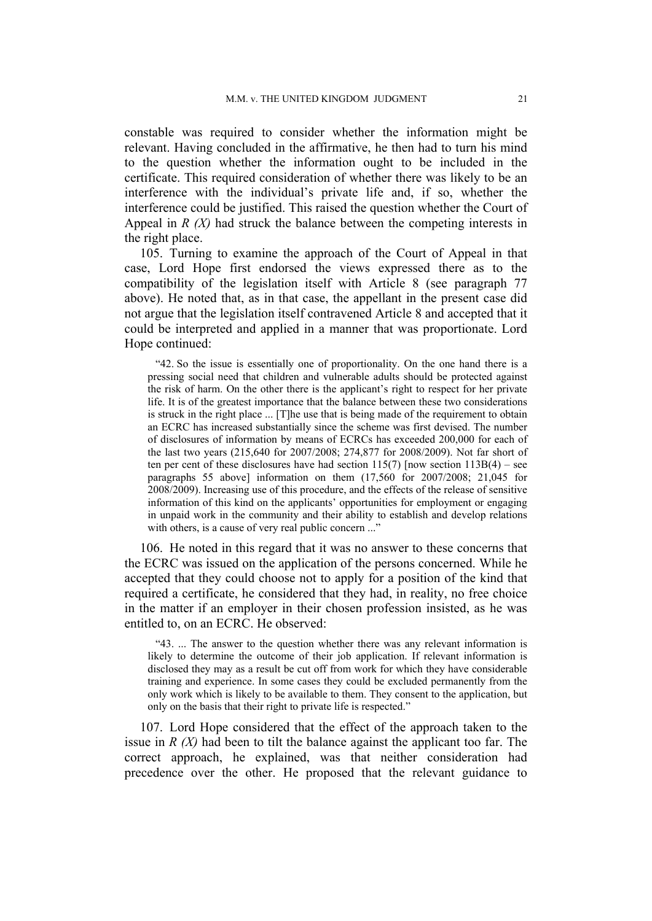constable was required to consider whether the information might be relevant. Having concluded in the affirmative, he then had to turn his mind to the question whether the information ought to be included in the certificate. This required consideration of whether there was likely to be an interference with the individual's private life and, if so, whether the interference could be justified. This raised the question whether the Court of Appeal in *R (X)* had struck the balance between the competing interests in the right place.

105. Turning to examine the approach of the Court of Appeal in that case, Lord Hope first endorsed the views expressed there as to the compatibility of the legislation itself with Article 8 (see paragraph 77 above). He noted that, as in that case, the appellant in the present case did not argue that the legislation itself contravened Article 8 and accepted that it could be interpreted and applied in a manner that was proportionate. Lord Hope continued:

> "42. So the issue is essentially one of proportionality. On the one hand there is a pressing social need that children and vulnerable adults should be protected against the risk of harm. On the other there is the applicant's right to respect for her private life. It is of the greatest importance that the balance between these two considerations is struck in the right place ... [T]he use that is being made of the requirement to obtain an ECRC has increased substantially since the scheme was first devised. The number of disclosures of information by means of ECRCs has exceeded 200,000 for each of the last two years (215,640 for 2007/2008; 274,877 for 2008/2009). Not far short of ten per cent of these disclosures have had section 115(7) [now section 113B(4) – see paragraphs 55 above] information on them (17,560 for 2007/2008; 21,045 for 2008/2009). Increasing use of this procedure, and the effects of the release of sensitive information of this kind on the applicants' opportunities for employment or engaging in unpaid work in the community and their ability to establish and develop relations with others, is a cause of very real public concern ..."

106. He noted in this regard that it was no answer to these concerns that the ECRC was issued on the application of the persons concerned. While he accepted that they could choose not to apply for a position of the kind that required a certificate, he considered that they had, in reality, no free choice in the matter if an employer in their chosen profession insisted, as he was entitled to, on an ECRC. He observed:

> "43. ... The answer to the question whether there was any relevant information is likely to determine the outcome of their job application. If relevant information is disclosed they may as a result be cut off from work for which they have considerable training and experience. In some cases they could be excluded permanently from the only work which is likely to be available to them. They consent to the application, but only on the basis that their right to private life is respected."

107. Lord Hope considered that the effect of the approach taken to the issue in *R (X)* had been to tilt the balance against the applicant too far. The correct approach, he explained, was that neither consideration had precedence over the other. He proposed that the relevant guidance to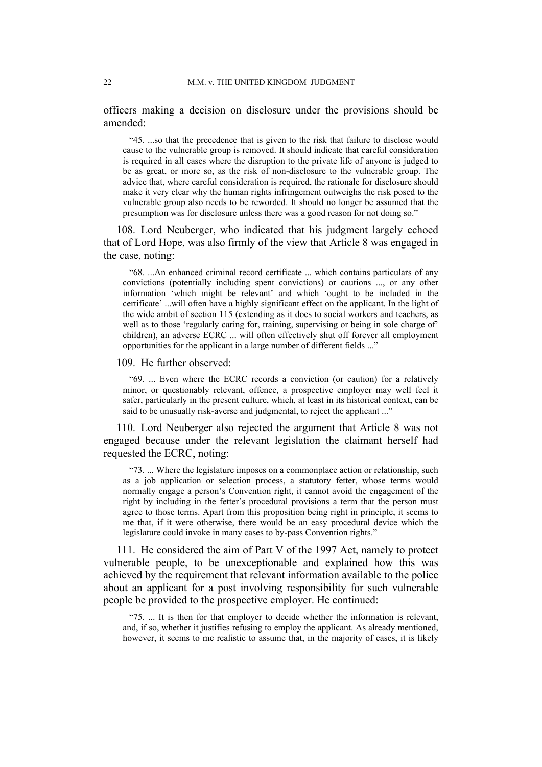officers making a decision on disclosure under the provisions should be amended:

> "45. ...so that the precedence that is given to the risk that failure to disclose would cause to the vulnerable group is removed. It should indicate that careful consideration is required in all cases where the disruption to the private life of anyone is judged to be as great, or more so, as the risk of non-disclosure to the vulnerable group. The advice that, where careful consideration is required, the rationale for disclosure should make it very clear why the human rights infringement outweighs the risk posed to the vulnerable group also needs to be reworded. It should no longer be assumed that the presumption was for disclosure unless there was a good reason for not doing so."

108. Lord Neuberger, who indicated that his judgment largely echoed that of Lord Hope, was also firmly of the view that Article 8 was engaged in the case, noting:

> "68. ...An enhanced criminal record certificate ... which contains particulars of any convictions (potentially including spent convictions) or cautions ..., or any other information 'which might be relevant' and which 'ought to be included in the certificate' ...will often have a highly significant effect on the applicant. In the light of the wide ambit of section 115 (extending as it does to social workers and teachers, as well as to those 'regularly caring for, training, supervising or being in sole charge of' children), an adverse ECRC ... will often effectively shut off forever all employment opportunities for the applicant in a large number of different fields ..."

109. He further observed:

> "69. ... Even where the ECRC records a conviction (or caution) for a relatively minor, or questionably relevant, offence, a prospective employer may well feel it safer, particularly in the present culture, which, at least in its historical context, can be said to be unusually risk-averse and judgmental, to reject the applicant ..."

110. Lord Neuberger also rejected the argument that Article 8 was not engaged because under the relevant legislation the claimant herself had requested the ECRC, noting:

> "73. ... Where the legislature imposes on a commonplace action or relationship, such as a job application or selection process, a statutory fetter, whose terms would normally engage a person's Convention right, it cannot avoid the engagement of the right by including in the fetter's procedural provisions a term that the person must agree to those terms. Apart from this proposition being right in principle, it seems to me that, if it were otherwise, there would be an easy procedural device which the legislature could invoke in many cases to by-pass Convention rights."

111. He considered the aim of Part V of the 1997 Act, namely to protect vulnerable people, to be unexceptionable and explained how this was achieved by the requirement that relevant information available to the police about an applicant for a post involving responsibility for such vulnerable people be provided to the prospective employer. He continued:

> "75. ... It is then for that employer to decide whether the information is relevant, and, if so, whether it justifies refusing to employ the applicant. As already mentioned, however, it seems to me realistic to assume that, in the majority of cases, it is likely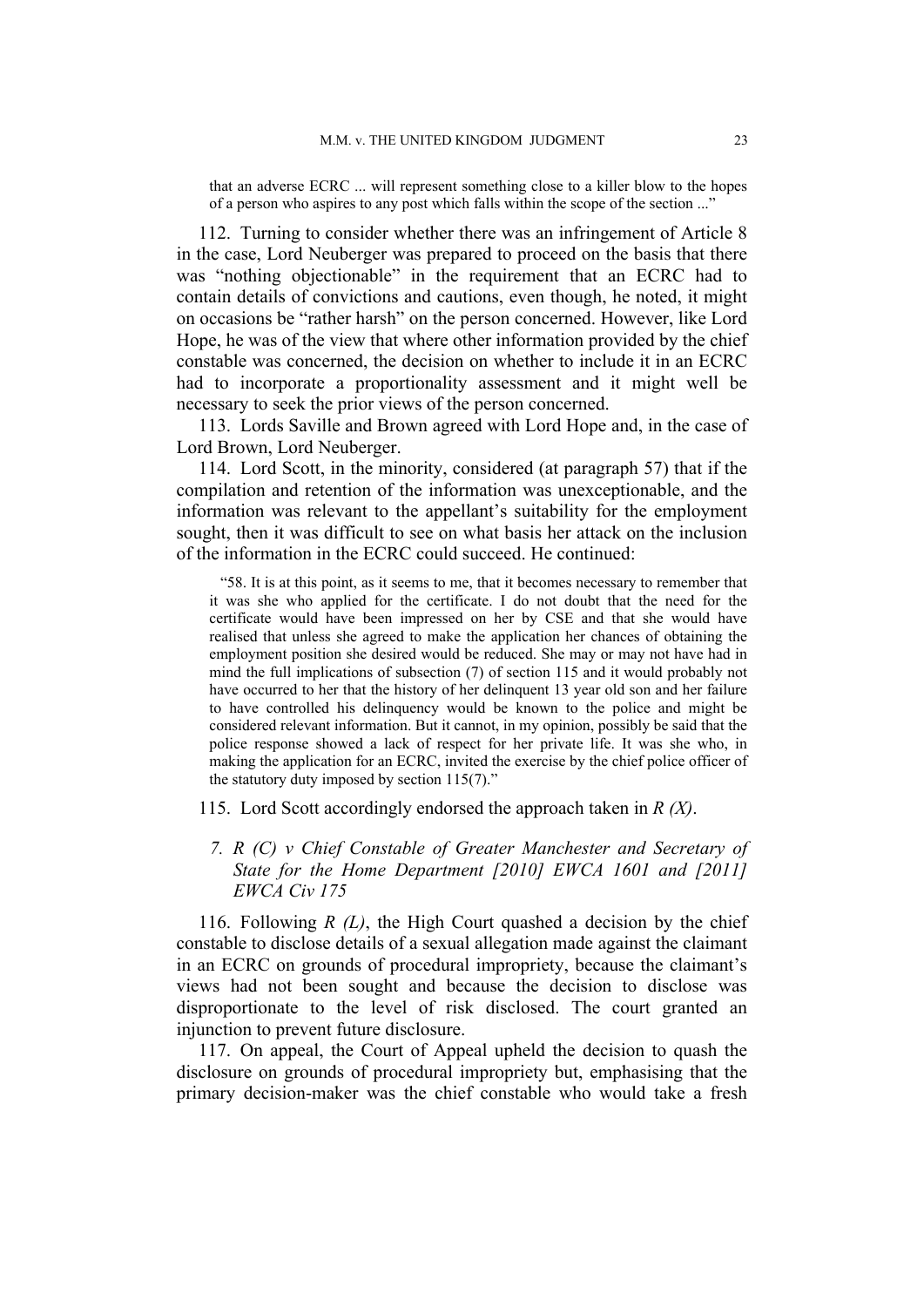> that an adverse ECRC ... will represent something close to a killer blow to the hopes of a person who aspires to any post which falls within the scope of the section ..."

112. Turning to consider whether there was an infringement of Article 8 in the case, Lord Neuberger was prepared to proceed on the basis that there was "nothing objectionable" in the requirement that an ECRC had to contain details of convictions and cautions, even though, he noted, it might on occasions be "rather harsh" on the person concerned. However, like Lord Hope, he was of the view that where other information provided by the chief constable was concerned, the decision on whether to include it in an ECRC had to incorporate a proportionality assessment and it might well be necessary to seek the prior views of the person concerned.

113. Lords Saville and Brown agreed with Lord Hope and, in the case of Lord Brown, Lord Neuberger.

114. Lord Scott, in the minority, considered (at paragraph 57) that if the compilation and retention of the information was unexceptionable, and the information was relevant to the appellant's suitability for the employment sought, then it was difficult to see on what basis her attack on the inclusion of the information in the ECRC could succeed. He continued:

> "58. It is at this point, as it seems to me, that it becomes necessary to remember that it was she who applied for the certificate. I do not doubt that the need for the certificate would have been impressed on her by CSE and that she would have realised that unless she agreed to make the application her chances of obtaining the employment position she desired would be reduced. She may or may not have had in mind the full implications of subsection (7) of section 115 and it would probably not have occurred to her that the history of her delinquent 13 year old son and her failure to have controlled his delinquency would be known to the police and might be considered relevant information. But it cannot, in my opinion, possibly be said that the police response showed a lack of respect for her private life. It was she who, in making the application for an ECRC, invited the exercise by the chief police officer of the statutory duty imposed by section 115(7)."

115. Lord Scott accordingly endorsed the approach taken in *R (X)*.

### *7. R (C) v Chief Constable of Greater Manchester and Secretary of State for the Home Department [2010] EWCA 1601 and [2011] EWCA Civ 175*

116. Following *R (L)*, the High Court quashed a decision by the chief constable to disclose details of a sexual allegation made against the claimant in an ECRC on grounds of procedural impropriety, because the claimant's views had not been sought and because the decision to disclose was disproportionate to the level of risk disclosed. The court granted an injunction to prevent future disclosure.

117. On appeal, the Court of Appeal upheld the decision to quash the disclosure on grounds of procedural impropriety but, emphasising that the primary decision-maker was the chief constable who would take a fresh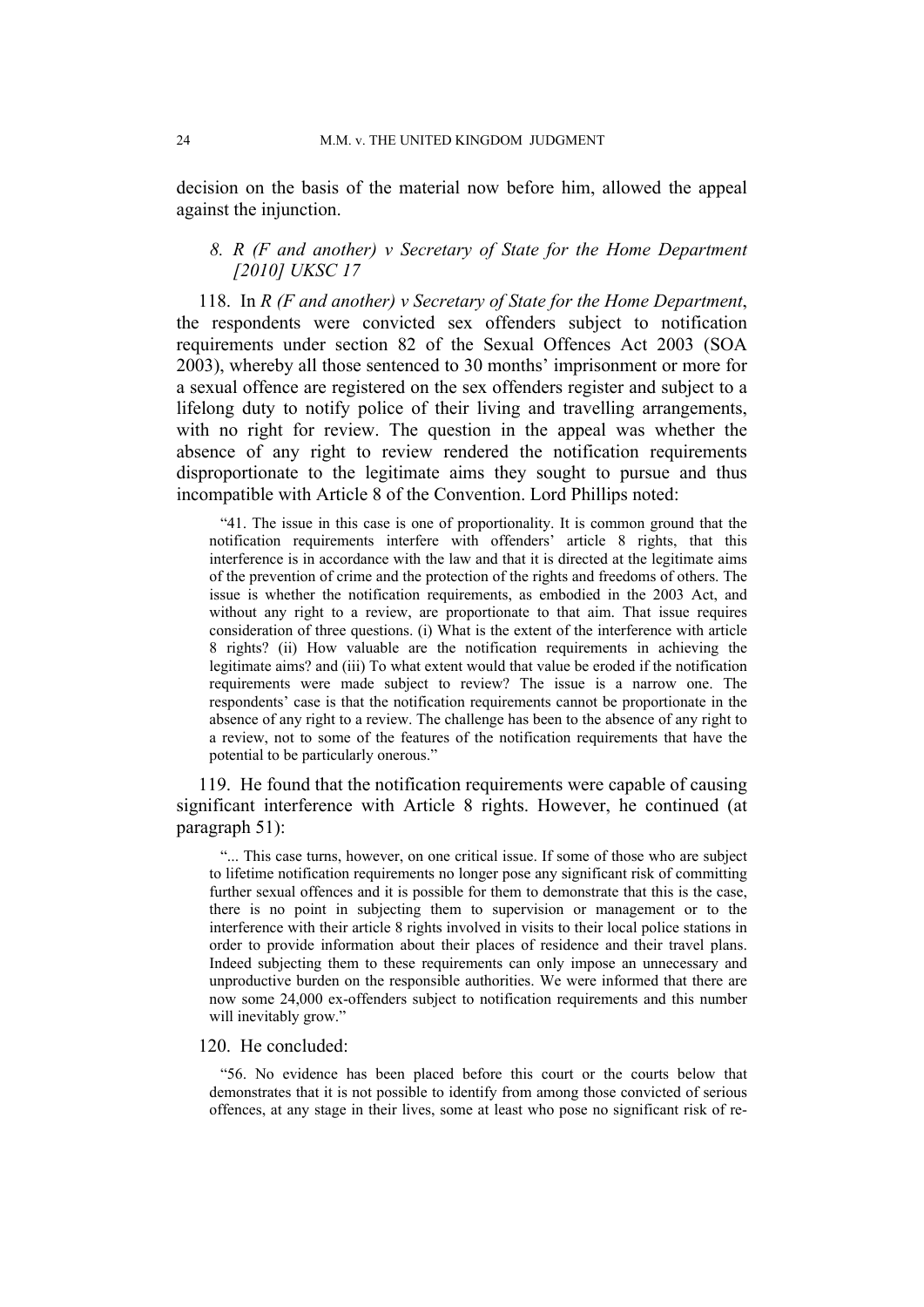decision on the basis of the material now before him, allowed the appeal against the injunction.

### *8. R (F and another) v Secretary of State for the Home Department [2010] UKSC 17*

118. In *R (F and another) v Secretary of State for the Home Department*, the respondents were convicted sex offenders subject to notification requirements under section 82 of the Sexual Offences Act 2003 (SOA 2003), whereby all those sentenced to 30 months' imprisonment or more for a sexual offence are registered on the sex offenders register and subject to a lifelong duty to notify police of their living and travelling arrangements, with no right for review. The question in the appeal was whether the absence of any right to review rendered the notification requirements disproportionate to the legitimate aims they sought to pursue and thus incompatible with Article 8 of the Convention. Lord Phillips noted:

> "41. The issue in this case is one of proportionality. It is common ground that the notification requirements interfere with offenders' article 8 rights, that this interference is in accordance with the law and that it is directed at the legitimate aims of the prevention of crime and the protection of the rights and freedoms of others. The issue is whether the notification requirements, as embodied in the 2003 Act, and without any right to a review, are proportionate to that aim. That issue requires consideration of three questions. (i) What is the extent of the interference with article 8 rights? (ii) How valuable are the notification requirements in achieving the legitimate aims? and (iii) To what extent would that value be eroded if the notification requirements were made subject to review? The issue is a narrow one. The respondents' case is that the notification requirements cannot be proportionate in the absence of any right to a review. The challenge has been to the absence of any right to a review, not to some of the features of the notification requirements that have the potential to be particularly onerous."

119. He found that the notification requirements were capable of causing significant interference with Article 8 rights. However, he continued (at paragraph 51):

> "... This case turns, however, on one critical issue. If some of those who are subject to lifetime notification requirements no longer pose any significant risk of committing further sexual offences and it is possible for them to demonstrate that this is the case, there is no point in subjecting them to supervision or management or to the interference with their article 8 rights involved in visits to their local police stations in order to provide information about their places of residence and their travel plans. Indeed subjecting them to these requirements can only impose an unnecessary and unproductive burden on the responsible authorities. We were informed that there are now some 24,000 ex-offenders subject to notification requirements and this number will inevitably grow."

120. He concluded:

> "56. No evidence has been placed before this court or the courts below that demonstrates that it is not possible to identify from among those convicted of serious offences, at any stage in their lives, some at least who pose no significant risk of re-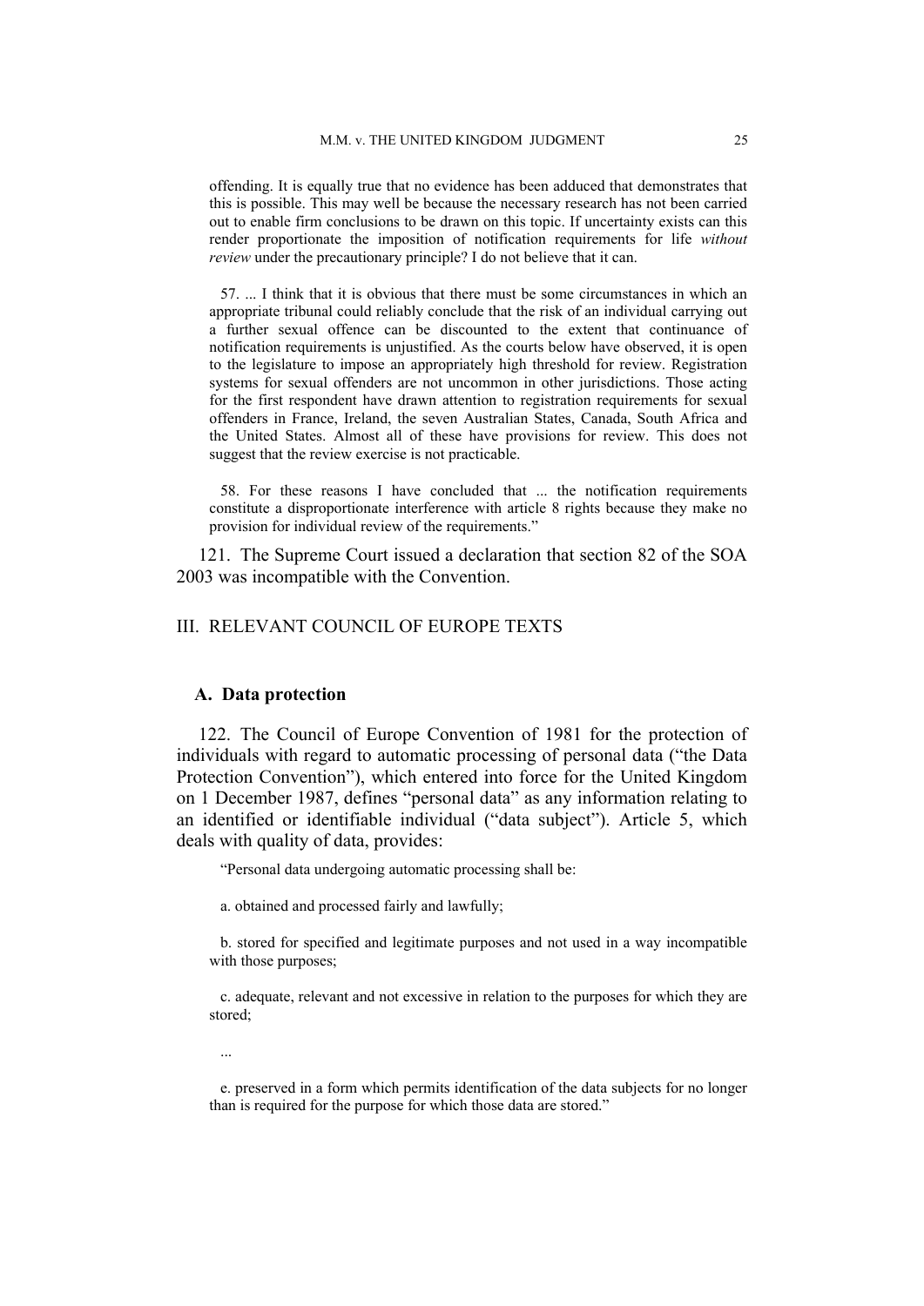offending. It is equally true that no evidence has been adduced that demonstrates that this is possible. This may well be because the necessary research has not been carried out to enable firm conclusions to be drawn on this topic. If uncertainty exists can this render proportionate the imposition of notification requirements for life *without review* under the precautionary principle? I do not believe that it can.

> 57. ... I think that it is obvious that there must be some circumstances in which an appropriate tribunal could reliably conclude that the risk of an individual carrying out a further sexual offence can be discounted to the extent that continuance of notification requirements is unjustified. As the courts below have observed, it is open to the legislature to impose an appropriately high threshold for review. Registration systems for sexual offenders are not uncommon in other jurisdictions. Those acting for the first respondent have drawn attention to registration requirements for sexual offenders in France, Ireland, the seven Australian States, Canada, South Africa and the United States. Almost all of these have provisions for review. This does not suggest that the review exercise is not practicable.
>
> 58. For these reasons I have concluded that ... the notification requirements constitute a disproportionate interference with article 8 rights because they make no provision for individual review of the requirements."

121. The Supreme Court issued a declaration that section 82 of the SOA 2003 was incompatible with the Convention.

## III. RELEVANT COUNCIL OF EUROPE TEXTS

### A. Data protection

122. The Council of Europe Convention of 1981 for the protection of individuals with regard to automatic processing of personal data ("the Data Protection Convention"), which entered into force for the United Kingdom on 1 December 1987, defines "personal data" as any information relating to an identified or identifiable individual ("data subject"). Article 5, which deals with quality of data, provides:

> "Personal data undergoing automatic processing shall be:
>
> a. obtained and processed fairly and lawfully;
>
> b. stored for specified and legitimate purposes and not used in a way incompatible with those purposes;
>
> c. adequate, relevant and not excessive in relation to the purposes for which they are stored;
>
> ...
>
> e. preserved in a form which permits identification of the data subjects for no longer than is required for the purpose for which those data are stored."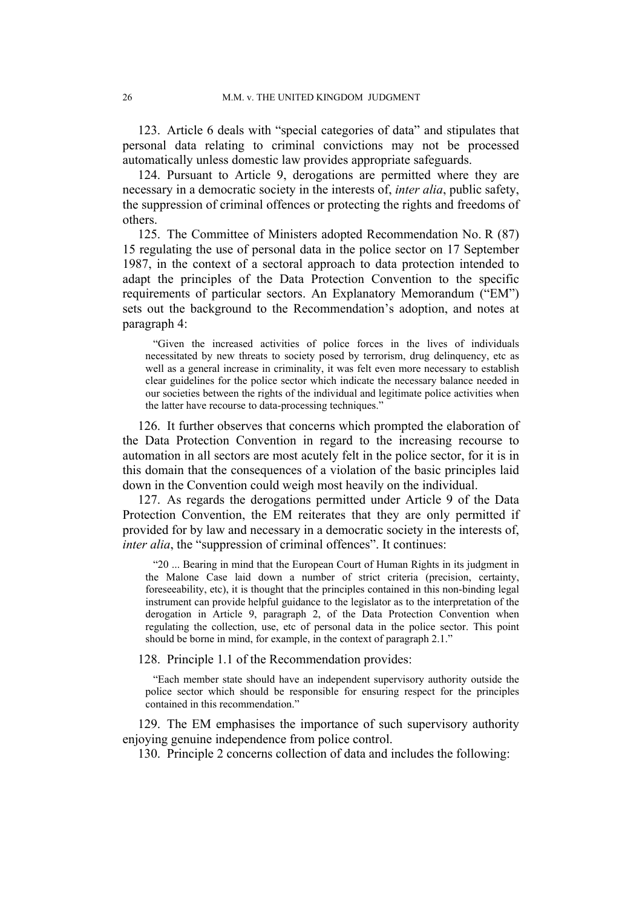123. Article 6 deals with "special categories of data" and stipulates that personal data relating to criminal convictions may not be processed automatically unless domestic law provides appropriate safeguards.

124. Pursuant to Article 9, derogations are permitted where they are necessary in a democratic society in the interests of, *inter alia*, public safety, the suppression of criminal offences or protecting the rights and freedoms of others.

125. The Committee of Ministers adopted Recommendation No. R (87) 15 regulating the use of personal data in the police sector on 17 September 1987, in the context of a sectoral approach to data protection intended to adapt the principles of the Data Protection Convention to the specific requirements of particular sectors. An Explanatory Memorandum ("EM") sets out the background to the Recommendation's adoption, and notes at paragraph 4:

> "Given the increased activities of police forces in the lives of individuals necessitated by new threats to society posed by terrorism, drug delinquency, etc as well as a general increase in criminality, it was felt even more necessary to establish clear guidelines for the police sector which indicate the necessary balance needed in our societies between the rights of the individual and legitimate police activities when the latter have recourse to data-processing techniques."

126. It further observes that concerns which prompted the elaboration of the Data Protection Convention in regard to the increasing recourse to automation in all sectors are most acutely felt in the police sector, for it is in this domain that the consequences of a violation of the basic principles laid down in the Convention could weigh most heavily on the individual.

127. As regards the derogations permitted under Article 9 of the Data Protection Convention, the EM reiterates that they are only permitted if provided for by law and necessary in a democratic society in the interests of, *inter alia*, the "suppression of criminal offences". It continues:

> "20 ... Bearing in mind that the European Court of Human Rights in its judgment in the Malone Case laid down a number of strict criteria (precision, certainty, foreseeability, etc), it is thought that the principles contained in this non-binding legal instrument can provide helpful guidance to the legislator as to the interpretation of the derogation in Article 9, paragraph 2, of the Data Protection Convention when regulating the collection, use, etc of personal data in the police sector. This point should be borne in mind, for example, in the context of paragraph 2.1."

128. Principle 1.1 of the Recommendation provides:

> "Each member state should have an independent supervisory authority outside the police sector which should be responsible for ensuring respect for the principles contained in this recommendation."

129. The EM emphasises the importance of such supervisory authority enjoying genuine independence from police control.

130. Principle 2 concerns collection of data and includes the following: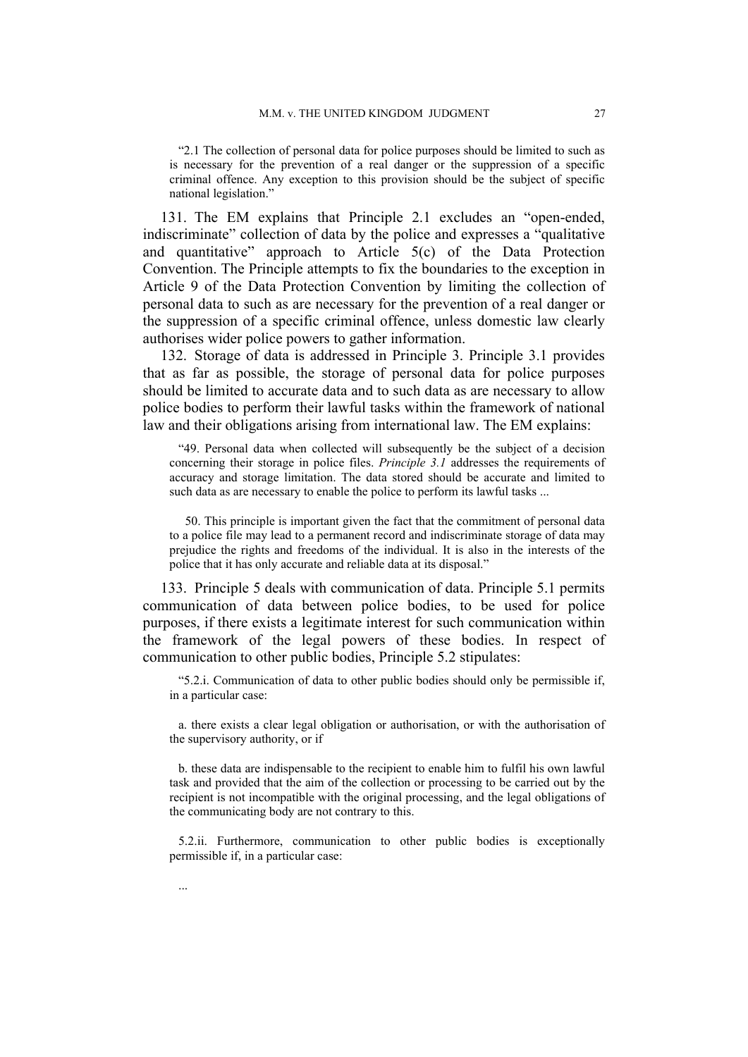> "2.1 The collection of personal data for police purposes should be limited to such as is necessary for the prevention of a real danger or the suppression of a specific criminal offence. Any exception to this provision should be the subject of specific national legislation."

131. The EM explains that Principle 2.1 excludes an "open-ended, indiscriminate" collection of data by the police and expresses a "qualitative and quantitative" approach to Article 5(c) of the Data Protection Convention. The Principle attempts to fix the boundaries to the exception in Article 9 of the Data Protection Convention by limiting the collection of personal data to such as are necessary for the prevention of a real danger or the suppression of a specific criminal offence, unless domestic law clearly authorises wider police powers to gather information.

132. Storage of data is addressed in Principle 3. Principle 3.1 provides that as far as possible, the storage of personal data for police purposes should be limited to accurate data and to such data as are necessary to allow police bodies to perform their lawful tasks within the framework of national law and their obligations arising from international law. The EM explains:

> "49. Personal data when collected will subsequently be the subject of a decision concerning their storage in police files. *Principle 3.1* addresses the requirements of accuracy and storage limitation. The data stored should be accurate and limited to such data as are necessary to enable the police to perform its lawful tasks ...
>
> 50. This principle is important given the fact that the commitment of personal data to a police file may lead to a permanent record and indiscriminate storage of data may prejudice the rights and freedoms of the individual. It is also in the interests of the police that it has only accurate and reliable data at its disposal."

133. Principle 5 deals with communication of data. Principle 5.1 permits communication of data between police bodies, to be used for police purposes, if there exists a legitimate interest for such communication within the framework of the legal powers of these bodies. In respect of communication to other public bodies, Principle 5.2 stipulates:

> "5.2.i. Communication of data to other public bodies should only be permissible if, in a particular case:
>
> a. there exists a clear legal obligation or authorisation, or with the authorisation of the supervisory authority, or if
>
> b. these data are indispensable to the recipient to enable him to fulfil his own lawful task and provided that the aim of the collection or processing to be carried out by the recipient is not incompatible with the original processing, and the legal obligations of the communicating body are not contrary to this.
>
> 5.2.ii. Furthermore, communication to other public bodies is exceptionally permissible if, in a particular case:
>
> ...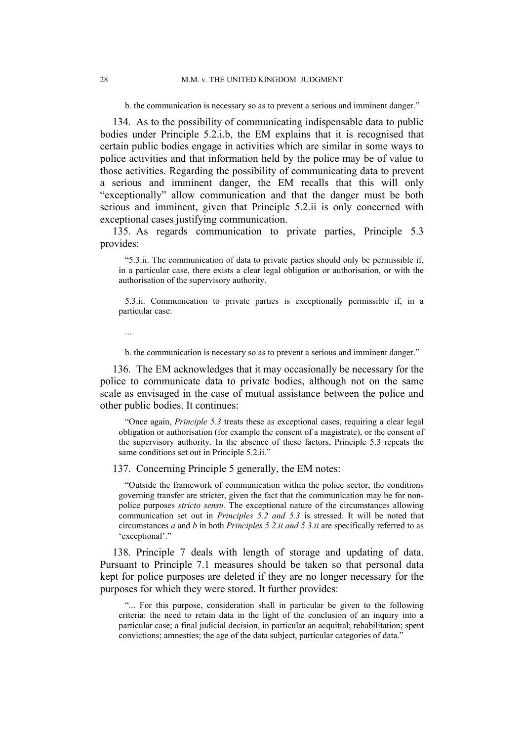> b. the communication is necessary so as to prevent a serious and imminent danger."

134. As to the possibility of communicating indispensable data to public bodies under Principle 5.2.i.b, the EM explains that it is recognised that certain public bodies engage in activities which are similar in some ways to police activities and that information held by the police may be of value to those activities. Regarding the possibility of communicating data to prevent a serious and imminent danger, the EM recalls that this will only "exceptionally" allow communication and that the danger must be both serious and imminent, given that Principle 5.2.ii is only concerned with exceptional cases justifying communication.

135. As regards communication to private parties, Principle 5.3 provides:

> "5.3.ii. The communication of data to private parties should only be permissible if, in a particular case, there exists a clear legal obligation or authorisation, or with the authorisation of the supervisory authority.
>
> 5.3.ii. Communication to private parties is exceptionally permissible if, in a particular case:
>
> ...
>
> b. the communication is necessary so as to prevent a serious and imminent danger."

136. The EM acknowledges that it may occasionally be necessary for the police to communicate data to private bodies, although not on the same scale as envisaged in the case of mutual assistance between the police and other public bodies. It continues:

> "Once again, *Principle 5.3* treats these as exceptional cases, requiring a clear legal obligation or authorisation (for example the consent of a magistrate), or the consent of the supervisory authority. In the absence of these factors, Principle 5.3 repeats the same conditions set out in Principle 5.2.ii."

137. Concerning Principle 5 generally, the EM notes:

> "Outside the framework of communication within the police sector, the conditions governing transfer are stricter, given the fact that the communication may be for non-police purposes *stricto sensu.* The exceptional nature of the circumstances allowing communication set out in *Principles 5.2 and 5.3* is stressed. It will be noted that circumstances *a* and *b* in both *Principles 5.2.ii and 5.3.ii* are specifically referred to as 'exceptional'."

138. Principle 7 deals with length of storage and updating of data. Pursuant to Principle 7.1 measures should be taken so that personal data kept for police purposes are deleted if they are no longer necessary for the purposes for which they were stored. It further provides:

> "... For this purpose, consideration shall in particular be given to the following criteria: the need to retain data in the light of the conclusion of an inquiry into a particular case; a final judicial decision, in particular an acquittal; rehabilitation; spent convictions; amnesties; the age of the data subject, particular categories of data."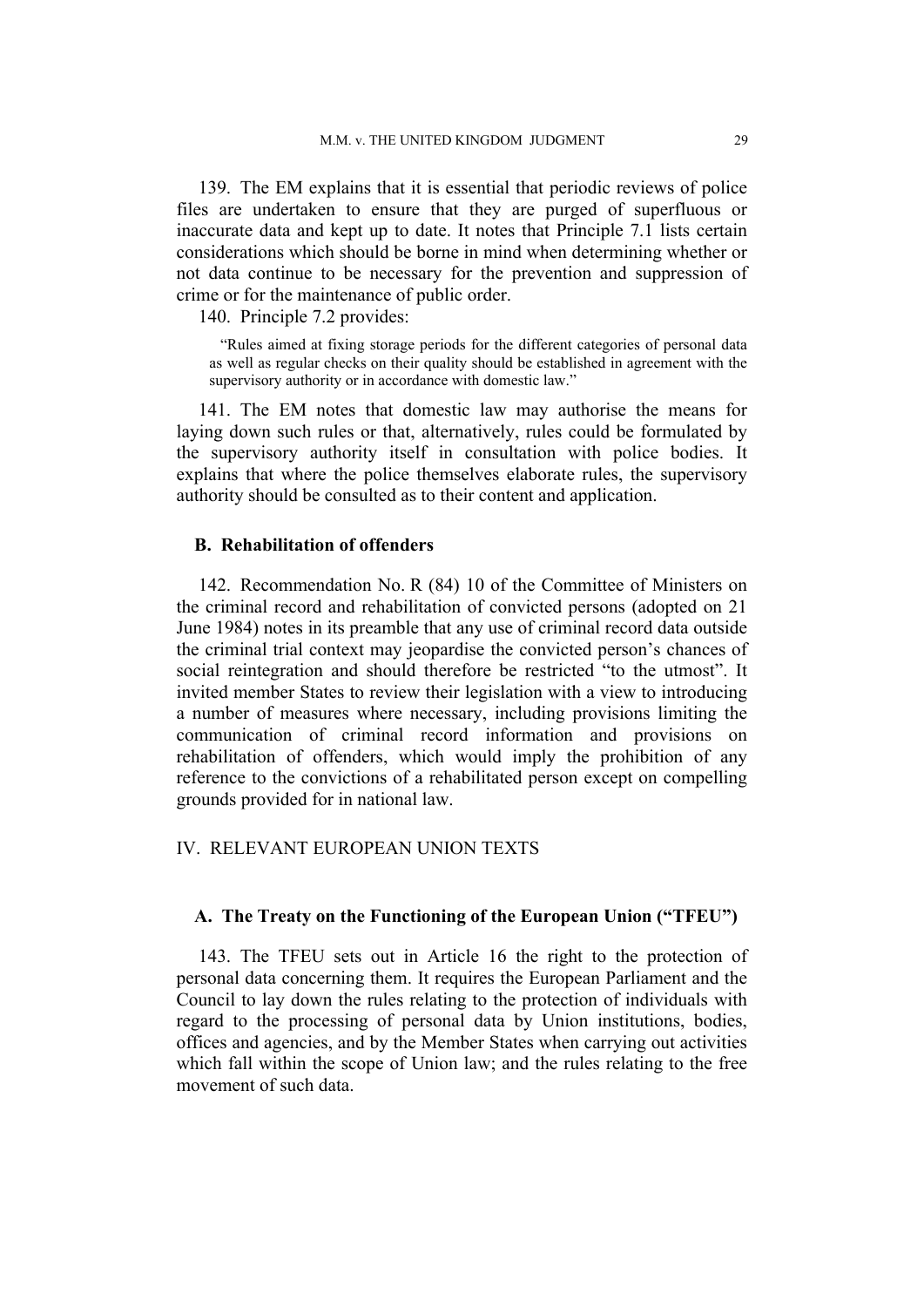139. The EM explains that it is essential that periodic reviews of police files are undertaken to ensure that they are purged of superfluous or inaccurate data and kept up to date. It notes that Principle 7.1 lists certain considerations which should be borne in mind when determining whether or not data continue to be necessary for the prevention and suppression of crime or for the maintenance of public order.

140. Principle 7.2 provides:

> "Rules aimed at fixing storage periods for the different categories of personal data as well as regular checks on their quality should be established in agreement with the supervisory authority or in accordance with domestic law."

141. The EM notes that domestic law may authorise the means for laying down such rules or that, alternatively, rules could be formulated by the supervisory authority itself in consultation with police bodies. It explains that where the police themselves elaborate rules, the supervisory authority should be consulted as to their content and application.

### B. Rehabilitation of offenders

142. Recommendation No. R (84) 10 of the Committee of Ministers on the criminal record and rehabilitation of convicted persons (adopted on 21 June 1984) notes in its preamble that any use of criminal record data outside the criminal trial context may jeopardise the convicted person's chances of social reintegration and should therefore be restricted "to the utmost". It invited member States to review their legislation with a view to introducing a number of measures where necessary, including provisions limiting the communication of criminal record information and provisions on rehabilitation of offenders, which would imply the prohibition of any reference to the convictions of a rehabilitated person except on compelling grounds provided for in national law.

## IV. RELEVANT EUROPEAN UNION TEXTS

### A. The Treaty on the Functioning of the European Union ("TFEU")

143. The TFEU sets out in Article 16 the right to the protection of personal data concerning them. It requires the European Parliament and the Council to lay down the rules relating to the protection of individuals with regard to the processing of personal data by Union institutions, bodies, offices and agencies, and by the Member States when carrying out activities which fall within the scope of Union law; and the rules relating to the free movement of such data.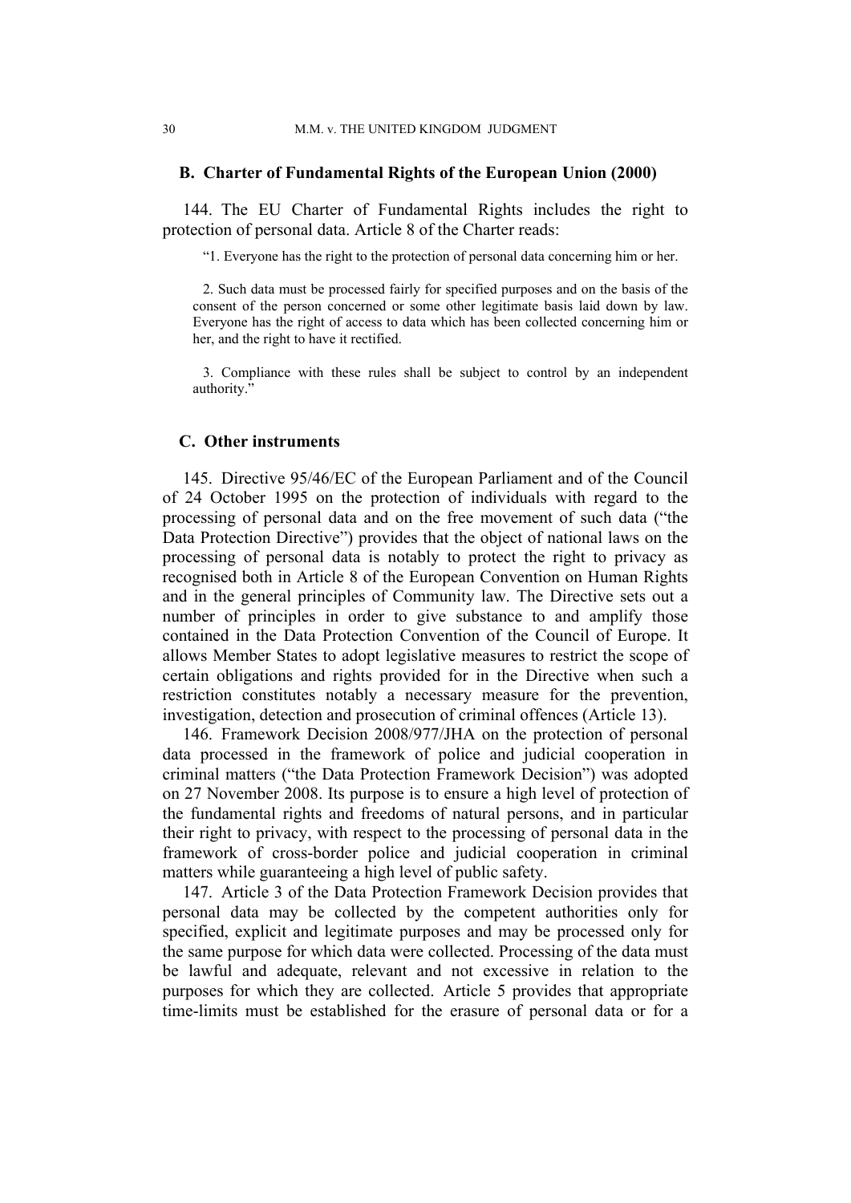### B. Charter of Fundamental Rights of the European Union (2000)

144. The EU Charter of Fundamental Rights includes the right to protection of personal data. Article 8 of the Charter reads:

> "1. Everyone has the right to the protection of personal data concerning him or her.
>
> 2. Such data must be processed fairly for specified purposes and on the basis of the consent of the person concerned or some other legitimate basis laid down by law. Everyone has the right of access to data which has been collected concerning him or her, and the right to have it rectified.
>
> 3. Compliance with these rules shall be subject to control by an independent authority."

### C. Other instruments

145. Directive 95/46/EC of the European Parliament and of the Council of 24 October 1995 on the protection of individuals with regard to the processing of personal data and on the free movement of such data ("the Data Protection Directive") provides that the object of national laws on the processing of personal data is notably to protect the right to privacy as recognised both in Article 8 of the European Convention on Human Rights and in the general principles of Community law. The Directive sets out a number of principles in order to give substance to and amplify those contained in the Data Protection Convention of the Council of Europe. It allows Member States to adopt legislative measures to restrict the scope of certain obligations and rights provided for in the Directive when such a restriction constitutes notably a necessary measure for the prevention, investigation, detection and prosecution of criminal offences (Article 13).

146. Framework Decision 2008/977/JHA on the protection of personal data processed in the framework of police and judicial cooperation in criminal matters ("the Data Protection Framework Decision") was adopted on 27 November 2008. Its purpose is to ensure a high level of protection of the fundamental rights and freedoms of natural persons, and in particular their right to privacy, with respect to the processing of personal data in the framework of cross-border police and judicial cooperation in criminal matters while guaranteeing a high level of public safety.

147. Article 3 of the Data Protection Framework Decision provides that personal data may be collected by the competent authorities only for specified, explicit and legitimate purposes and may be processed only for the same purpose for which data were collected. Processing of the data must be lawful and adequate, relevant and not excessive in relation to the purposes for which they are collected. Article 5 provides that appropriate time-limits must be established for the erasure of personal data or for a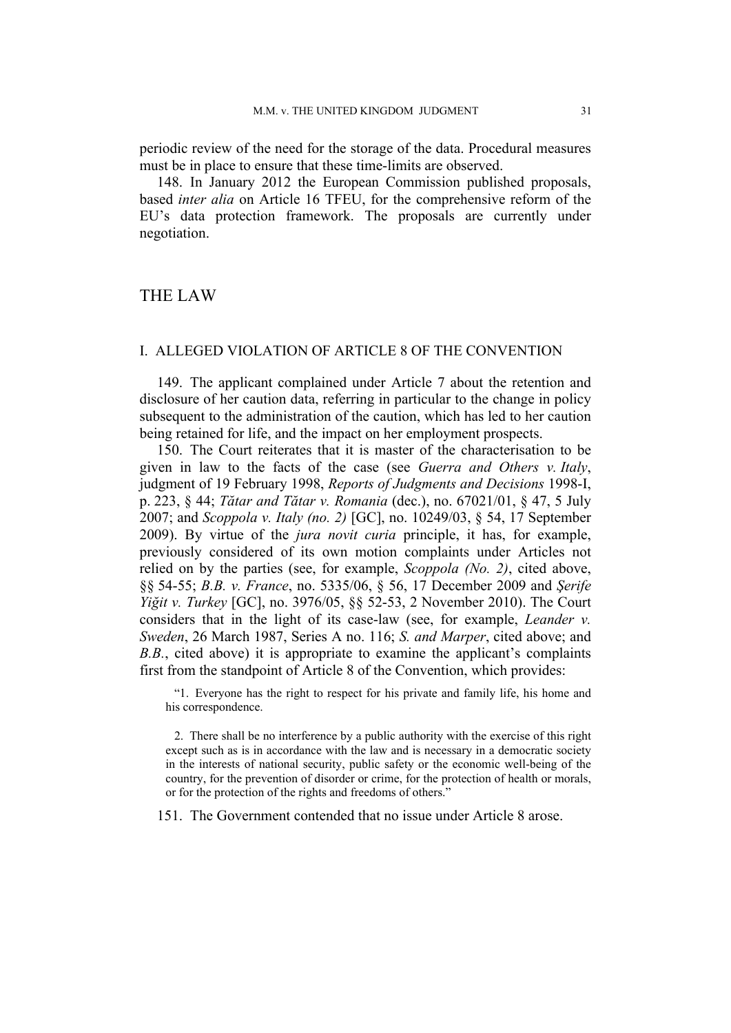periodic review of the need for the storage of the data. Procedural measures must be in place to ensure that these time-limits are observed.

148. In January 2012 the European Commission published proposals, based *inter alia* on Article 16 TFEU, for the comprehensive reform of the EU's data protection framework. The proposals are currently under negotiation.

# THE LAW

## I. ALLEGED VIOLATION OF ARTICLE 8 OF THE CONVENTION

149. The applicant complained under Article 7 about the retention and disclosure of her caution data, referring in particular to the change in policy subsequent to the administration of the caution, which has led to her caution being retained for life, and the impact on her employment prospects.

150. The Court reiterates that it is master of the characterisation to be given in law to the facts of the case (see *Guerra and Others v. Italy*, judgment of 19 February 1998, *Reports of Judgments and Decisions* 1998-I, p. 223, § 44; *Tătar and Tătar v. Romania* (dec.), no. 67021/01, § 47, 5 July 2007; and *Scoppola v. Italy (no. 2)* [GC], no. 10249/03, § 54, 17 September 2009). By virtue of the *jura novit curia* principle, it has, for example, previously considered of its own motion complaints under Articles not relied on by the parties (see, for example, *Scoppola (No. 2)*, cited above, §§ 54-55; *B.B. v. France*, no. 5335/06, § 56, 17 December 2009 and *Şerife Yiğit v. Turkey* [GC], no. 3976/05, §§ 52-53, 2 November 2010). The Court considers that in the light of its case-law (see, for example, *Leander v. Sweden*, 26 March 1987, Series A no. 116; *S. and Marper*, cited above; and *B.B.*, cited above) it is appropriate to examine the applicant's complaints first from the standpoint of Article 8 of the Convention, which provides:

> "1. Everyone has the right to respect for his private and family life, his home and his correspondence.
>
> 2. There shall be no interference by a public authority with the exercise of this right except such as is in accordance with the law and is necessary in a democratic society in the interests of national security, public safety or the economic well-being of the country, for the prevention of disorder or crime, for the protection of health or morals, or for the protection of the rights and freedoms of others."

151. The Government contended that no issue under Article 8 arose.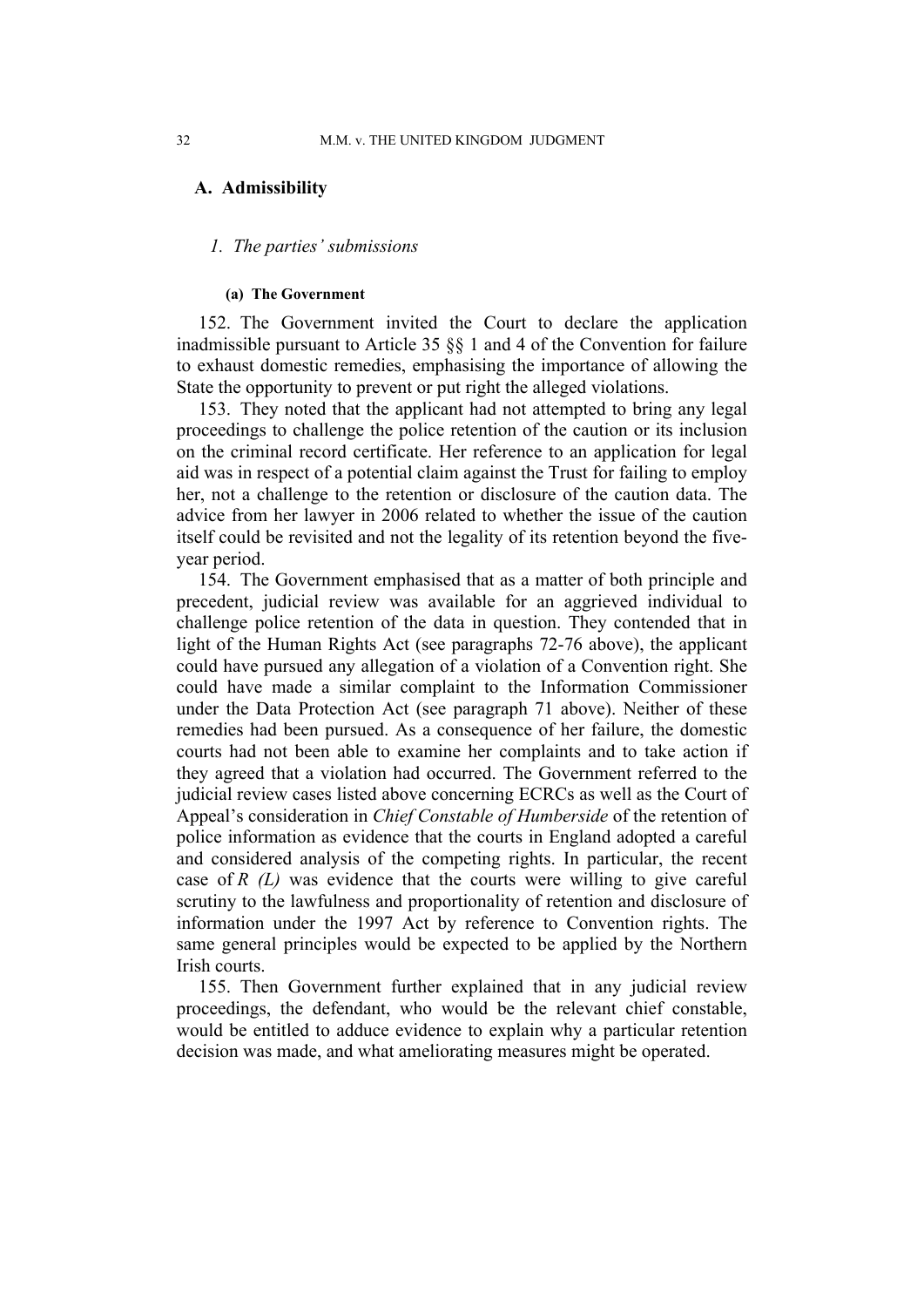## A. Admissibility

### *1. The parties' submissions*

#### (a) The Government

152. The Government invited the Court to declare the application inadmissible pursuant to Article 35 §§ 1 and 4 of the Convention for failure to exhaust domestic remedies, emphasising the importance of allowing the State the opportunity to prevent or put right the alleged violations.

153. They noted that the applicant had not attempted to bring any legal proceedings to challenge the police retention of the caution or its inclusion on the criminal record certificate. Her reference to an application for legal aid was in respect of a potential claim against the Trust for failing to employ her, not a challenge to the retention or disclosure of the caution data. The advice from her lawyer in 2006 related to whether the issue of the caution itself could be revisited and not the legality of its retention beyond the five-year period.

154. The Government emphasised that as a matter of both principle and precedent, judicial review was available for an aggrieved individual to challenge police retention of the data in question. They contended that in light of the Human Rights Act (see paragraphs 72-76 above), the applicant could have pursued any allegation of a violation of a Convention right. She could have made a similar complaint to the Information Commissioner under the Data Protection Act (see paragraph 71 above). Neither of these remedies had been pursued. As a consequence of her failure, the domestic courts had not been able to examine her complaints and to take action if they agreed that a violation had occurred. The Government referred to the judicial review cases listed above concerning ECRCs as well as the Court of Appeal's consideration in *Chief Constable of Humberside* of the retention of police information as evidence that the courts in England adopted a careful and considered analysis of the competing rights. In particular, the recent case of *R (L)* was evidence that the courts were willing to give careful scrutiny to the lawfulness and proportionality of retention and disclosure of information under the 1997 Act by reference to Convention rights. The same general principles would be expected to be applied by the Northern Irish courts.

155. Then Government further explained that in any judicial review proceedings, the defendant, who would be the relevant chief constable, would be entitled to adduce evidence to explain why a particular retention decision was made, and what ameliorating measures might be operated.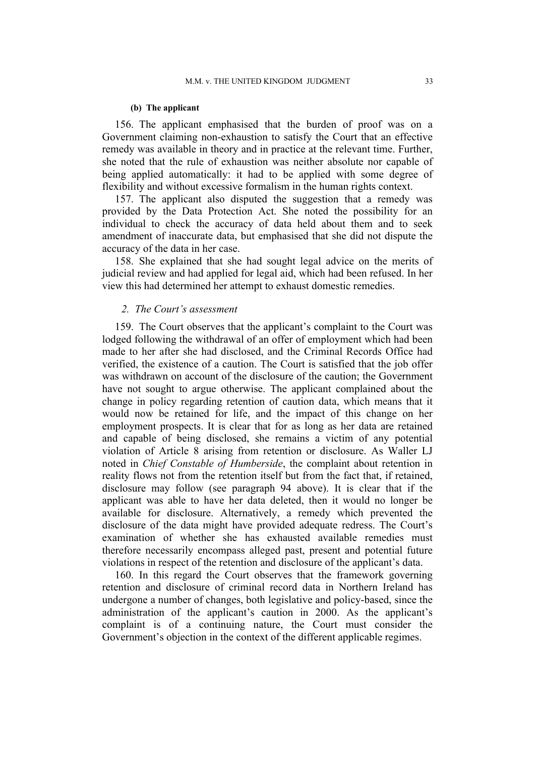#### (b) The applicant

156. The applicant emphasised that the burden of proof was on a Government claiming non-exhaustion to satisfy the Court that an effective remedy was available in theory and in practice at the relevant time. Further, she noted that the rule of exhaustion was neither absolute nor capable of being applied automatically: it had to be applied with some degree of flexibility and without excessive formalism in the human rights context.

157. The applicant also disputed the suggestion that a remedy was provided by the Data Protection Act. She noted the possibility for an individual to check the accuracy of data held about them and to seek amendment of inaccurate data, but emphasised that she did not dispute the accuracy of the data in her case.

158. She explained that she had sought legal advice on the merits of judicial review and had applied for legal aid, which had been refused. In her view this had determined her attempt to exhaust domestic remedies.

### 2. The Court's assessment

159. The Court observes that the applicant's complaint to the Court was lodged following the withdrawal of an offer of employment which had been made to her after she had disclosed, and the Criminal Records Office had verified, the existence of a caution. The Court is satisfied that the job offer was withdrawn on account of the disclosure of the caution; the Government have not sought to argue otherwise. The applicant complained about the change in policy regarding retention of caution data, which means that it would now be retained for life, and the impact of this change on her employment prospects. It is clear that for as long as her data are retained and capable of being disclosed, she remains a victim of any potential violation of Article 8 arising from retention or disclosure. As Waller LJ noted in *Chief Constable of Humberside*, the complaint about retention in reality flows not from the retention itself but from the fact that, if retained, disclosure may follow (see paragraph 94 above). It is clear that if the applicant was able to have her data deleted, then it would no longer be available for disclosure. Alternatively, a remedy which prevented the disclosure of the data might have provided adequate redress. The Court's examination of whether she has exhausted available remedies must therefore necessarily encompass alleged past, present and potential future violations in respect of the retention and disclosure of the applicant's data.

160. In this regard the Court observes that the framework governing retention and disclosure of criminal record data in Northern Ireland has undergone a number of changes, both legislative and policy-based, since the administration of the applicant's caution in 2000. As the applicant's complaint is of a continuing nature, the Court must consider the Government's objection in the context of the different applicable regimes.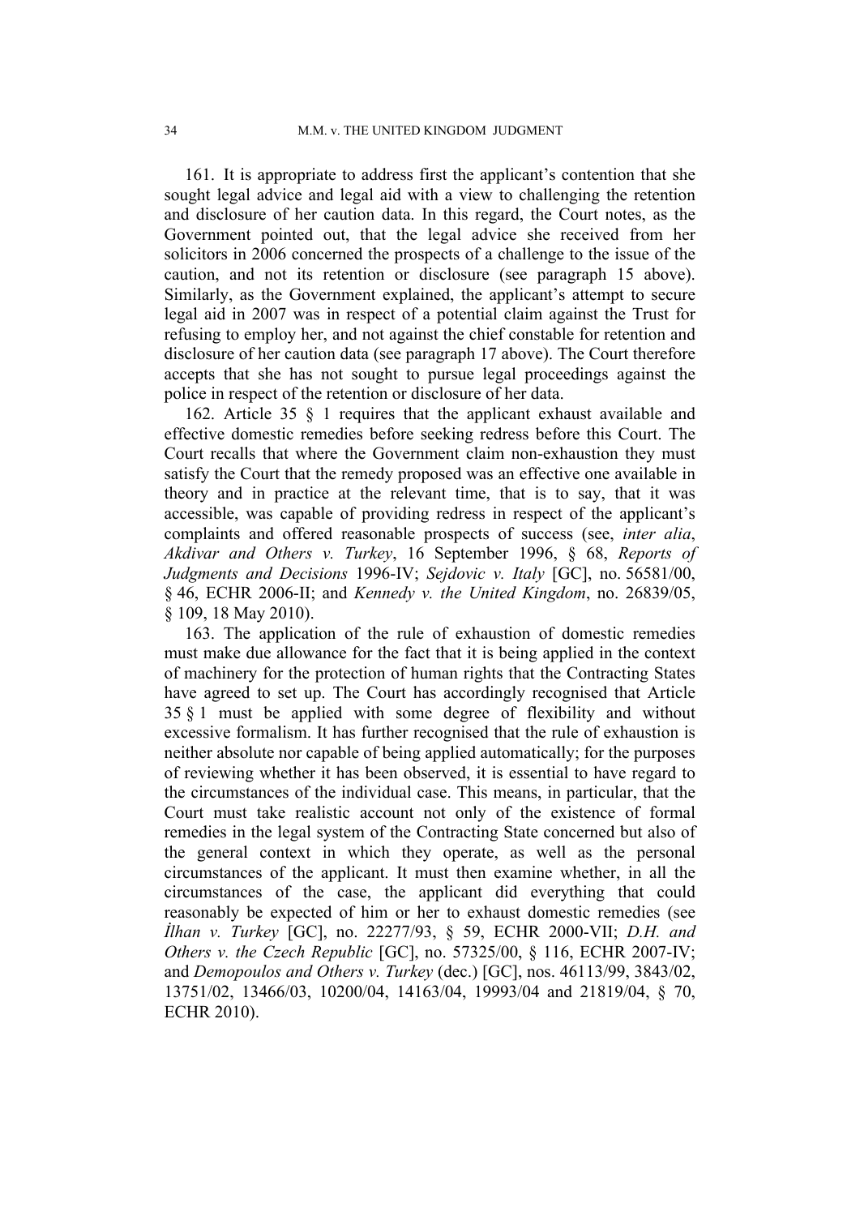161. It is appropriate to address first the applicant's contention that she sought legal advice and legal aid with a view to challenging the retention and disclosure of her caution data. In this regard, the Court notes, as the Government pointed out, that the legal advice she received from her solicitors in 2006 concerned the prospects of a challenge to the issue of the caution, and not its retention or disclosure (see paragraph 15 above). Similarly, as the Government explained, the applicant's attempt to secure legal aid in 2007 was in respect of a potential claim against the Trust for refusing to employ her, and not against the chief constable for retention and disclosure of her caution data (see paragraph 17 above). The Court therefore accepts that she has not sought to pursue legal proceedings against the police in respect of the retention or disclosure of her data.

162. Article 35 § 1 requires that the applicant exhaust available and effective domestic remedies before seeking redress before this Court. The Court recalls that where the Government claim non-exhaustion they must satisfy the Court that the remedy proposed was an effective one available in theory and in practice at the relevant time, that is to say, that it was accessible, was capable of providing redress in respect of the applicant's complaints and offered reasonable prospects of success (see, *inter alia*, *Akdivar and Others v. Turkey*, 16 September 1996, § 68, *Reports of Judgments and Decisions* 1996-IV; *Sejdovic v. Italy* [GC], no. 56581/00, § 46, ECHR 2006-II; and *Kennedy v. the United Kingdom*, no. 26839/05, § 109, 18 May 2010).

163. The application of the rule of exhaustion of domestic remedies must make due allowance for the fact that it is being applied in the context of machinery for the protection of human rights that the Contracting States have agreed to set up. The Court has accordingly recognised that Article 35 § 1 must be applied with some degree of flexibility and without excessive formalism. It has further recognised that the rule of exhaustion is neither absolute nor capable of being applied automatically; for the purposes of reviewing whether it has been observed, it is essential to have regard to the circumstances of the individual case. This means, in particular, that the Court must take realistic account not only of the existence of formal remedies in the legal system of the Contracting State concerned but also of the general context in which they operate, as well as the personal circumstances of the applicant. It must then examine whether, in all the circumstances of the case, the applicant did everything that could reasonably be expected of him or her to exhaust domestic remedies (see *İlhan v. Turkey* [GC], no. 22277/93, § 59, ECHR 2000-VII; *D.H. and Others v. the Czech Republic* [GC], no. 57325/00, § 116, ECHR 2007-IV; and *Demopoulos and Others v. Turkey* (dec.) [GC], nos. 46113/99, 3843/02, 13751/02, 13466/03, 10200/04, 14163/04, 19993/04 and 21819/04, § 70, ECHR 2010).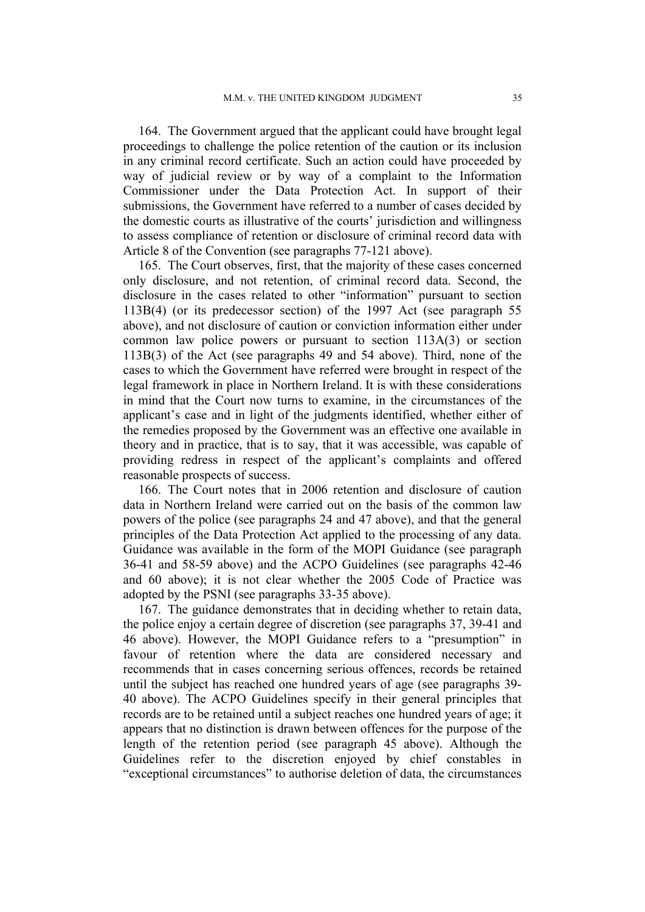164. The Government argued that the applicant could have brought legal proceedings to challenge the police retention of the caution or its inclusion in any criminal record certificate. Such an action could have proceeded by way of judicial review or by way of a complaint to the Information Commissioner under the Data Protection Act. In support of their submissions, the Government have referred to a number of cases decided by the domestic courts as illustrative of the courts' jurisdiction and willingness to assess compliance of retention or disclosure of criminal record data with Article 8 of the Convention (see paragraphs 77-121 above).

165. The Court observes, first, that the majority of these cases concerned only disclosure, and not retention, of criminal record data. Second, the disclosure in the cases related to other "information" pursuant to section 113B(4) (or its predecessor section) of the 1997 Act (see paragraph 55 above), and not disclosure of caution or conviction information either under common law police powers or pursuant to section 113A(3) or section 113B(3) of the Act (see paragraphs 49 and 54 above). Third, none of the cases to which the Government have referred were brought in respect of the legal framework in place in Northern Ireland. It is with these considerations in mind that the Court now turns to examine, in the circumstances of the applicant's case and in light of the judgments identified, whether either of the remedies proposed by the Government was an effective one available in theory and in practice, that is to say, that it was accessible, was capable of providing redress in respect of the applicant's complaints and offered reasonable prospects of success.

166. The Court notes that in 2006 retention and disclosure of caution data in Northern Ireland were carried out on the basis of the common law powers of the police (see paragraphs 24 and 47 above), and that the general principles of the Data Protection Act applied to the processing of any data. Guidance was available in the form of the MOPI Guidance (see paragraph 36-41 and 58-59 above) and the ACPO Guidelines (see paragraphs 42-46 and 60 above); it is not clear whether the 2005 Code of Practice was adopted by the PSNI (see paragraphs 33-35 above).

167. The guidance demonstrates that in deciding whether to retain data, the police enjoy a certain degree of discretion (see paragraphs 37, 39-41 and 46 above). However, the MOPI Guidance refers to a "presumption" in favour of retention where the data are considered necessary and recommends that in cases concerning serious offences, records be retained until the subject has reached one hundred years of age (see paragraphs 39-40 above). The ACPO Guidelines specify in their general principles that records are to be retained until a subject reaches one hundred years of age; it appears that no distinction is drawn between offences for the purpose of the length of the retention period (see paragraph 45 above). Although the Guidelines refer to the discretion enjoyed by chief constables in "exceptional circumstances" to authorise deletion of data, the circumstances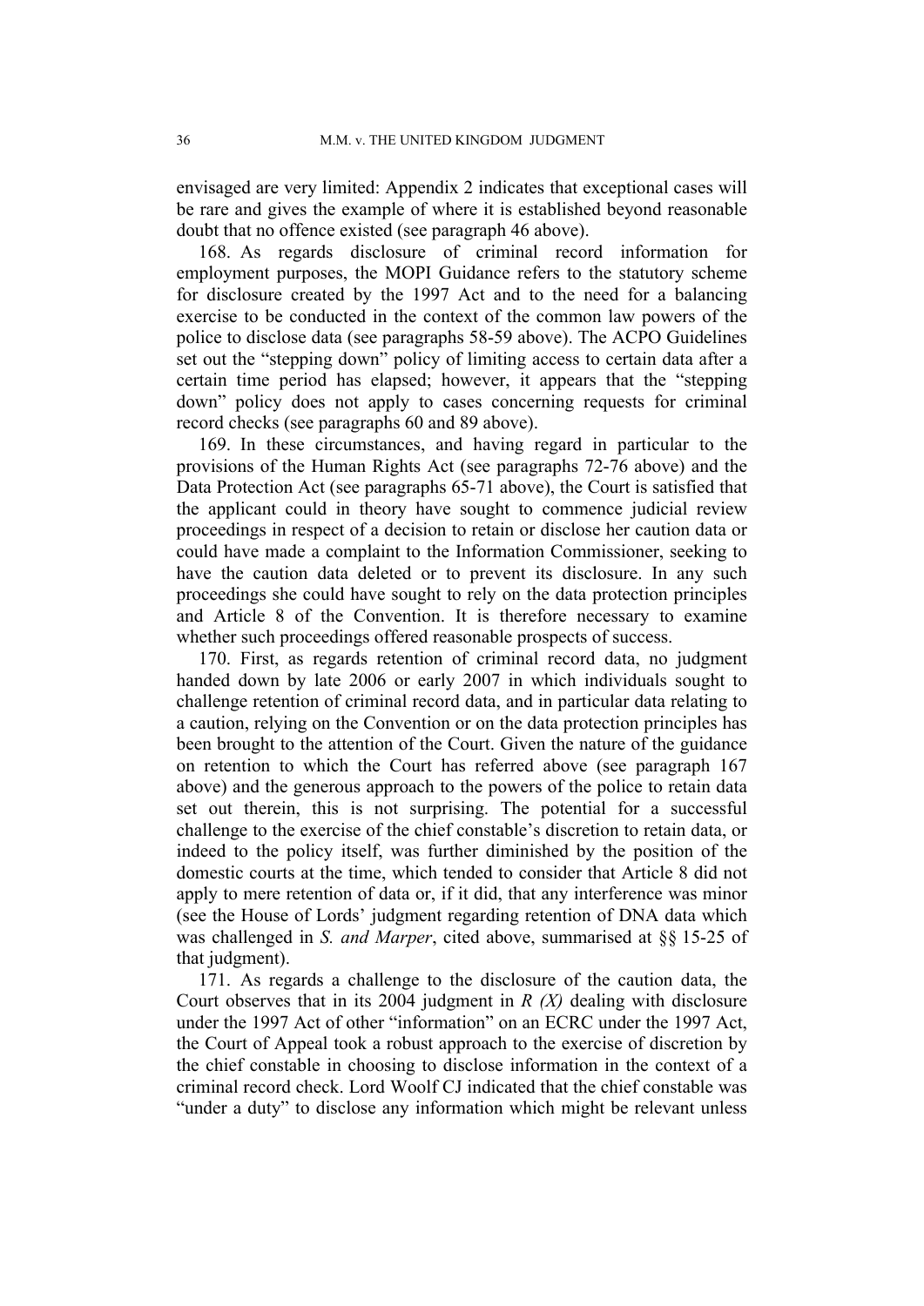envisaged are very limited: Appendix 2 indicates that exceptional cases will be rare and gives the example of where it is established beyond reasonable doubt that no offence existed (see paragraph 46 above).

168. As regards disclosure of criminal record information for employment purposes, the MOPI Guidance refers to the statutory scheme for disclosure created by the 1997 Act and to the need for a balancing exercise to be conducted in the context of the common law powers of the police to disclose data (see paragraphs 58-59 above). The ACPO Guidelines set out the "stepping down" policy of limiting access to certain data after a certain time period has elapsed; however, it appears that the "stepping down" policy does not apply to cases concerning requests for criminal record checks (see paragraphs 60 and 89 above).

169. In these circumstances, and having regard in particular to the provisions of the Human Rights Act (see paragraphs 72-76 above) and the Data Protection Act (see paragraphs 65-71 above), the Court is satisfied that the applicant could in theory have sought to commence judicial review proceedings in respect of a decision to retain or disclose her caution data or could have made a complaint to the Information Commissioner, seeking to have the caution data deleted or to prevent its disclosure. In any such proceedings she could have sought to rely on the data protection principles and Article 8 of the Convention. It is therefore necessary to examine whether such proceedings offered reasonable prospects of success.

170. First, as regards retention of criminal record data, no judgment handed down by late 2006 or early 2007 in which individuals sought to challenge retention of criminal record data, and in particular data relating to a caution, relying on the Convention or on the data protection principles has been brought to the attention of the Court. Given the nature of the guidance on retention to which the Court has referred above (see paragraph 167 above) and the generous approach to the powers of the police to retain data set out therein, this is not surprising. The potential for a successful challenge to the exercise of the chief constable's discretion to retain data, or indeed to the policy itself, was further diminished by the position of the domestic courts at the time, which tended to consider that Article 8 did not apply to mere retention of data or, if it did, that any interference was minor (see the House of Lords' judgment regarding retention of DNA data which was challenged in *S. and Marper*, cited above, summarised at §§ 15-25 of that judgment).

171. As regards a challenge to the disclosure of the caution data, the Court observes that in its 2004 judgment in *R (X)* dealing with disclosure under the 1997 Act of other "information" on an ECRC under the 1997 Act, the Court of Appeal took a robust approach to the exercise of discretion by the chief constable in choosing to disclose information in the context of a criminal record check. Lord Woolf CJ indicated that the chief constable was "under a duty" to disclose any information which might be relevant unless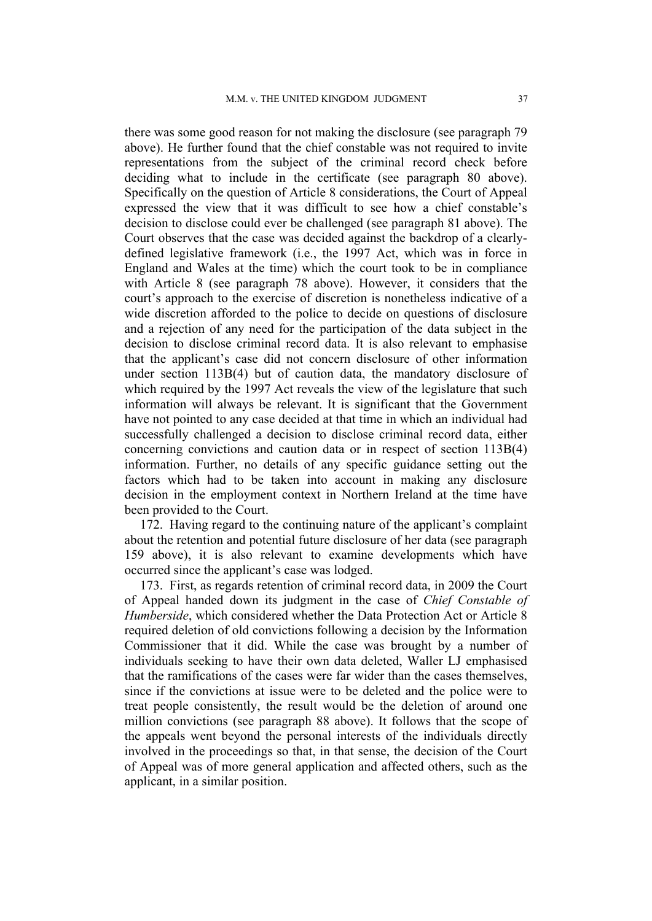there was some good reason for not making the disclosure (see paragraph 79 above). He further found that the chief constable was not required to invite representations from the subject of the criminal record check before deciding what to include in the certificate (see paragraph 80 above). Specifically on the question of Article 8 considerations, the Court of Appeal expressed the view that it was difficult to see how a chief constable's decision to disclose could ever be challenged (see paragraph 81 above). The Court observes that the case was decided against the backdrop of a clearly-defined legislative framework (i.e., the 1997 Act, which was in force in England and Wales at the time) which the court took to be in compliance with Article 8 (see paragraph 78 above). However, it considers that the court's approach to the exercise of discretion is nonetheless indicative of a wide discretion afforded to the police to decide on questions of disclosure and a rejection of any need for the participation of the data subject in the decision to disclose criminal record data. It is also relevant to emphasise that the applicant's case did not concern disclosure of other information under section 113B(4) but of caution data, the mandatory disclosure of which required by the 1997 Act reveals the view of the legislature that such information will always be relevant. It is significant that the Government have not pointed to any case decided at that time in which an individual had successfully challenged a decision to disclose criminal record data, either concerning convictions and caution data or in respect of section 113B(4) information. Further, no details of any specific guidance setting out the factors which had to be taken into account in making any disclosure decision in the employment context in Northern Ireland at the time have been provided to the Court.

172. Having regard to the continuing nature of the applicant's complaint about the retention and potential future disclosure of her data (see paragraph 159 above), it is also relevant to examine developments which have occurred since the applicant's case was lodged.

173. First, as regards retention of criminal record data, in 2009 the Court of Appeal handed down its judgment in the case of *Chief Constable of Humberside*, which considered whether the Data Protection Act or Article 8 required deletion of old convictions following a decision by the Information Commissioner that it did. While the case was brought by a number of individuals seeking to have their own data deleted, Waller LJ emphasised that the ramifications of the cases were far wider than the cases themselves, since if the convictions at issue were to be deleted and the police were to treat people consistently, the result would be the deletion of around one million convictions (see paragraph 88 above). It follows that the scope of the appeals went beyond the personal interests of the individuals directly involved in the proceedings so that, in that sense, the decision of the Court of Appeal was of more general application and affected others, such as the applicant, in a similar position.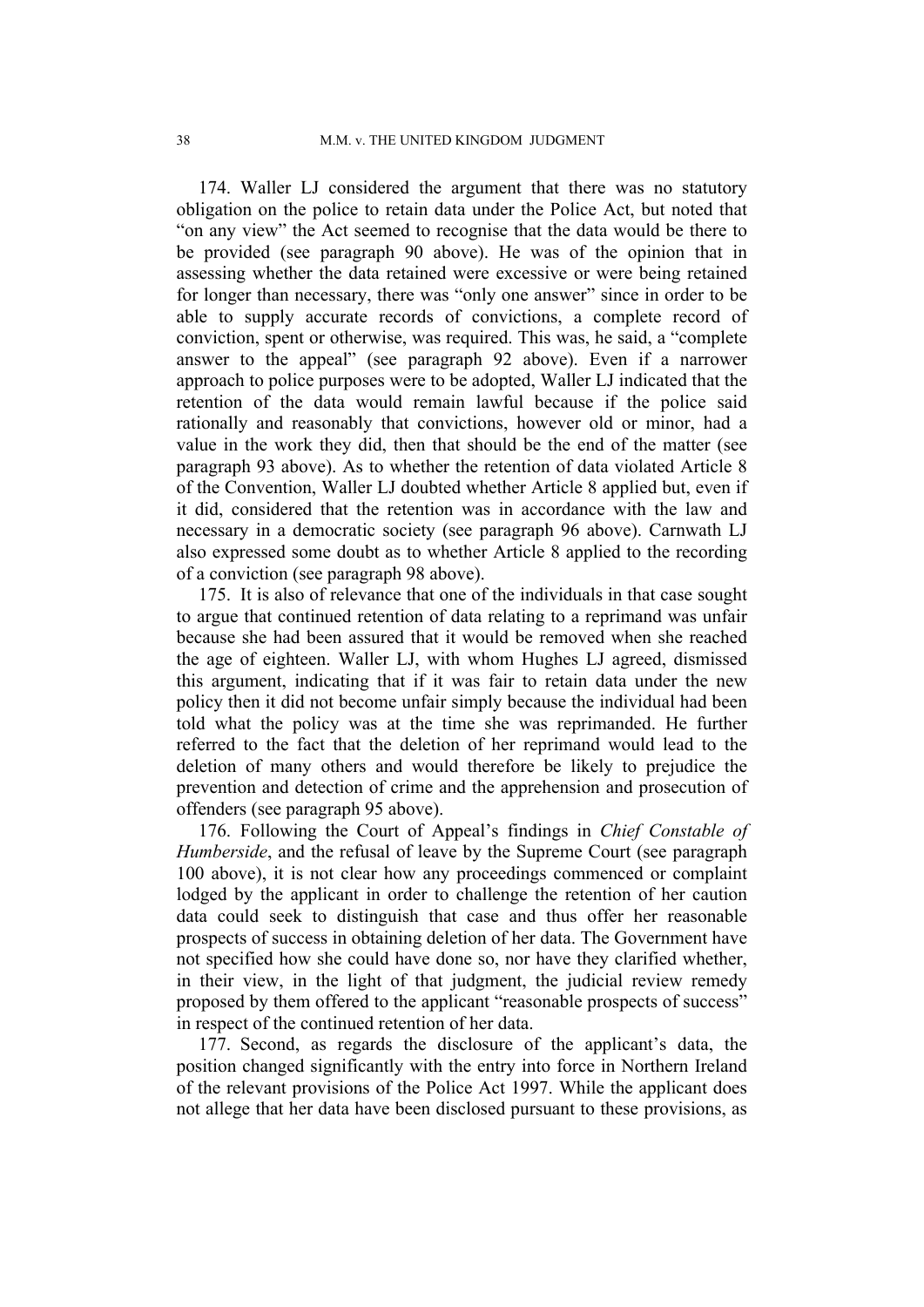174. Waller LJ considered the argument that there was no statutory obligation on the police to retain data under the Police Act, but noted that "on any view" the Act seemed to recognise that the data would be there to be provided (see paragraph 90 above). He was of the opinion that in assessing whether the data retained were excessive or were being retained for longer than necessary, there was "only one answer" since in order to be able to supply accurate records of convictions, a complete record of conviction, spent or otherwise, was required. This was, he said, a "complete answer to the appeal" (see paragraph 92 above). Even if a narrower approach to police purposes were to be adopted, Waller LJ indicated that the retention of the data would remain lawful because if the police said rationally and reasonably that convictions, however old or minor, had a value in the work they did, then that should be the end of the matter (see paragraph 93 above). As to whether the retention of data violated Article 8 of the Convention, Waller LJ doubted whether Article 8 applied but, even if it did, considered that the retention was in accordance with the law and necessary in a democratic society (see paragraph 96 above). Carnwath LJ also expressed some doubt as to whether Article 8 applied to the recording of a conviction (see paragraph 98 above).

175. It is also of relevance that one of the individuals in that case sought to argue that continued retention of data relating to a reprimand was unfair because she had been assured that it would be removed when she reached the age of eighteen. Waller LJ, with whom Hughes LJ agreed, dismissed this argument, indicating that if it was fair to retain data under the new policy then it did not become unfair simply because the individual had been told what the policy was at the time she was reprimanded. He further referred to the fact that the deletion of her reprimand would lead to the deletion of many others and would therefore be likely to prejudice the prevention and detection of crime and the apprehension and prosecution of offenders (see paragraph 95 above).

176. Following the Court of Appeal's findings in *Chief Constable of Humberside*, and the refusal of leave by the Supreme Court (see paragraph 100 above), it is not clear how any proceedings commenced or complaint lodged by the applicant in order to challenge the retention of her caution data could seek to distinguish that case and thus offer her reasonable prospects of success in obtaining deletion of her data. The Government have not specified how she could have done so, nor have they clarified whether, in their view, in the light of that judgment, the judicial review remedy proposed by them offered to the applicant "reasonable prospects of success" in respect of the continued retention of her data.

177. Second, as regards the disclosure of the applicant's data, the position changed significantly with the entry into force in Northern Ireland of the relevant provisions of the Police Act 1997. While the applicant does not allege that her data have been disclosed pursuant to these provisions, as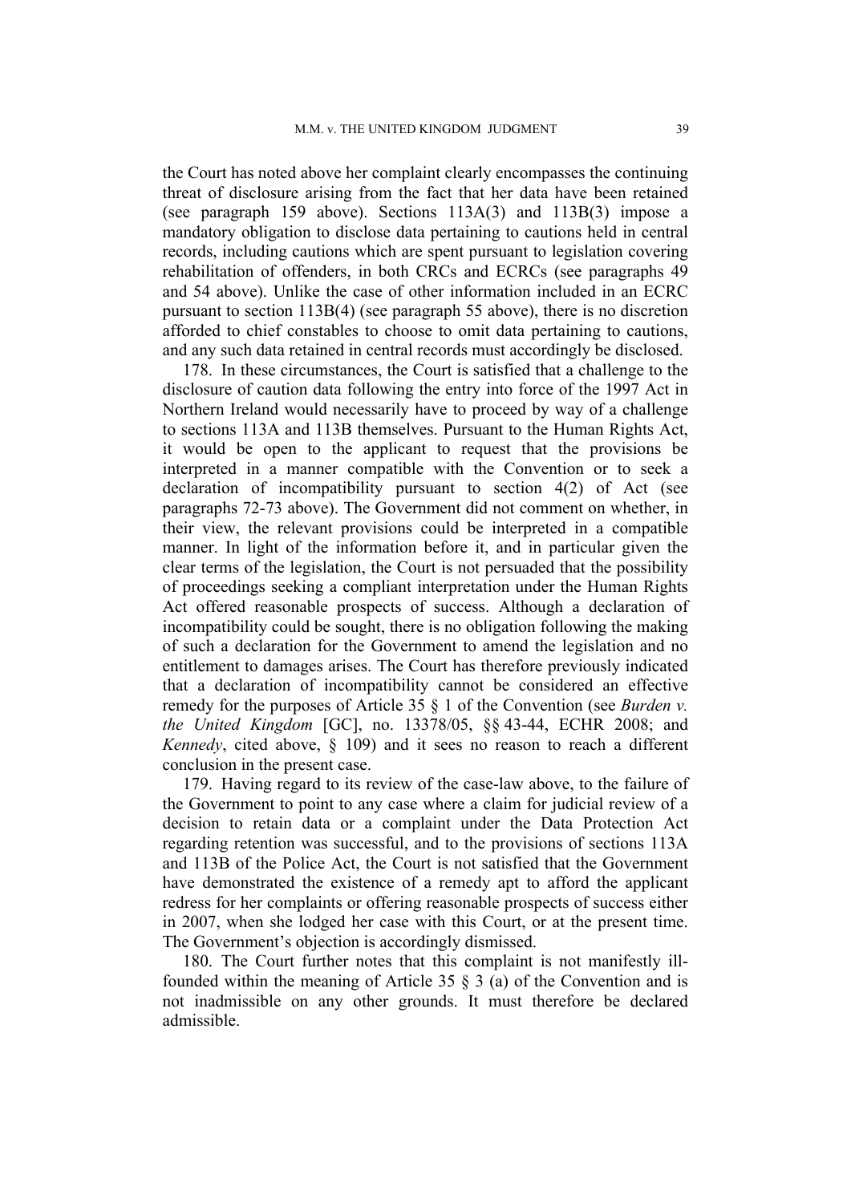the Court has noted above her complaint clearly encompasses the continuing threat of disclosure arising from the fact that her data have been retained (see paragraph 159 above). Sections 113A(3) and 113B(3) impose a mandatory obligation to disclose data pertaining to cautions held in central records, including cautions which are spent pursuant to legislation covering rehabilitation of offenders, in both CRCs and ECRCs (see paragraphs 49 and 54 above). Unlike the case of other information included in an ECRC pursuant to section 113B(4) (see paragraph 55 above), there is no discretion afforded to chief constables to choose to omit data pertaining to cautions, and any such data retained in central records must accordingly be disclosed.

178. In these circumstances, the Court is satisfied that a challenge to the disclosure of caution data following the entry into force of the 1997 Act in Northern Ireland would necessarily have to proceed by way of a challenge to sections 113A and 113B themselves. Pursuant to the Human Rights Act, it would be open to the applicant to request that the provisions be interpreted in a manner compatible with the Convention or to seek a declaration of incompatibility pursuant to section 4(2) of Act (see paragraphs 72-73 above). The Government did not comment on whether, in their view, the relevant provisions could be interpreted in a compatible manner. In light of the information before it, and in particular given the clear terms of the legislation, the Court is not persuaded that the possibility of proceedings seeking a compliant interpretation under the Human Rights Act offered reasonable prospects of success. Although a declaration of incompatibility could be sought, there is no obligation following the making of such a declaration for the Government to amend the legislation and no entitlement to damages arises. The Court has therefore previously indicated that a declaration of incompatibility cannot be considered an effective remedy for the purposes of Article 35 § 1 of the Convention (see *Burden v. the United Kingdom* [GC], no. 13378/05, §§ 43-44, ECHR 2008; and *Kennedy*, cited above, § 109) and it sees no reason to reach a different conclusion in the present case.

179. Having regard to its review of the case-law above, to the failure of the Government to point to any case where a claim for judicial review of a decision to retain data or a complaint under the Data Protection Act regarding retention was successful, and to the provisions of sections 113A and 113B of the Police Act, the Court is not satisfied that the Government have demonstrated the existence of a remedy apt to afford the applicant redress for her complaints or offering reasonable prospects of success either in 2007, when she lodged her case with this Court, or at the present time. The Government's objection is accordingly dismissed.

180. The Court further notes that this complaint is not manifestly ill-founded within the meaning of Article 35 § 3 (a) of the Convention and is not inadmissible on any other grounds. It must therefore be declared admissible.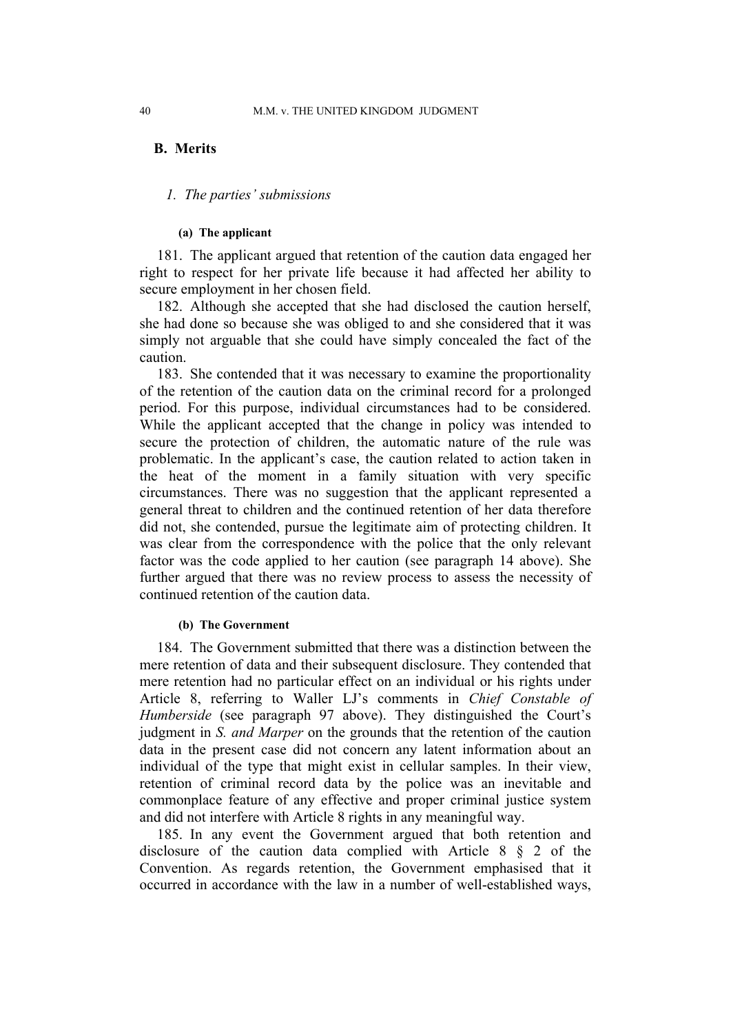## B. Merits

### *1. The parties' submissions*

#### (a) The applicant

181. The applicant argued that retention of the caution data engaged her right to respect for her private life because it had affected her ability to secure employment in her chosen field.

182. Although she accepted that she had disclosed the caution herself, she had done so because she was obliged to and she considered that it was simply not arguable that she could have simply concealed the fact of the caution.

183. She contended that it was necessary to examine the proportionality of the retention of the caution data on the criminal record for a prolonged period. For this purpose, individual circumstances had to be considered. While the applicant accepted that the change in policy was intended to secure the protection of children, the automatic nature of the rule was problematic. In the applicant's case, the caution related to action taken in the heat of the moment in a family situation with very specific circumstances. There was no suggestion that the applicant represented a general threat to children and the continued retention of her data therefore did not, she contended, pursue the legitimate aim of protecting children. It was clear from the correspondence with the police that the only relevant factor was the code applied to her caution (see paragraph 14 above). She further argued that there was no review process to assess the necessity of continued retention of the caution data.

#### (b) The Government

184. The Government submitted that there was a distinction between the mere retention of data and their subsequent disclosure. They contended that mere retention had no particular effect on an individual or his rights under Article 8, referring to Waller LJ's comments in *Chief Constable of Humberside* (see paragraph 97 above). They distinguished the Court's judgment in *S. and Marper* on the grounds that the retention of the caution data in the present case did not concern any latent information about an individual of the type that might exist in cellular samples. In their view, retention of criminal record data by the police was an inevitable and commonplace feature of any effective and proper criminal justice system and did not interfere with Article 8 rights in any meaningful way.

185. In any event the Government argued that both retention and disclosure of the caution data complied with Article 8 § 2 of the Convention. As regards retention, the Government emphasised that it occurred in accordance with the law in a number of well-established ways,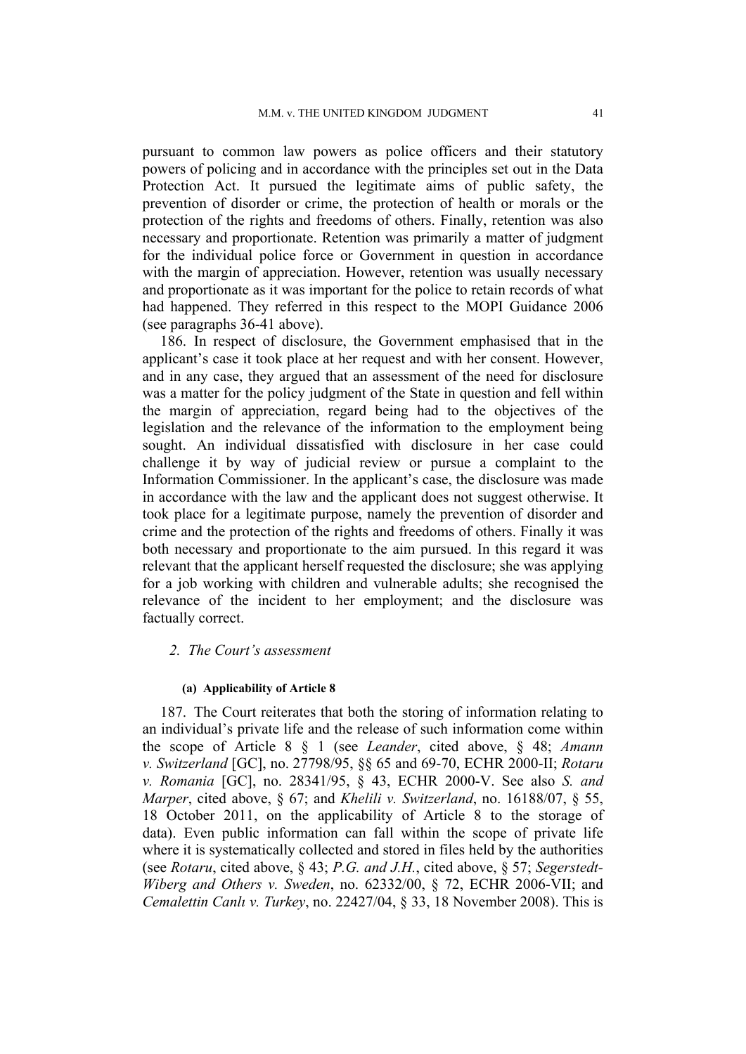pursuant to common law powers as police officers and their statutory powers of policing and in accordance with the principles set out in the Data Protection Act. It pursued the legitimate aims of public safety, the prevention of disorder or crime, the protection of health or morals or the protection of the rights and freedoms of others. Finally, retention was also necessary and proportionate. Retention was primarily a matter of judgment for the individual police force or Government in question in accordance with the margin of appreciation. However, retention was usually necessary and proportionate as it was important for the police to retain records of what had happened. They referred in this respect to the MOPI Guidance 2006 (see paragraphs 36-41 above).

186. In respect of disclosure, the Government emphasised that in the applicant's case it took place at her request and with her consent. However, and in any case, they argued that an assessment of the need for disclosure was a matter for the policy judgment of the State in question and fell within the margin of appreciation, regard being had to the objectives of the legislation and the relevance of the information to the employment being sought. An individual dissatisfied with disclosure in her case could challenge it by way of judicial review or pursue a complaint to the Information Commissioner. In the applicant's case, the disclosure was made in accordance with the law and the applicant does not suggest otherwise. It took place for a legitimate purpose, namely the prevention of disorder and crime and the protection of the rights and freedoms of others. Finally it was both necessary and proportionate to the aim pursued. In this regard it was relevant that the applicant herself requested the disclosure; she was applying for a job working with children and vulnerable adults; she recognised the relevance of the incident to her employment; and the disclosure was factually correct.

### *2. The Court's assessment*

#### **(a) Applicability of Article 8**

187. The Court reiterates that both the storing of information relating to an individual's private life and the release of such information come within the scope of Article 8 § 1 (see *Leander*, cited above, § 48; *Amann v. Switzerland* [GC], no. 27798/95, §§ 65 and 69-70, ECHR 2000-II; *Rotaru v. Romania* [GC], no. 28341/95, § 43, ECHR 2000-V. See also *S. and Marper*, cited above, § 67; and *Khelili v. Switzerland*, no. 16188/07, § 55, 18 October 2011, on the applicability of Article 8 to the storage of data). Even public information can fall within the scope of private life where it is systematically collected and stored in files held by the authorities (see *Rotaru*, cited above, § 43; *P.G. and J.H.*, cited above, § 57; *Segerstedt-Wiberg and Others v. Sweden*, no. 62332/00, § 72, ECHR 2006-VII; and *Cemalettin Canlı v. Turkey*, no. 22427/04, § 33, 18 November 2008). This is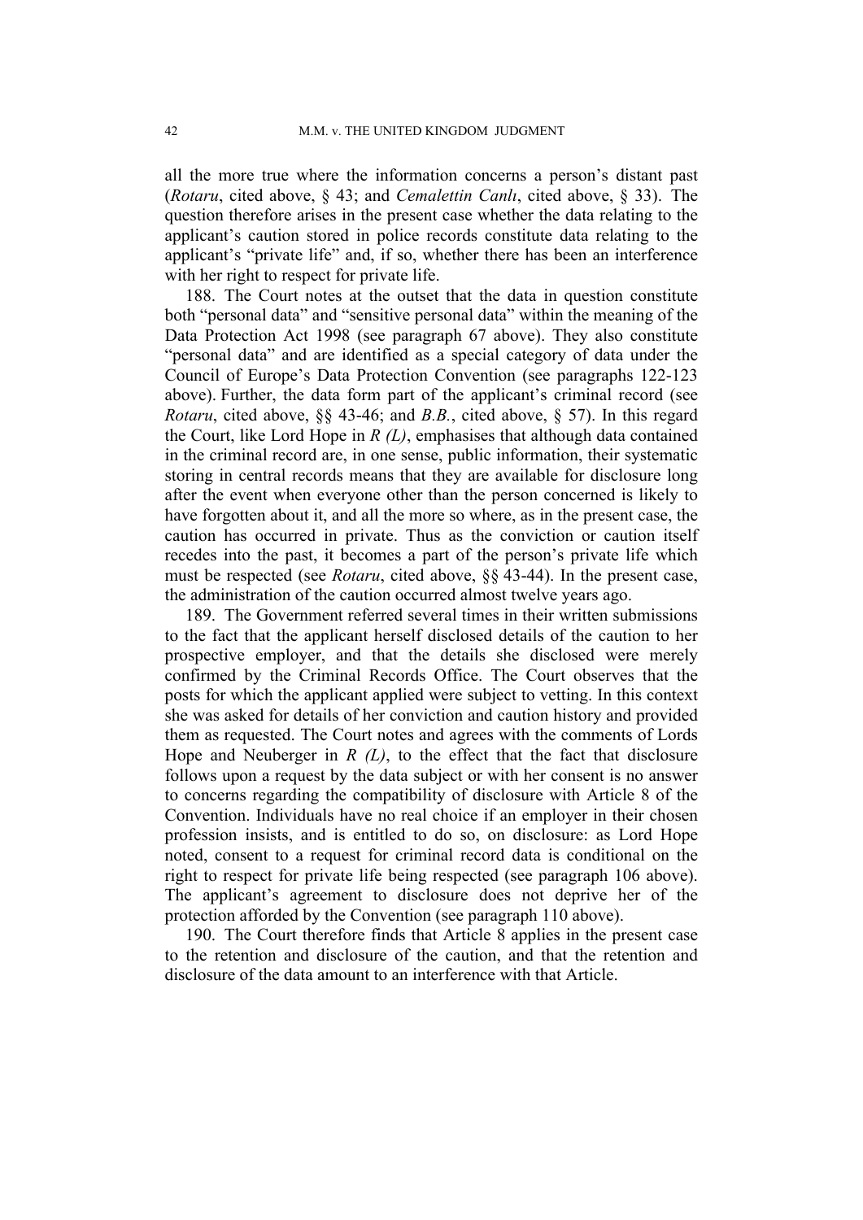all the more true where the information concerns a person's distant past (*Rotaru*, cited above, § 43; and *Cemalettin Canlı*, cited above, § 33). The question therefore arises in the present case whether the data relating to the applicant's caution stored in police records constitute data relating to the applicant's "private life" and, if so, whether there has been an interference with her right to respect for private life.

188. The Court notes at the outset that the data in question constitute both "personal data" and "sensitive personal data" within the meaning of the Data Protection Act 1998 (see paragraph 67 above). They also constitute "personal data" and are identified as a special category of data under the Council of Europe's Data Protection Convention (see paragraphs 122-123 above). Further, the data form part of the applicant's criminal record (see *Rotaru*, cited above, §§ 43-46; and *B.B.*, cited above, § 57). In this regard the Court, like Lord Hope in *R (L)*, emphasises that although data contained in the criminal record are, in one sense, public information, their systematic storing in central records means that they are available for disclosure long after the event when everyone other than the person concerned is likely to have forgotten about it, and all the more so where, as in the present case, the caution has occurred in private. Thus as the conviction or caution itself recedes into the past, it becomes a part of the person's private life which must be respected (see *Rotaru*, cited above, §§ 43-44). In the present case, the administration of the caution occurred almost twelve years ago.

189. The Government referred several times in their written submissions to the fact that the applicant herself disclosed details of the caution to her prospective employer, and that the details she disclosed were merely confirmed by the Criminal Records Office. The Court observes that the posts for which the applicant applied were subject to vetting. In this context she was asked for details of her conviction and caution history and provided them as requested. The Court notes and agrees with the comments of Lords Hope and Neuberger in *R (L)*, to the effect that the fact that disclosure follows upon a request by the data subject or with her consent is no answer to concerns regarding the compatibility of disclosure with Article 8 of the Convention. Individuals have no real choice if an employer in their chosen profession insists, and is entitled to do so, on disclosure: as Lord Hope noted, consent to a request for criminal record data is conditional on the right to respect for private life being respected (see paragraph 106 above). The applicant's agreement to disclosure does not deprive her of the protection afforded by the Convention (see paragraph 110 above).

190. The Court therefore finds that Article 8 applies in the present case to the retention and disclosure of the caution, and that the retention and disclosure of the data amount to an interference with that Article.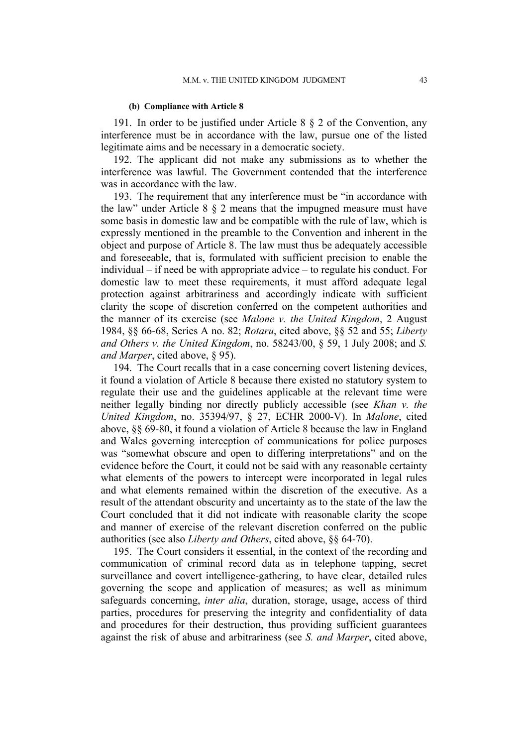#### (b) Compliance with Article 8

191. In order to be justified under Article 8 § 2 of the Convention, any interference must be in accordance with the law, pursue one of the listed legitimate aims and be necessary in a democratic society.

192. The applicant did not make any submissions as to whether the interference was lawful. The Government contended that the interference was in accordance with the law.

193. The requirement that any interference must be "in accordance with the law" under Article 8 § 2 means that the impugned measure must have some basis in domestic law and be compatible with the rule of law, which is expressly mentioned in the preamble to the Convention and inherent in the object and purpose of Article 8. The law must thus be adequately accessible and foreseeable, that is, formulated with sufficient precision to enable the individual – if need be with appropriate advice – to regulate his conduct. For domestic law to meet these requirements, it must afford adequate legal protection against arbitrariness and accordingly indicate with sufficient clarity the scope of discretion conferred on the competent authorities and the manner of its exercise (see *Malone v. the United Kingdom*, 2 August 1984, §§ 66-68, Series A no. 82; *Rotaru*, cited above, §§ 52 and 55; *Liberty and Others v. the United Kingdom*, no. 58243/00, § 59, 1 July 2008; and *S. and Marper*, cited above, § 95).

194. The Court recalls that in a case concerning covert listening devices, it found a violation of Article 8 because there existed no statutory system to regulate their use and the guidelines applicable at the relevant time were neither legally binding nor directly publicly accessible (see *Khan v. the United Kingdom*, no. 35394/97, § 27, ECHR 2000-V). In *Malone*, cited above, §§ 69-80, it found a violation of Article 8 because the law in England and Wales governing interception of communications for police purposes was "somewhat obscure and open to differing interpretations" and on the evidence before the Court, it could not be said with any reasonable certainty what elements of the powers to intercept were incorporated in legal rules and what elements remained within the discretion of the executive. As a result of the attendant obscurity and uncertainty as to the state of the law the Court concluded that it did not indicate with reasonable clarity the scope and manner of exercise of the relevant discretion conferred on the public authorities (see also *Liberty and Others*, cited above, §§ 64-70).

195. The Court considers it essential, in the context of the recording and communication of criminal record data as in telephone tapping, secret surveillance and covert intelligence-gathering, to have clear, detailed rules governing the scope and application of measures; as well as minimum safeguards concerning, *inter alia*, duration, storage, usage, access of third parties, procedures for preserving the integrity and confidentiality of data and procedures for their destruction, thus providing sufficient guarantees against the risk of abuse and arbitrariness (see *S. and Marper*, cited above,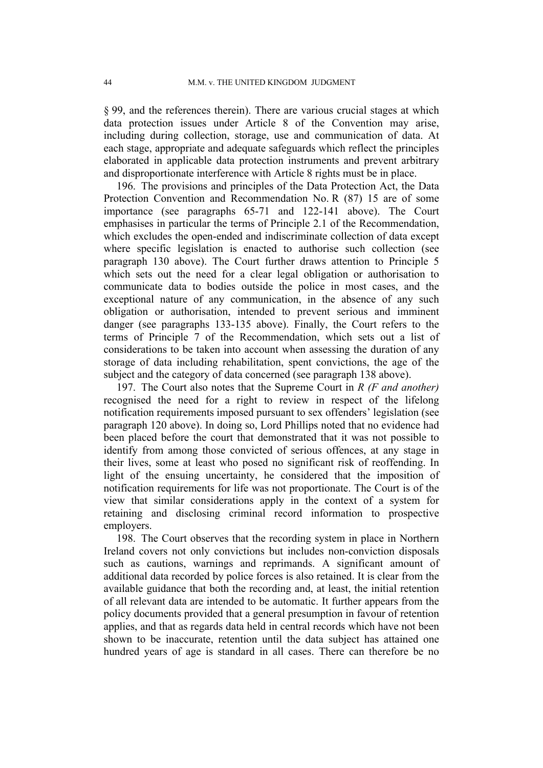§ 99, and the references therein). There are various crucial stages at which data protection issues under Article 8 of the Convention may arise, including during collection, storage, use and communication of data. At each stage, appropriate and adequate safeguards which reflect the principles elaborated in applicable data protection instruments and prevent arbitrary and disproportionate interference with Article 8 rights must be in place.

196. The provisions and principles of the Data Protection Act, the Data Protection Convention and Recommendation No. R (87) 15 are of some importance (see paragraphs 65-71 and 122-141 above). The Court emphasises in particular the terms of Principle 2.1 of the Recommendation, which excludes the open-ended and indiscriminate collection of data except where specific legislation is enacted to authorise such collection (see paragraph 130 above). The Court further draws attention to Principle 5 which sets out the need for a clear legal obligation or authorisation to communicate data to bodies outside the police in most cases, and the exceptional nature of any communication, in the absence of any such obligation or authorisation, intended to prevent serious and imminent danger (see paragraphs 133-135 above). Finally, the Court refers to the terms of Principle 7 of the Recommendation, which sets out a list of considerations to be taken into account when assessing the duration of any storage of data including rehabilitation, spent convictions, the age of the subject and the category of data concerned (see paragraph 138 above).

197. The Court also notes that the Supreme Court in *R (F and another)* recognised the need for a right to review in respect of the lifelong notification requirements imposed pursuant to sex offenders' legislation (see paragraph 120 above). In doing so, Lord Phillips noted that no evidence had been placed before the court that demonstrated that it was not possible to identify from among those convicted of serious offences, at any stage in their lives, some at least who posed no significant risk of reoffending. In light of the ensuing uncertainty, he considered that the imposition of notification requirements for life was not proportionate. The Court is of the view that similar considerations apply in the context of a system for retaining and disclosing criminal record information to prospective employers.

198. The Court observes that the recording system in place in Northern Ireland covers not only convictions but includes non-conviction disposals such as cautions, warnings and reprimands. A significant amount of additional data recorded by police forces is also retained. It is clear from the available guidance that both the recording and, at least, the initial retention of all relevant data are intended to be automatic. It further appears from the policy documents provided that a general presumption in favour of retention applies, and that as regards data held in central records which have not been shown to be inaccurate, retention until the data subject has attained one hundred years of age is standard in all cases. There can therefore be no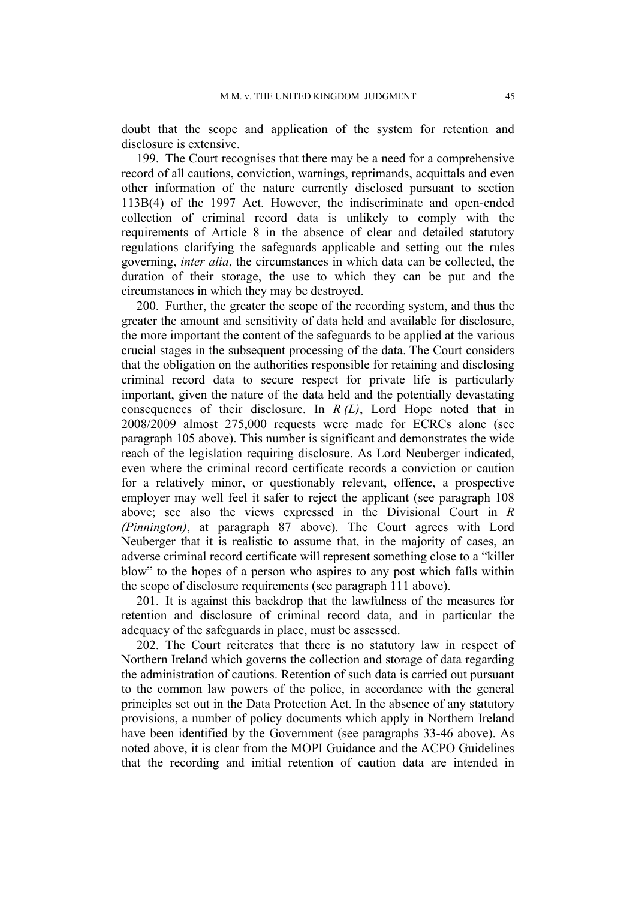doubt that the scope and application of the system for retention and disclosure is extensive.

199. The Court recognises that there may be a need for a comprehensive record of all cautions, conviction, warnings, reprimands, acquittals and even other information of the nature currently disclosed pursuant to section 113B(4) of the 1997 Act. However, the indiscriminate and open-ended collection of criminal record data is unlikely to comply with the requirements of Article 8 in the absence of clear and detailed statutory regulations clarifying the safeguards applicable and setting out the rules governing, *inter alia*, the circumstances in which data can be collected, the duration of their storage, the use to which they can be put and the circumstances in which they may be destroyed.

200. Further, the greater the scope of the recording system, and thus the greater the amount and sensitivity of data held and available for disclosure, the more important the content of the safeguards to be applied at the various crucial stages in the subsequent processing of the data. The Court considers that the obligation on the authorities responsible for retaining and disclosing criminal record data to secure respect for private life is particularly important, given the nature of the data held and the potentially devastating consequences of their disclosure. In *R (L)*, Lord Hope noted that in 2008/2009 almost 275,000 requests were made for ECRCs alone (see paragraph 105 above). This number is significant and demonstrates the wide reach of the legislation requiring disclosure. As Lord Neuberger indicated, even where the criminal record certificate records a conviction or caution for a relatively minor, or questionably relevant, offence, a prospective employer may well feel it safer to reject the applicant (see paragraph 108 above; see also the views expressed in the Divisional Court in *R (Pinnington)*, at paragraph 87 above). The Court agrees with Lord Neuberger that it is realistic to assume that, in the majority of cases, an adverse criminal record certificate will represent something close to a "killer blow" to the hopes of a person who aspires to any post which falls within the scope of disclosure requirements (see paragraph 111 above).

201. It is against this backdrop that the lawfulness of the measures for retention and disclosure of criminal record data, and in particular the adequacy of the safeguards in place, must be assessed.

202. The Court reiterates that there is no statutory law in respect of Northern Ireland which governs the collection and storage of data regarding the administration of cautions. Retention of such data is carried out pursuant to the common law powers of the police, in accordance with the general principles set out in the Data Protection Act. In the absence of any statutory provisions, a number of policy documents which apply in Northern Ireland have been identified by the Government (see paragraphs 33-46 above). As noted above, it is clear from the MOPI Guidance and the ACPO Guidelines that the recording and initial retention of caution data are intended in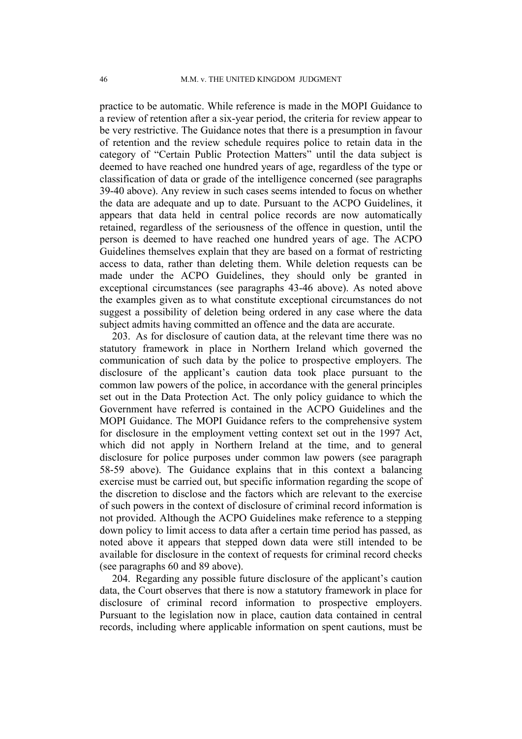practice to be automatic. While reference is made in the MOPI Guidance to a review of retention after a six-year period, the criteria for review appear to be very restrictive. The Guidance notes that there is a presumption in favour of retention and the review schedule requires police to retain data in the category of "Certain Public Protection Matters" until the data subject is deemed to have reached one hundred years of age, regardless of the type or classification of data or grade of the intelligence concerned (see paragraphs 39-40 above). Any review in such cases seems intended to focus on whether the data are adequate and up to date. Pursuant to the ACPO Guidelines, it appears that data held in central police records are now automatically retained, regardless of the seriousness of the offence in question, until the person is deemed to have reached one hundred years of age. The ACPO Guidelines themselves explain that they are based on a format of restricting access to data, rather than deleting them. While deletion requests can be made under the ACPO Guidelines, they should only be granted in exceptional circumstances (see paragraphs 43-46 above). As noted above the examples given as to what constitute exceptional circumstances do not suggest a possibility of deletion being ordered in any case where the data subject admits having committed an offence and the data are accurate.

203. As for disclosure of caution data, at the relevant time there was no statutory framework in place in Northern Ireland which governed the communication of such data by the police to prospective employers. The disclosure of the applicant's caution data took place pursuant to the common law powers of the police, in accordance with the general principles set out in the Data Protection Act. The only policy guidance to which the Government have referred is contained in the ACPO Guidelines and the MOPI Guidance. The MOPI Guidance refers to the comprehensive system for disclosure in the employment vetting context set out in the 1997 Act, which did not apply in Northern Ireland at the time, and to general disclosure for police purposes under common law powers (see paragraph 58-59 above). The Guidance explains that in this context a balancing exercise must be carried out, but specific information regarding the scope of the discretion to disclose and the factors which are relevant to the exercise of such powers in the context of disclosure of criminal record information is not provided. Although the ACPO Guidelines make reference to a stepping down policy to limit access to data after a certain time period has passed, as noted above it appears that stepped down data were still intended to be available for disclosure in the context of requests for criminal record checks (see paragraphs 60 and 89 above).

204. Regarding any possible future disclosure of the applicant's caution data, the Court observes that there is now a statutory framework in place for disclosure of criminal record information to prospective employers. Pursuant to the legislation now in place, caution data contained in central records, including where applicable information on spent cautions, must be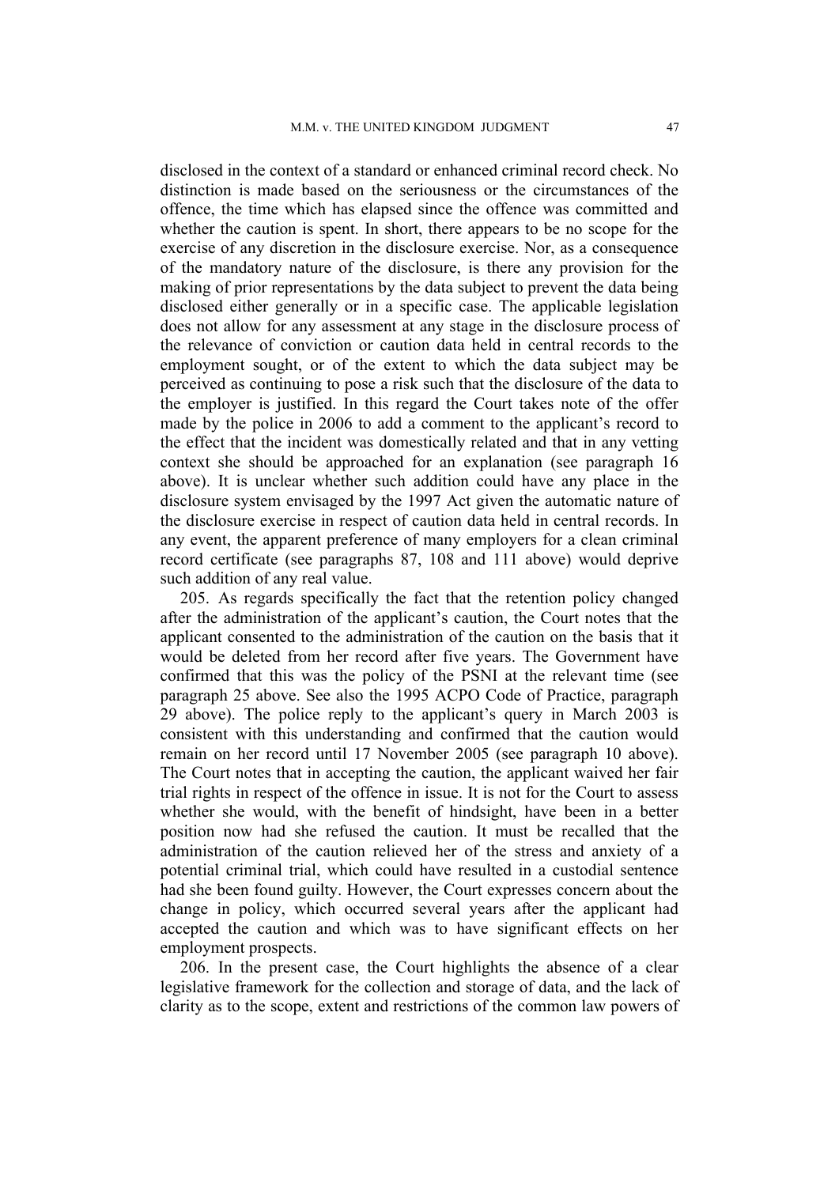disclosed in the context of a standard or enhanced criminal record check. No distinction is made based on the seriousness or the circumstances of the offence, the time which has elapsed since the offence was committed and whether the caution is spent. In short, there appears to be no scope for the exercise of any discretion in the disclosure exercise. Nor, as a consequence of the mandatory nature of the disclosure, is there any provision for the making of prior representations by the data subject to prevent the data being disclosed either generally or in a specific case. The applicable legislation does not allow for any assessment at any stage in the disclosure process of the relevance of conviction or caution data held in central records to the employment sought, or of the extent to which the data subject may be perceived as continuing to pose a risk such that the disclosure of the data to the employer is justified. In this regard the Court takes note of the offer made by the police in 2006 to add a comment to the applicant's record to the effect that the incident was domestically related and that in any vetting context she should be approached for an explanation (see paragraph 16 above). It is unclear whether such addition could have any place in the disclosure system envisaged by the 1997 Act given the automatic nature of the disclosure exercise in respect of caution data held in central records. In any event, the apparent preference of many employers for a clean criminal record certificate (see paragraphs 87, 108 and 111 above) would deprive such addition of any real value.

205. As regards specifically the fact that the retention policy changed after the administration of the applicant's caution, the Court notes that the applicant consented to the administration of the caution on the basis that it would be deleted from her record after five years. The Government have confirmed that this was the policy of the PSNI at the relevant time (see paragraph 25 above. See also the 1995 ACPO Code of Practice, paragraph 29 above). The police reply to the applicant's query in March 2003 is consistent with this understanding and confirmed that the caution would remain on her record until 17 November 2005 (see paragraph 10 above). The Court notes that in accepting the caution, the applicant waived her fair trial rights in respect of the offence in issue. It is not for the Court to assess whether she would, with the benefit of hindsight, have been in a better position now had she refused the caution. It must be recalled that the administration of the caution relieved her of the stress and anxiety of a potential criminal trial, which could have resulted in a custodial sentence had she been found guilty. However, the Court expresses concern about the change in policy, which occurred several years after the applicant had accepted the caution and which was to have significant effects on her employment prospects.

206. In the present case, the Court highlights the absence of a clear legislative framework for the collection and storage of data, and the lack of clarity as to the scope, extent and restrictions of the common law powers of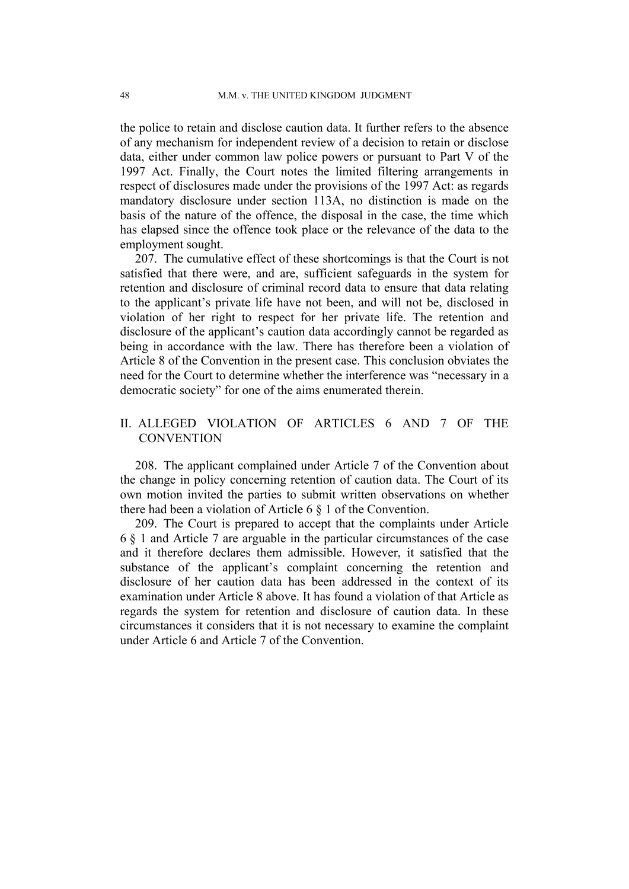the police to retain and disclose caution data. It further refers to the absence of any mechanism for independent review of a decision to retain or disclose data, either under common law police powers or pursuant to Part V of the 1997 Act. Finally, the Court notes the limited filtering arrangements in respect of disclosures made under the provisions of the 1997 Act: as regards mandatory disclosure under section 113A, no distinction is made on the basis of the nature of the offence, the disposal in the case, the time which has elapsed since the offence took place or the relevance of the data to the employment sought.

207. The cumulative effect of these shortcomings is that the Court is not satisfied that there were, and are, sufficient safeguards in the system for retention and disclosure of criminal record data to ensure that data relating to the applicant's private life have not been, and will not be, disclosed in violation of her right to respect for her private life. The retention and disclosure of the applicant's caution data accordingly cannot be regarded as being in accordance with the law. There has therefore been a violation of Article 8 of the Convention in the present case. This conclusion obviates the need for the Court to determine whether the interference was "necessary in a democratic society" for one of the aims enumerated therein.

## II. ALLEGED VIOLATION OF ARTICLES 6 AND 7 OF THE CONVENTION

208. The applicant complained under Article 7 of the Convention about the change in policy concerning retention of caution data. The Court of its own motion invited the parties to submit written observations on whether there had been a violation of Article 6 § 1 of the Convention.

209. The Court is prepared to accept that the complaints under Article 6 § 1 and Article 7 are arguable in the particular circumstances of the case and it therefore declares them admissible. However, it satisfied that the substance of the applicant's complaint concerning the retention and disclosure of her caution data has been addressed in the context of its examination under Article 8 above. It has found a violation of that Article as regards the system for retention and disclosure of caution data. In these circumstances it considers that it is not necessary to examine the complaint under Article 6 and Article 7 of the Convention.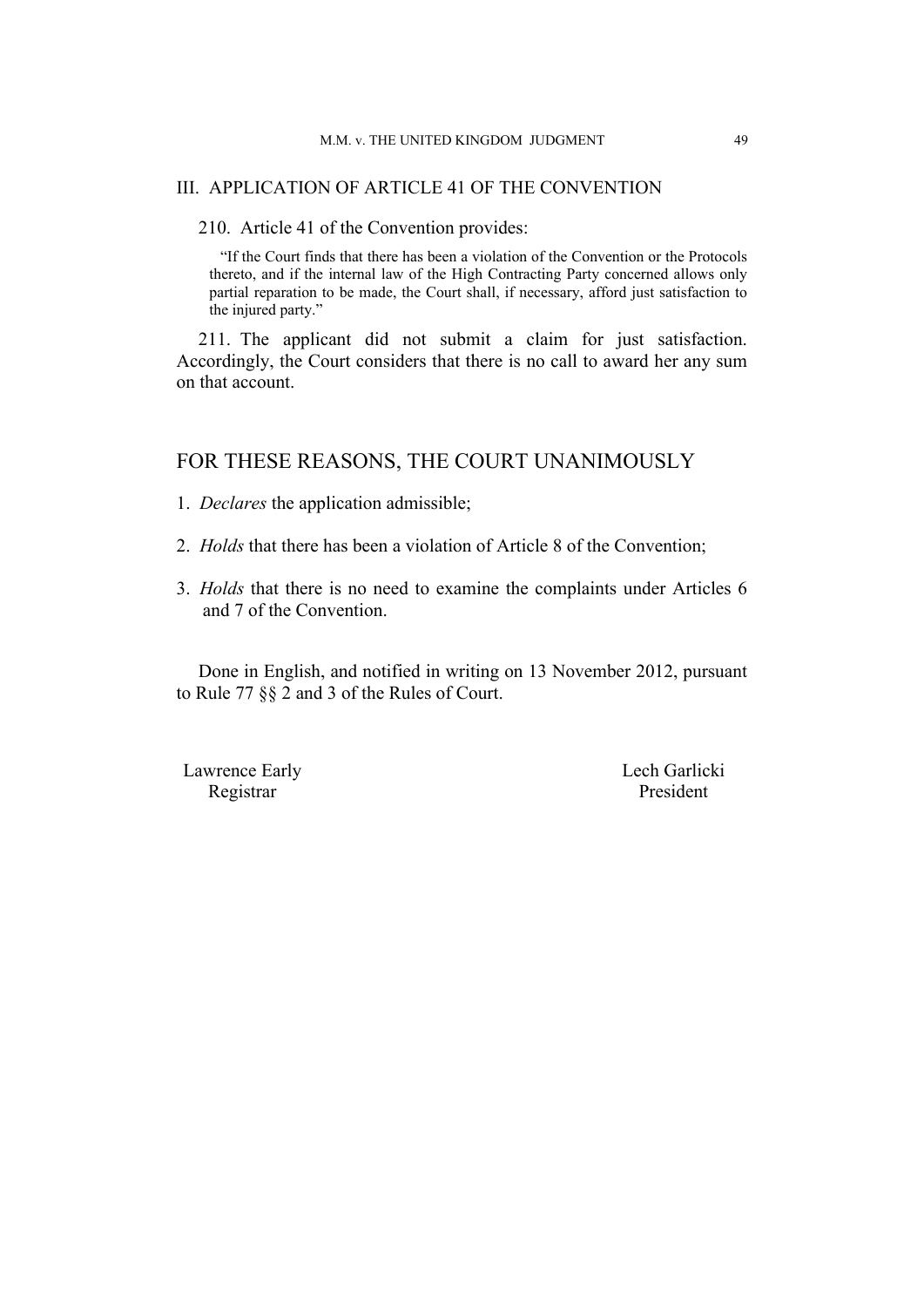## III. APPLICATION OF ARTICLE 41 OF THE CONVENTION

210. Article 41 of the Convention provides:

> "If the Court finds that there has been a violation of the Convention or the Protocols thereto, and if the internal law of the High Contracting Party concerned allows only partial reparation to be made, the Court shall, if necessary, afford just satisfaction to the injured party."

211. The applicant did not submit a claim for just satisfaction. Accordingly, the Court considers that there is no call to award her any sum on that account.

## FOR THESE REASONS, THE COURT UNANIMOUSLY

1. *Declares* the application admissible;

2. *Holds* that there has been a violation of Article 8 of the Convention;

3. *Holds* that there is no need to examine the complaints under Articles 6 and 7 of the Convention.

Done in English, and notified in writing on 13 November 2012, pursuant to Rule 77 §§ 2 and 3 of the Rules of Court.

Lawrence Early
Registrar

Lech Garlicki
President